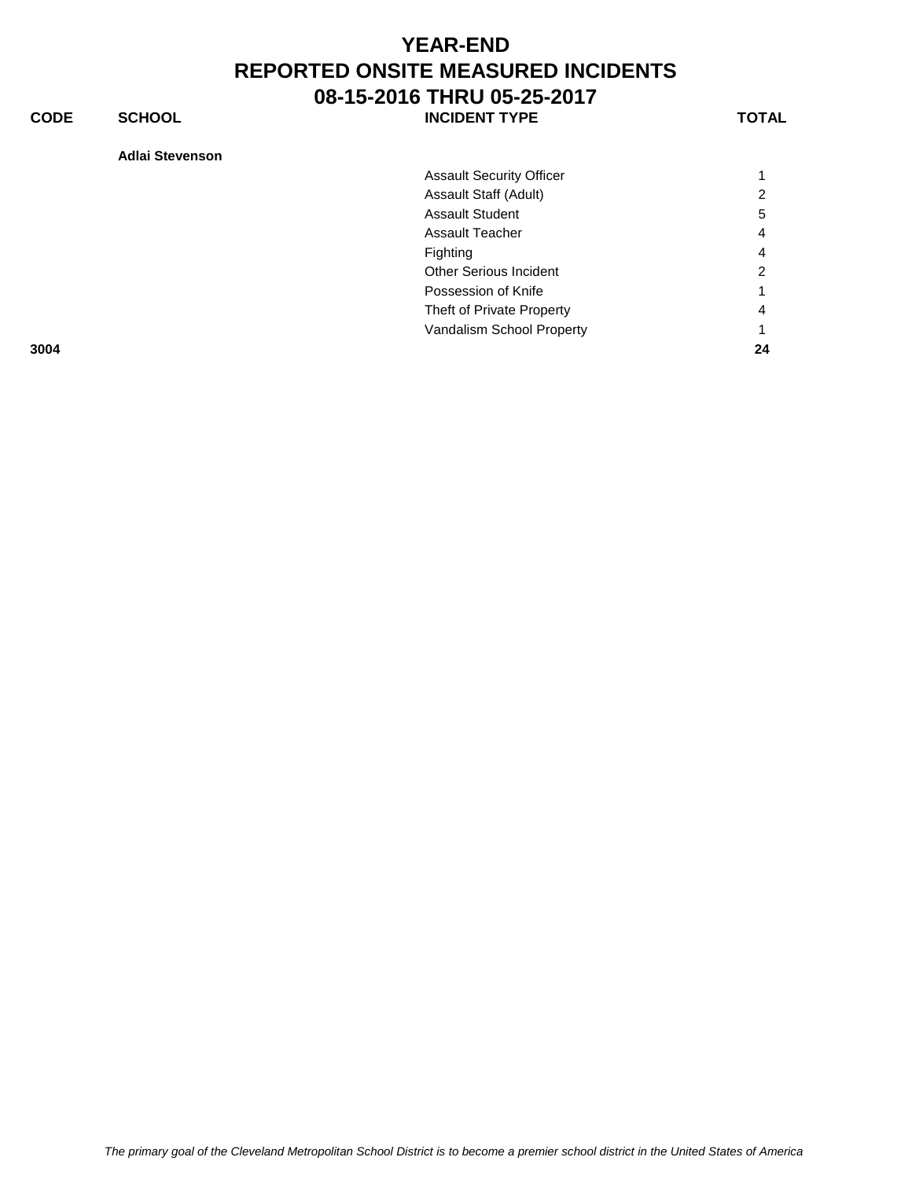# YEAR-END
# REPORTED ONSITE MEASURED INCIDENTS
# 08-15-2016 THRU 05-25-2017

| CODE | SCHOOL | INCIDENT TYPE | TOTAL |
|---|---|---|---|
| | **Adlai Stevenson** | | |
| | | Assault Security Officer | 1 |
| | | Assault Staff (Adult) | 2 |
| | | Assault Student | 5 |
| | | Assault Teacher | 4 |
| | | Fighting | 4 |
| | | Other Serious Incident | 2 |
| | | Possession of Knife | 1 |
| | | Theft of Private Property | 4 |
| | | Vandalism School Property | 1 |
| **3004** | | | **24** |

*The primary goal of the Cleveland Metropolitan School District is to become a premier school district in the United States of America*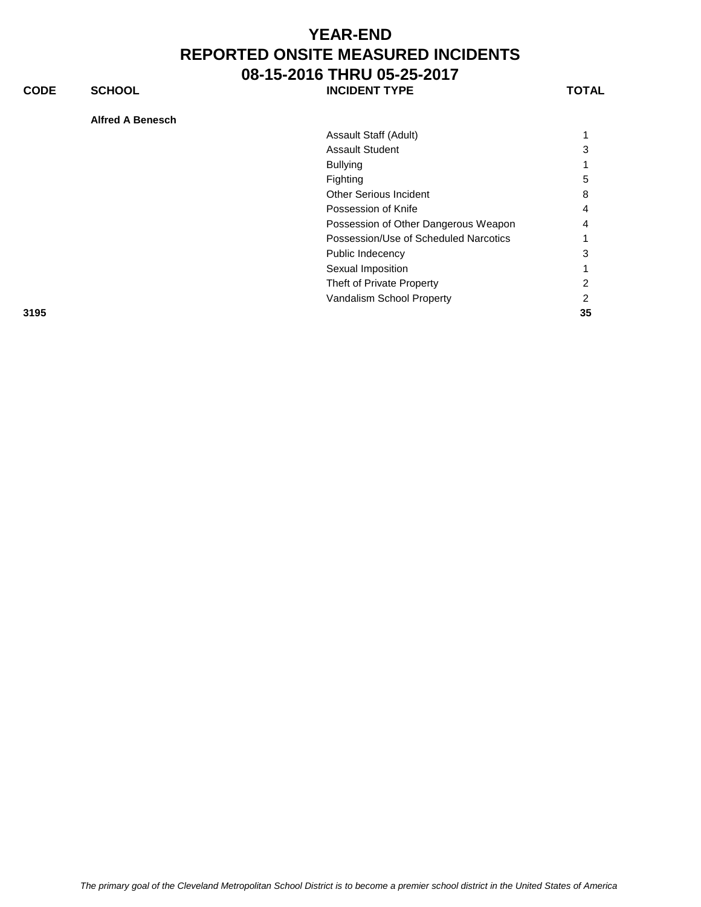# YEAR-END
# REPORTED ONSITE MEASURED INCIDENTS
# 08-15-2016 THRU 05-25-2017

| CODE | SCHOOL | INCIDENT TYPE | TOTAL |
|---|---|---|---|
| | **Alfred A Benesch** | | |
| | | Assault Staff (Adult) | 1 |
| | | Assault Student | 3 |
| | | Bullying | 1 |
| | | Fighting | 5 |
| | | Other Serious Incident | 8 |
| | | Possession of Knife | 4 |
| | | Possession of Other Dangerous Weapon | 4 |
| | | Possession/Use of Scheduled Narcotics | 1 |
| | | Public Indecency | 3 |
| | | Sexual Imposition | 1 |
| | | Theft of Private Property | 2 |
| | | Vandalism School Property | 2 |
| **3195** | | | **35** |

*The primary goal of the Cleveland Metropolitan School District is to become a premier school district in the United States of America*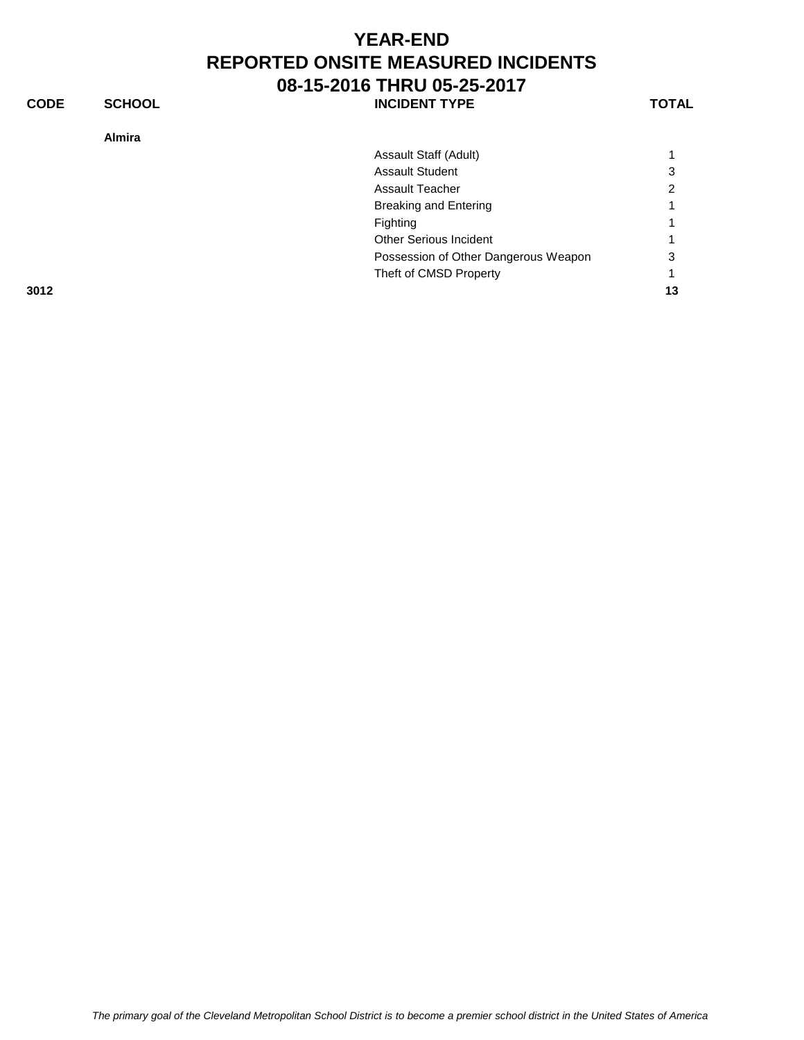# YEAR-END
# REPORTED ONSITE MEASURED INCIDENTS
# 08-15-2016 THRU 05-25-2017

| CODE | SCHOOL | INCIDENT TYPE | TOTAL |
|---|---|---|---|
| | **Almira** | | |
| | | Assault Staff (Adult) | 1 |
| | | Assault Student | 3 |
| | | Assault Teacher | 2 |
| | | Breaking and Entering | 1 |
| | | Fighting | 1 |
| | | Other Serious Incident | 1 |
| | | Possession of Other Dangerous Weapon | 3 |
| | | Theft of CMSD Property | 1 |
| **3012** | | | **13** |

*The primary goal of the Cleveland Metropolitan School District is to become a premier school district in the United States of America*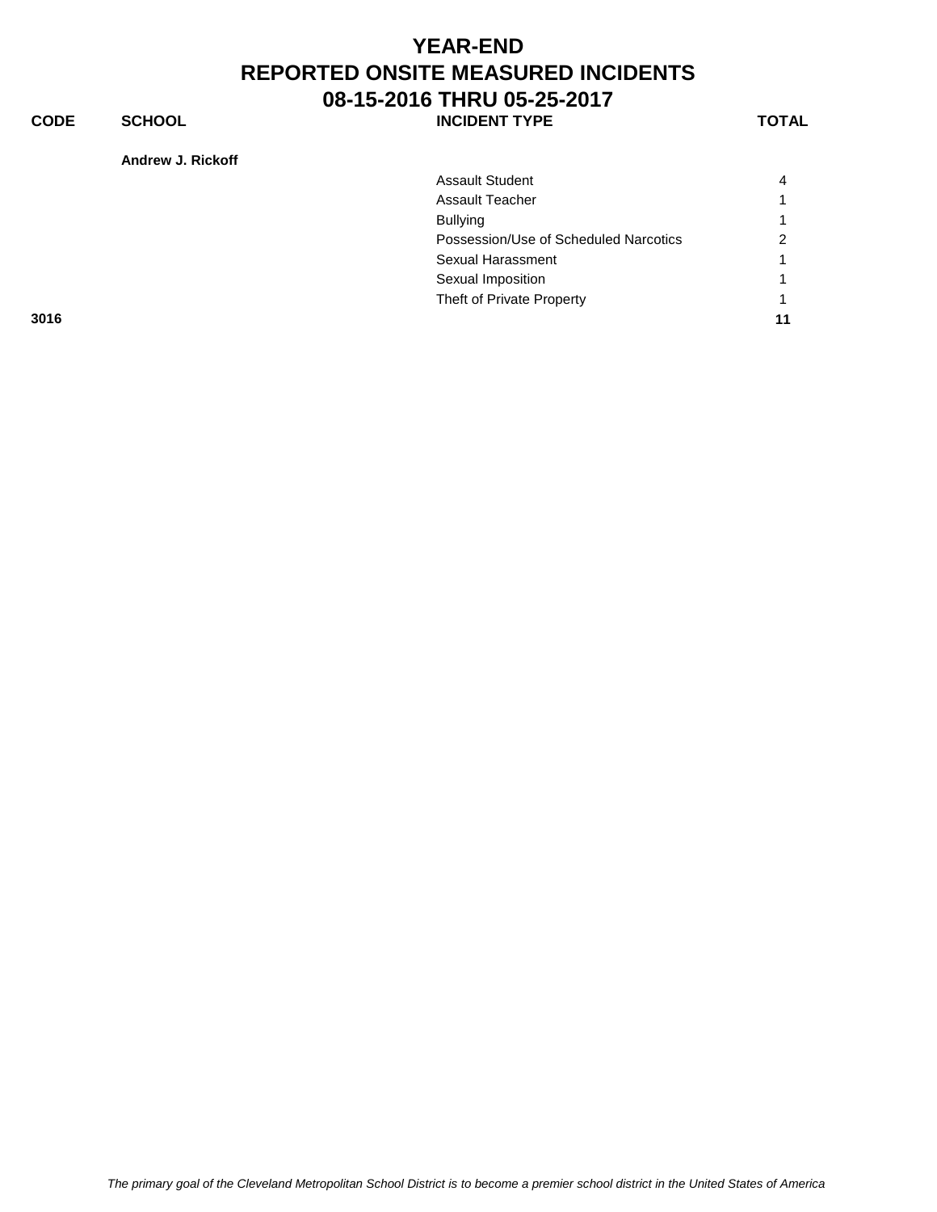# YEAR-END
# REPORTED ONSITE MEASURED INCIDENTS
# 08-15-2016 THRU 05-25-2017

| CODE | SCHOOL | INCIDENT TYPE | TOTAL |
|---|---|---|---|
| | **Andrew J. Rickoff** | | |
| | | Assault Student | 4 |
| | | Assault Teacher | 1 |
| | | Bullying | 1 |
| | | Possession/Use of Scheduled Narcotics | 2 |
| | | Sexual Harassment | 1 |
| | | Sexual Imposition | 1 |
| | | Theft of Private Property | 1 |
| **3016** | | | **11** |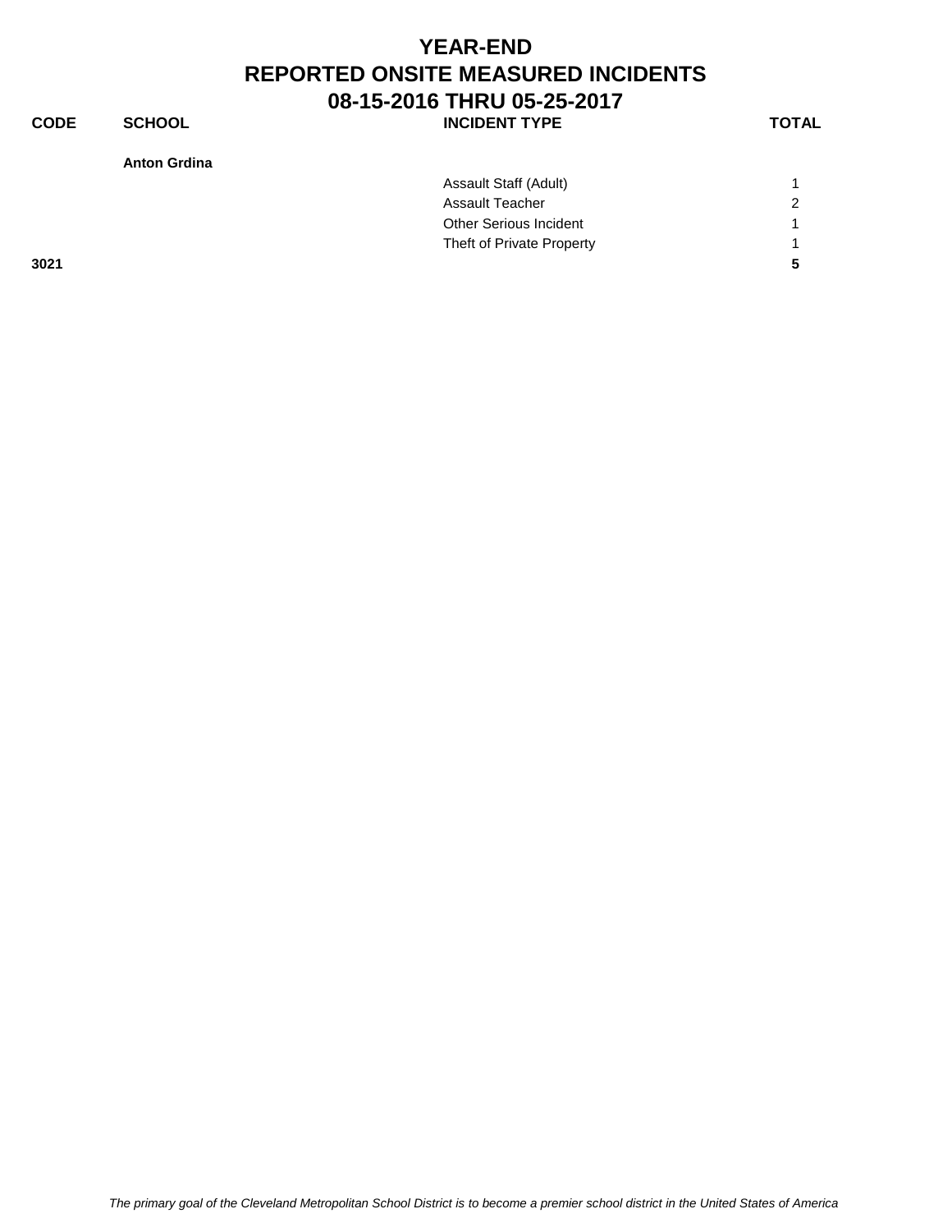# YEAR-END
# REPORTED ONSITE MEASURED INCIDENTS
# 08-15-2016 THRU 05-25-2017

| CODE | SCHOOL | INCIDENT TYPE | TOTAL |
|---|---|---|---|
| | **Anton Grdina** | | |
| | | Assault Staff (Adult) | 1 |
| | | Assault Teacher | 2 |
| | | Other Serious Incident | 1 |
| | | Theft of Private Property | 1 |
| **3021** | | | **5** |

*The primary goal of the Cleveland Metropolitan School District is to become a premier school district in the United States of America*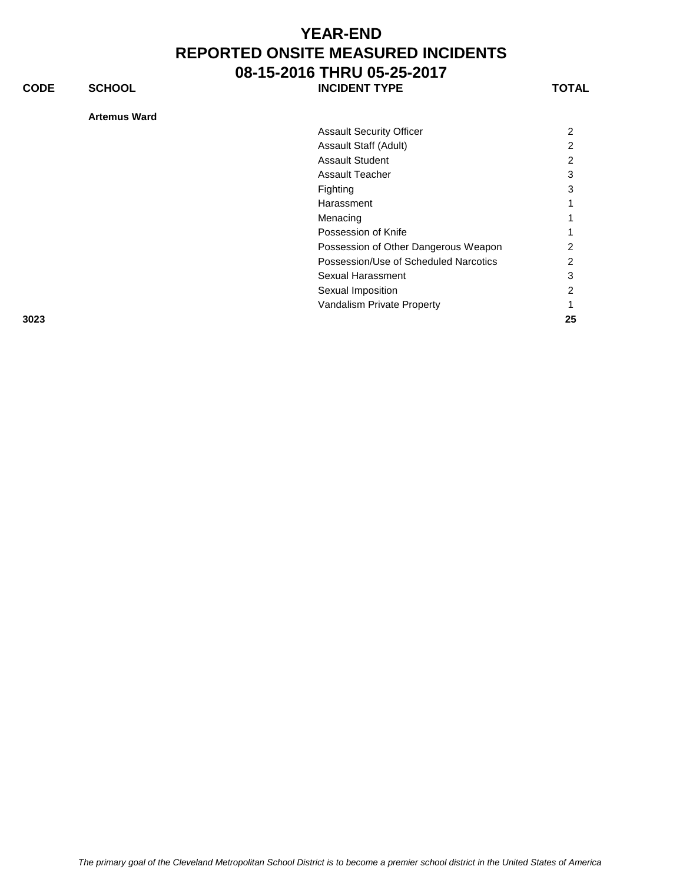# YEAR-END
# REPORTED ONSITE MEASURED INCIDENTS
# 08-15-2016 THRU 05-25-2017

| CODE | SCHOOL | INCIDENT TYPE | TOTAL |
|---|---|---|---|
| | **Artemus Ward** | | |
| | | Assault Security Officer | 2 |
| | | Assault Staff (Adult) | 2 |
| | | Assault Student | 2 |
| | | Assault Teacher | 3 |
| | | Fighting | 3 |
| | | Harassment | 1 |
| | | Menacing | 1 |
| | | Possession of Knife | 1 |
| | | Possession of Other Dangerous Weapon | 2 |
| | | Possession/Use of Scheduled Narcotics | 2 |
| | | Sexual Harassment | 3 |
| | | Sexual Imposition | 2 |
| | | Vandalism Private Property | 1 |
| **3023** | | | **25** |

*The primary goal of the Cleveland Metropolitan School District is to become a premier school district in the United States of America*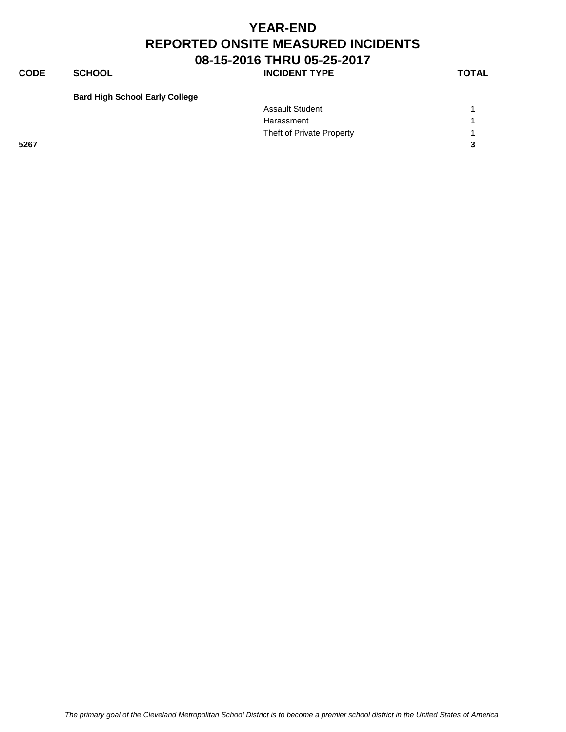# YEAR-END
# REPORTED ONSITE MEASURED INCIDENTS
# 08-15-2016 THRU 05-25-2017

| CODE | SCHOOL | INCIDENT TYPE | TOTAL |
|---|---|---|---|
| | **Bard High School Early College** | | |
| | | Assault Student | 1 |
| | | Harassment | 1 |
| | | Theft of Private Property | 1 |
| **5267** | | | **3** |

*The primary goal of the Cleveland Metropolitan School District is to become a premier school district in the United States of America*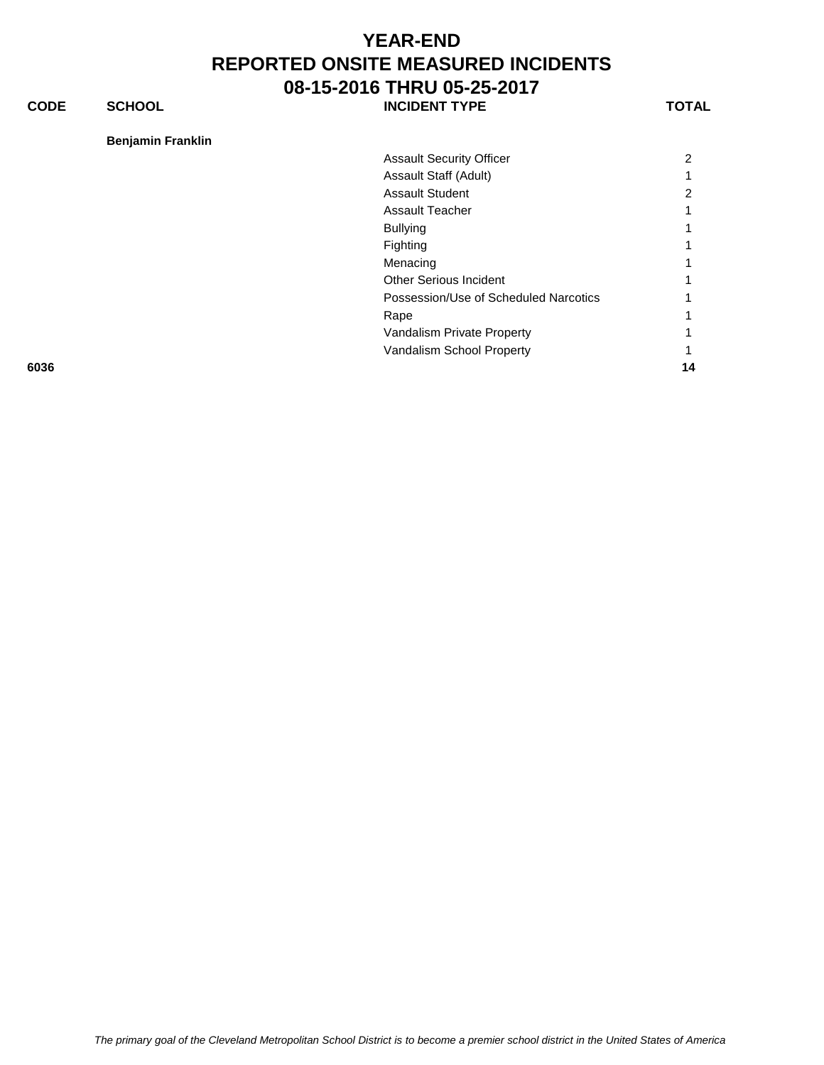# YEAR-END
# REPORTED ONSITE MEASURED INCIDENTS
# 08-15-2016 THRU 05-25-2017

| CODE | SCHOOL | INCIDENT TYPE | TOTAL |
|---|---|---|---|
| | **Benjamin Franklin** | | |
| | | Assault Security Officer | 2 |
| | | Assault Staff (Adult) | 1 |
| | | Assault Student | 2 |
| | | Assault Teacher | 1 |
| | | Bullying | 1 |
| | | Fighting | 1 |
| | | Menacing | 1 |
| | | Other Serious Incident | 1 |
| | | Possession/Use of Scheduled Narcotics | 1 |
| | | Rape | 1 |
| | | Vandalism Private Property | 1 |
| | | Vandalism School Property | 1 |
| **6036** | | | **14** |

*The primary goal of the Cleveland Metropolitan School District is to become a premier school district in the United States of America*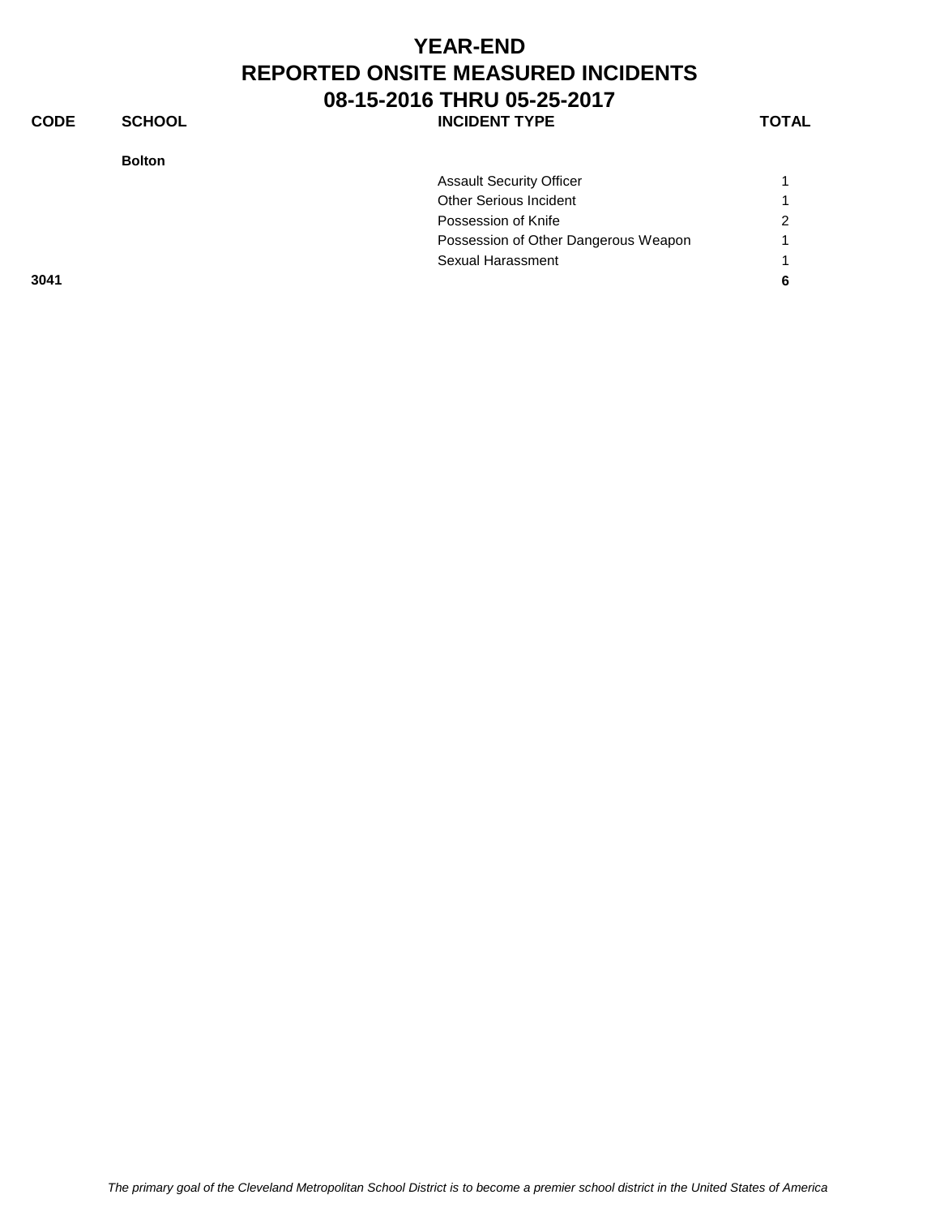# YEAR-END
# REPORTED ONSITE MEASURED INCIDENTS
# 08-15-2016 THRU 05-25-2017

| CODE | SCHOOL | INCIDENT TYPE | TOTAL |
|---|---|---|---|
| | **Bolton** | | |
| | | Assault Security Officer | 1 |
| | | Other Serious Incident | 1 |
| | | Possession of Knife | 2 |
| | | Possession of Other Dangerous Weapon | 1 |
| | | Sexual Harassment | 1 |
| **3041** | | | **6** |

*The primary goal of the Cleveland Metropolitan School District is to become a premier school district in the United States of America*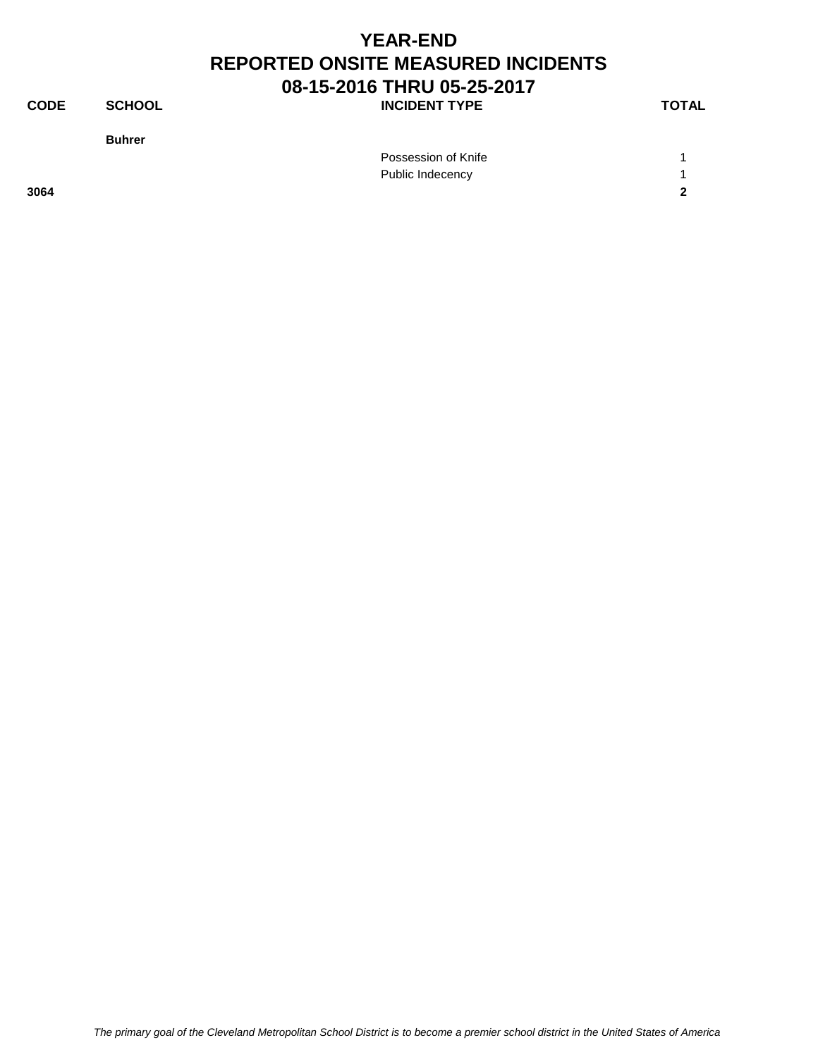# YEAR-END
# REPORTED ONSITE MEASURED INCIDENTS
# 08-15-2016 THRU 05-25-2017

| CODE | SCHOOL | INCIDENT TYPE | TOTAL |
|---|---|---|---|
| | **Buhrer** | | |
| | | Possession of Knife | 1 |
| | | Public Indecency | 1 |
| **3064** | | | **2** |

*The primary goal of the Cleveland Metropolitan School District is to become a premier school district in the United States of America*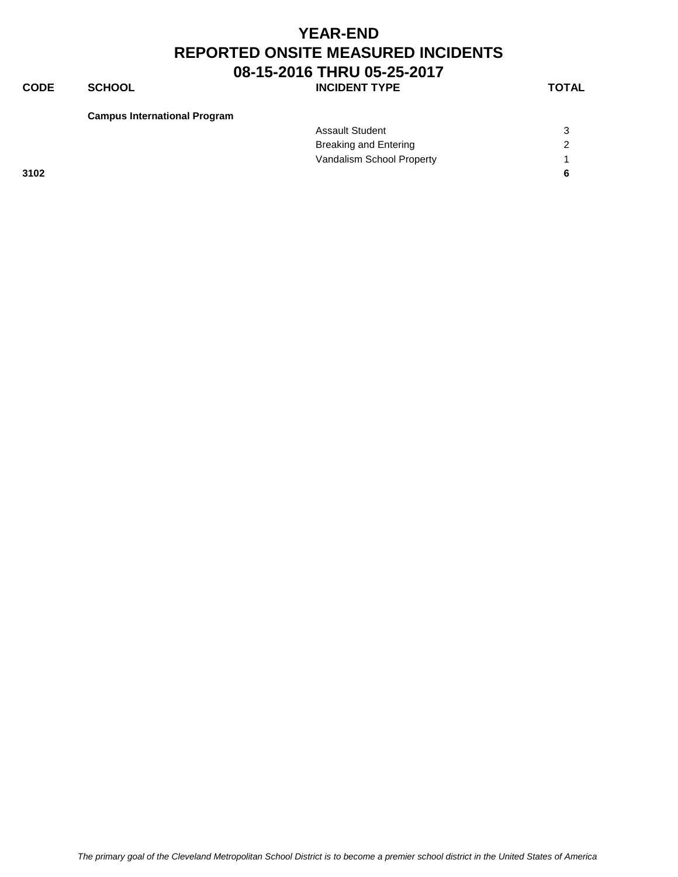# YEAR-END
# REPORTED ONSITE MEASURED INCIDENTS
# 08-15-2016 THRU 05-25-2017

| CODE | SCHOOL | INCIDENT TYPE | TOTAL |
|---|---|---|---|
| | **Campus International Program** | | |
| | | Assault Student | 3 |
| | | Breaking and Entering | 2 |
| | | Vandalism School Property | 1 |
| **3102** | | | **6** |

*The primary goal of the Cleveland Metropolitan School District is to become a premier school district in the United States of America*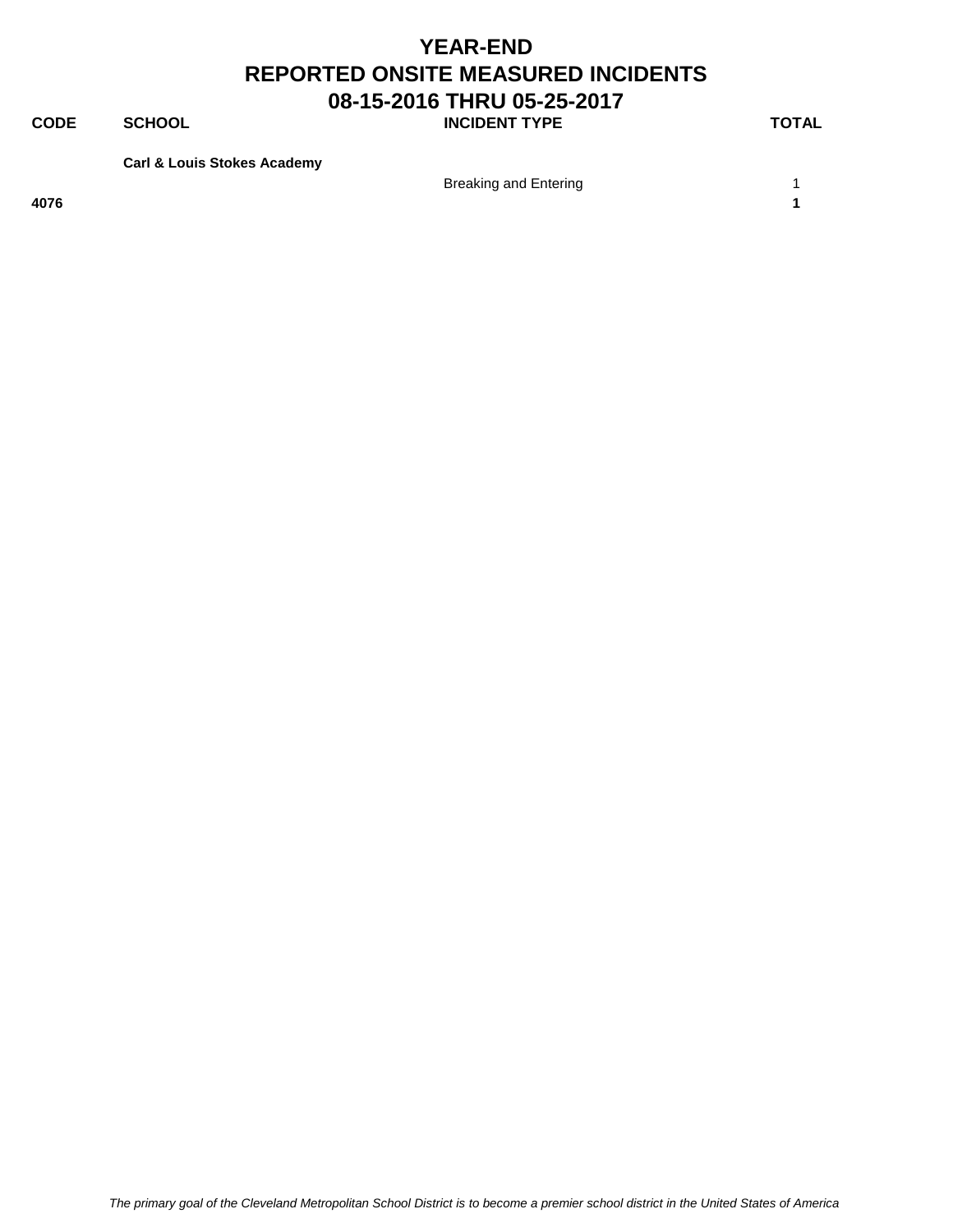# YEAR-END
# REPORTED ONSITE MEASURED INCIDENTS
# 08-15-2016 THRU 05-25-2017

| CODE | SCHOOL | INCIDENT TYPE | TOTAL |
|---|---|---|---|
| | **Carl & Louis Stokes Academy** | | |
| | | Breaking and Entering | 1 |
| **4076** | | | **1** |

*The primary goal of the Cleveland Metropolitan School District is to become a premier school district in the United States of America*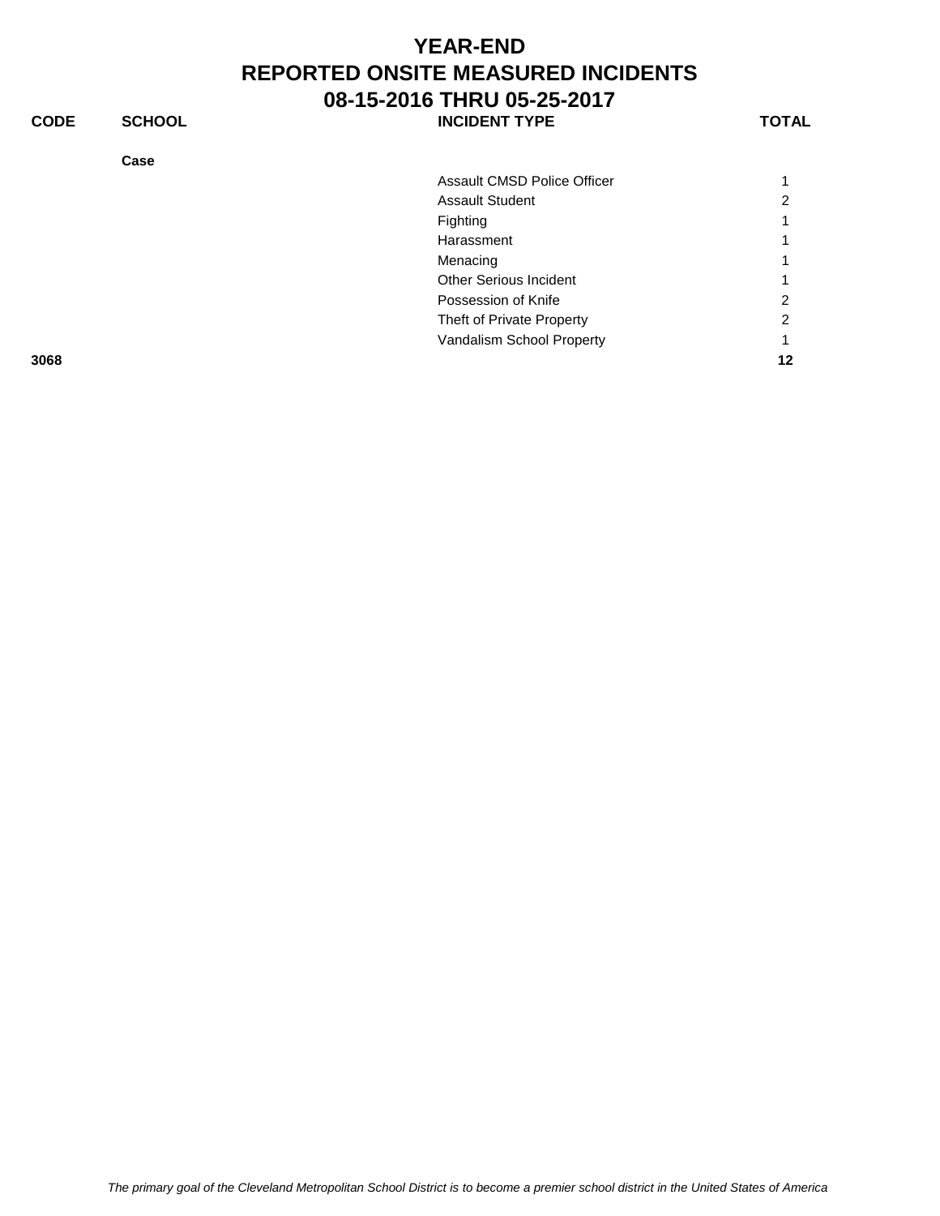# YEAR-END
# REPORTED ONSITE MEASURED INCIDENTS
## 08-15-2016 THRU 05-25-2017

| CODE | SCHOOL | INCIDENT TYPE | TOTAL |
|---|---|---|---|
| | **Case** | | |
| | | Assault CMSD Police Officer | 1 |
| | | Assault Student | 2 |
| | | Fighting | 1 |
| | | Harassment | 1 |
| | | Menacing | 1 |
| | | Other Serious Incident | 1 |
| | | Possession of Knife | 2 |
| | | Theft of Private Property | 2 |
| | | Vandalism School Property | 1 |
| **3068** | | | **12** |

*The primary goal of the Cleveland Metropolitan School District is to become a premier school district in the United States of America*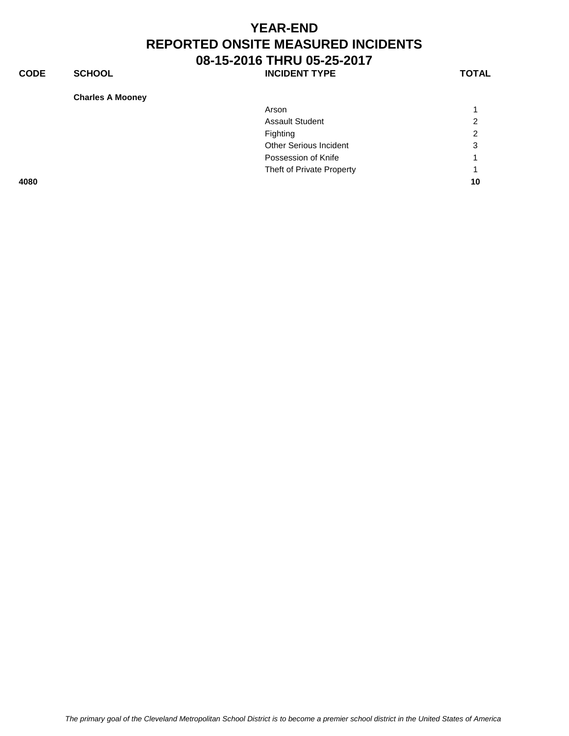# YEAR-END
# REPORTED ONSITE MEASURED INCIDENTS
# 08-15-2016 THRU 05-25-2017

| CODE | SCHOOL | INCIDENT TYPE | TOTAL |
|---|---|---|---|
| | **Charles A Mooney** | | |
| | | Arson | 1 |
| | | Assault Student | 2 |
| | | Fighting | 2 |
| | | Other Serious Incident | 3 |
| | | Possession of Knife | 1 |
| | | Theft of Private Property | 1 |
| **4080** | | | **10** |

*The primary goal of the Cleveland Metropolitan School District is to become a premier school district in the United States of America*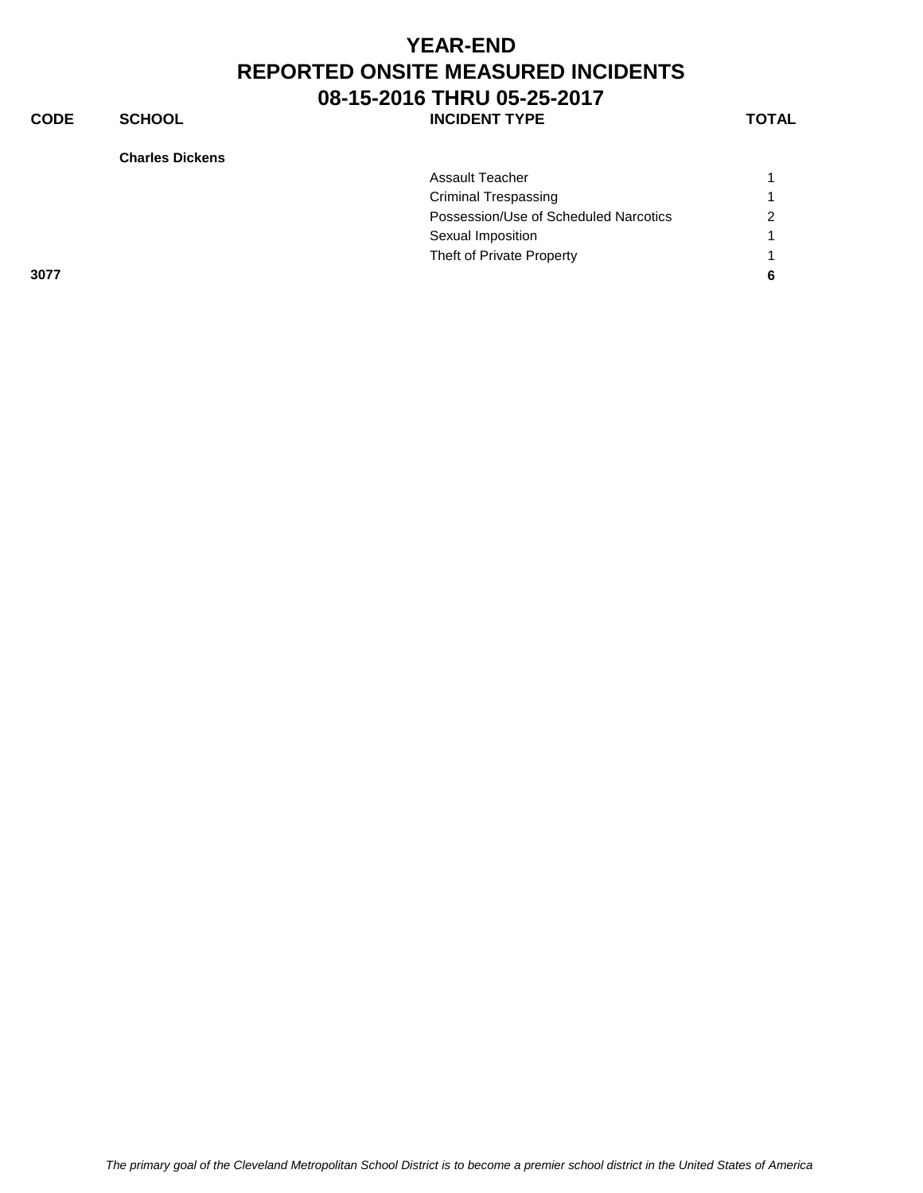# YEAR-END
# REPORTED ONSITE MEASURED INCIDENTS
# 08-15-2016 THRU 05-25-2017

| CODE | SCHOOL | INCIDENT TYPE | TOTAL |
|---|---|---|---|
| | **Charles Dickens** | | |
| | | Assault Teacher | 1 |
| | | Criminal Trespassing | 1 |
| | | Possession/Use of Scheduled Narcotics | 2 |
| | | Sexual Imposition | 1 |
| | | Theft of Private Property | 1 |
| **3077** | | | **6** |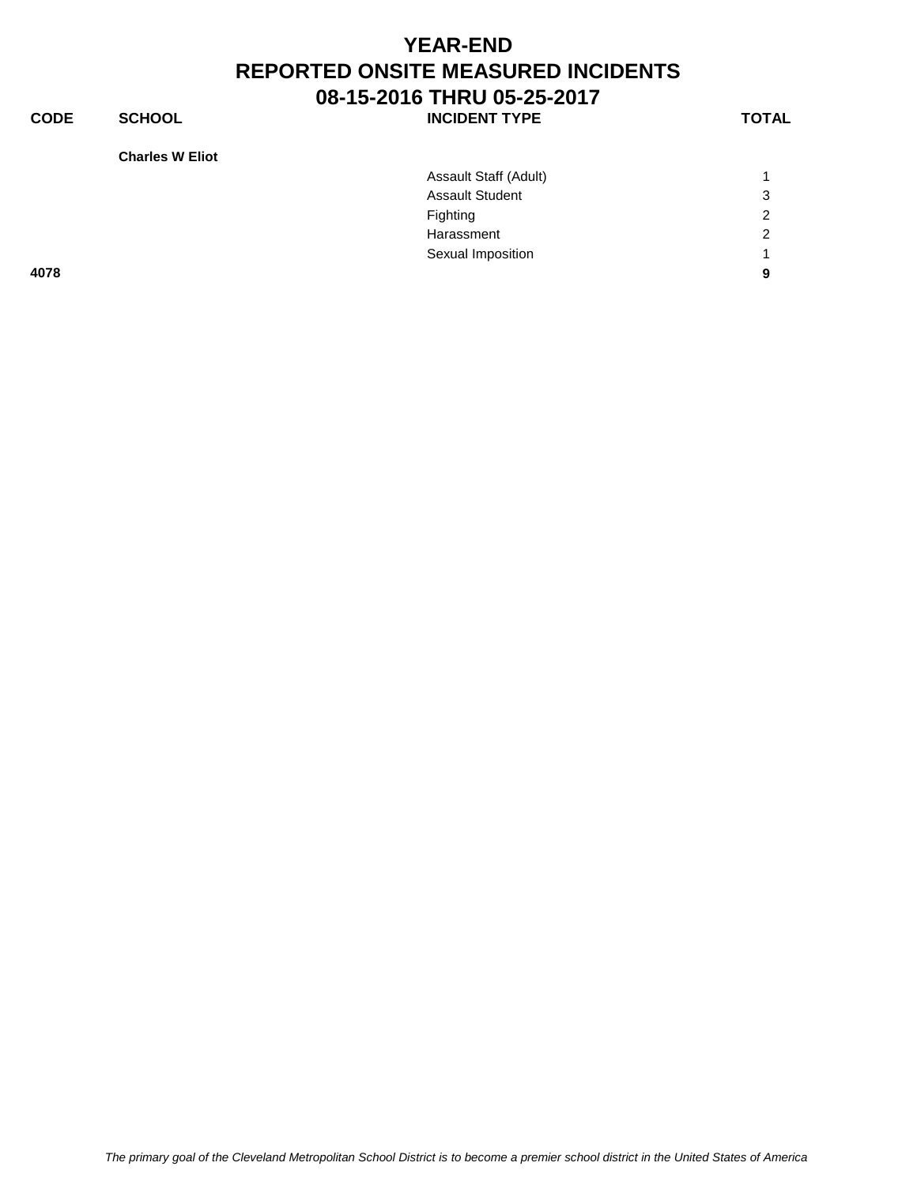# YEAR-END
# REPORTED ONSITE MEASURED INCIDENTS
# 08-15-2016 THRU 05-25-2017

| CODE | SCHOOL | INCIDENT TYPE | TOTAL |
|---|---|---|---|
| | **Charles W Eliot** | | |
| | | Assault Staff (Adult) | 1 |
| | | Assault Student | 3 |
| | | Fighting | 2 |
| | | Harassment | 2 |
| | | Sexual Imposition | 1 |
| **4078** | | | **9** |

*The primary goal of the Cleveland Metropolitan School District is to become a premier school district in the United States of America*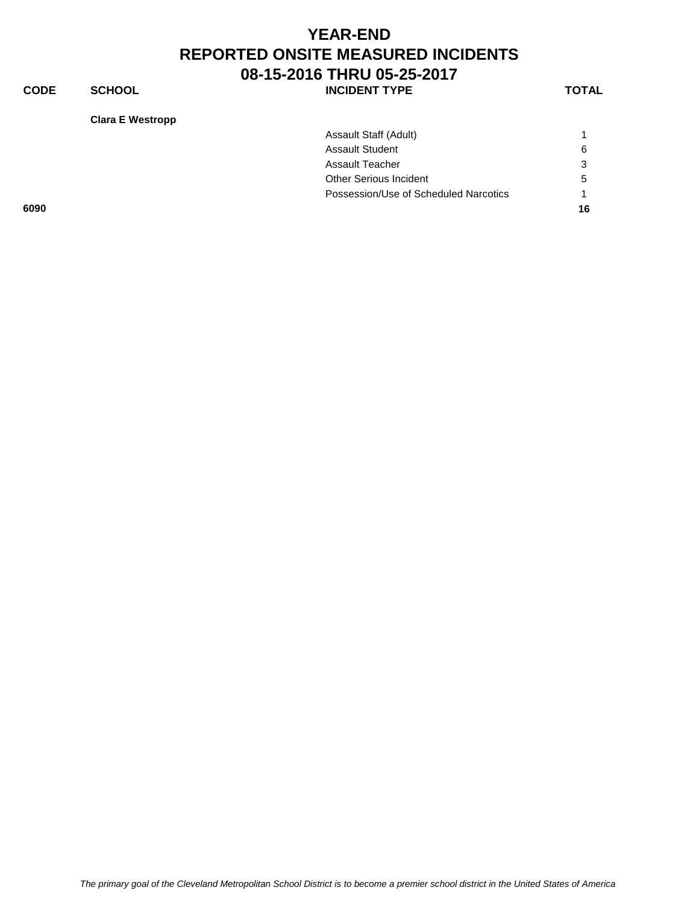# YEAR-END
# REPORTED ONSITE MEASURED INCIDENTS
# 08-15-2016 THRU 05-25-2017

| CODE | SCHOOL | INCIDENT TYPE | TOTAL |
|---|---|---|---|
| | **Clara E Westropp** | | |
| | | Assault Staff (Adult) | 1 |
| | | Assault Student | 6 |
| | | Assault Teacher | 3 |
| | | Other Serious Incident | 5 |
| | | Possession/Use of Scheduled Narcotics | 1 |
| **6090** | | | **16** |

*The primary goal of the Cleveland Metropolitan School District is to become a premier school district in the United States of America*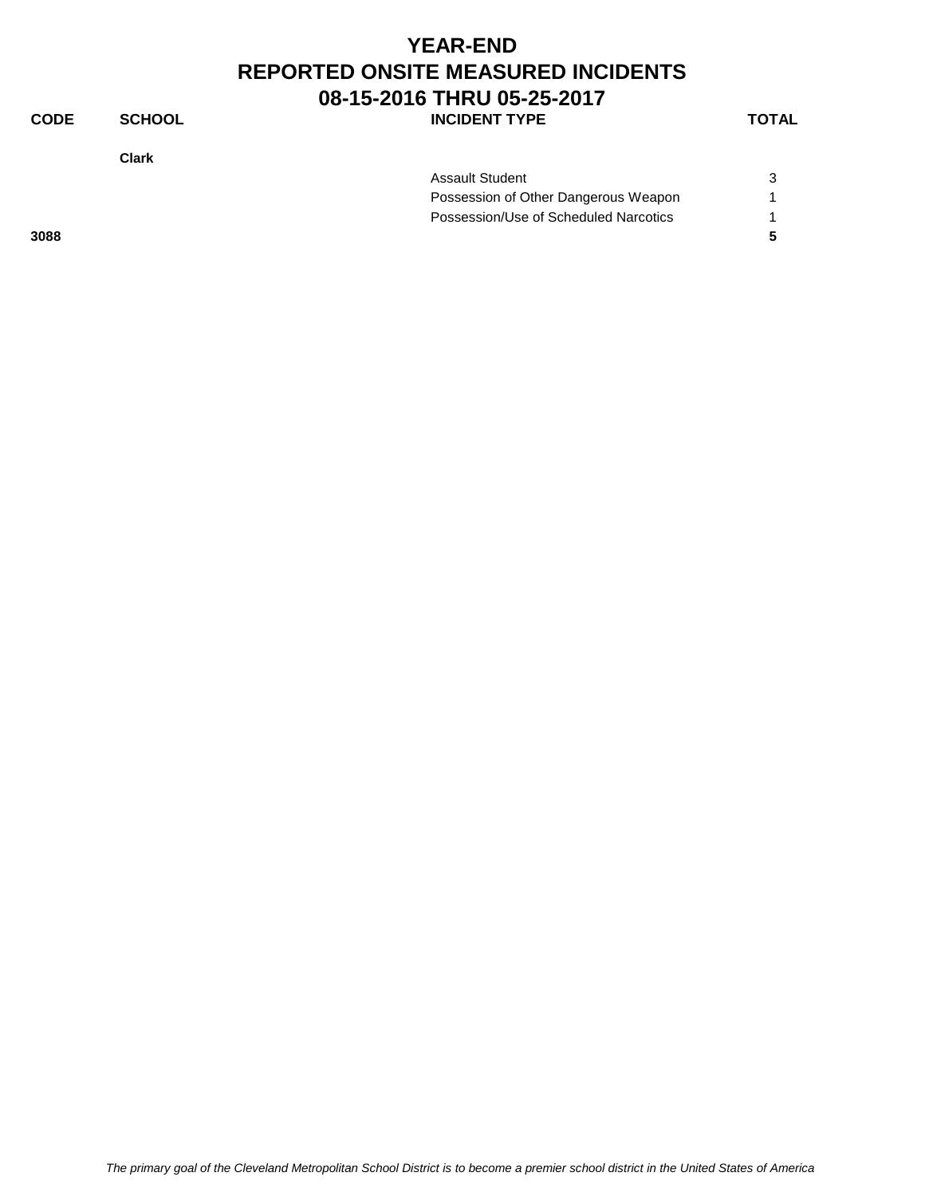# YEAR-END
# REPORTED ONSITE MEASURED INCIDENTS
# 08-15-2016 THRU 05-25-2017

| CODE | SCHOOL | INCIDENT TYPE | TOTAL |
|---|---|---|---|
| | **Clark** | | |
| | | Assault Student | 3 |
| | | Possession of Other Dangerous Weapon | 1 |
| | | Possession/Use of Scheduled Narcotics | 1 |
| **3088** | | | **5** |

*The primary goal of the Cleveland Metropolitan School District is to become a premier school district in the United States of America*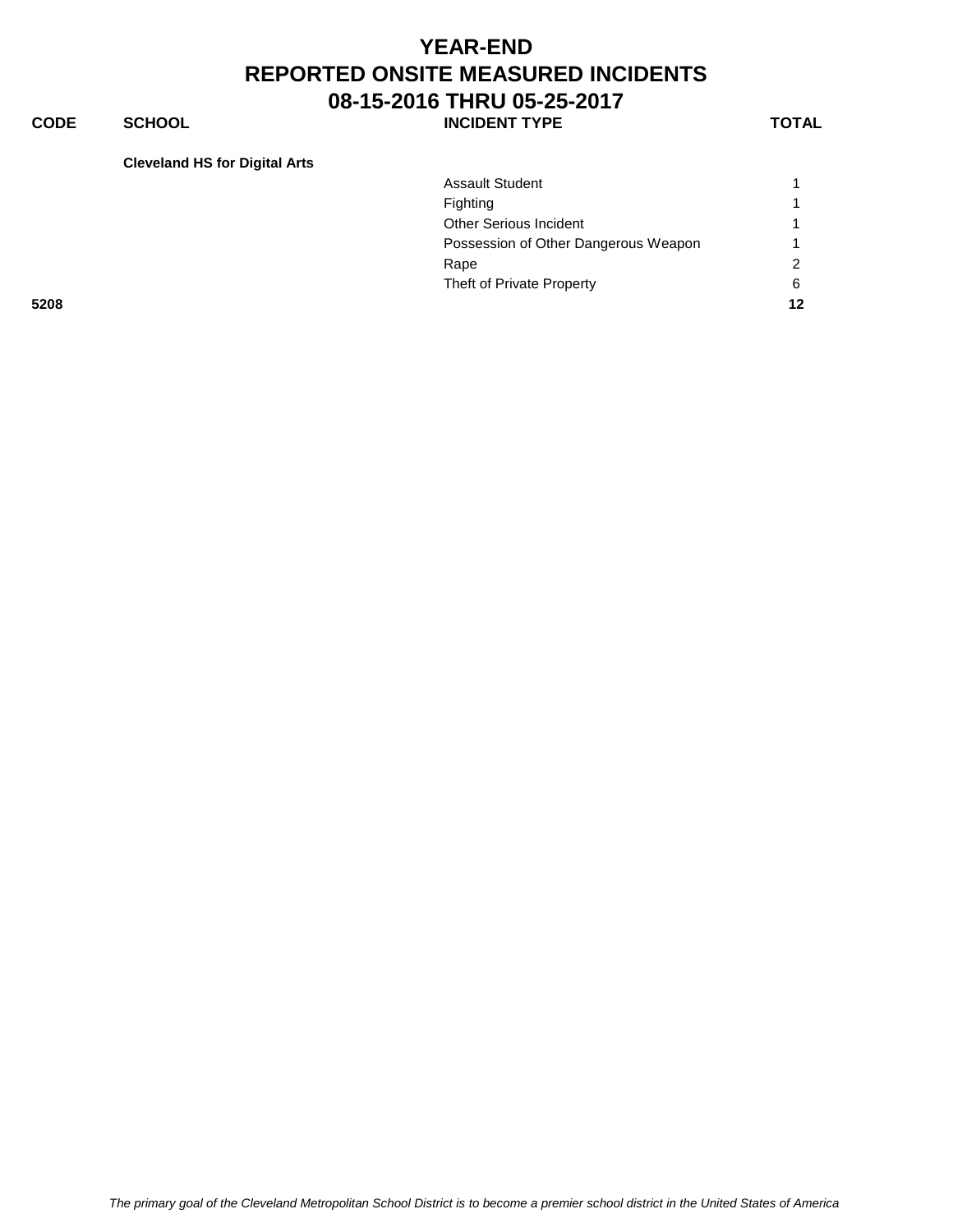# YEAR-END
# REPORTED ONSITE MEASURED INCIDENTS
# 08-15-2016 THRU 05-25-2017

| CODE | SCHOOL | INCIDENT TYPE | TOTAL |
|---|---|---|---|
| | **Cleveland HS for Digital Arts** | | |
| | | Assault Student | 1 |
| | | Fighting | 1 |
| | | Other Serious Incident | 1 |
| | | Possession of Other Dangerous Weapon | 1 |
| | | Rape | 2 |
| | | Theft of Private Property | 6 |
| **5208** | | | **12** |

*The primary goal of the Cleveland Metropolitan School District is to become a premier school district in the United States of America*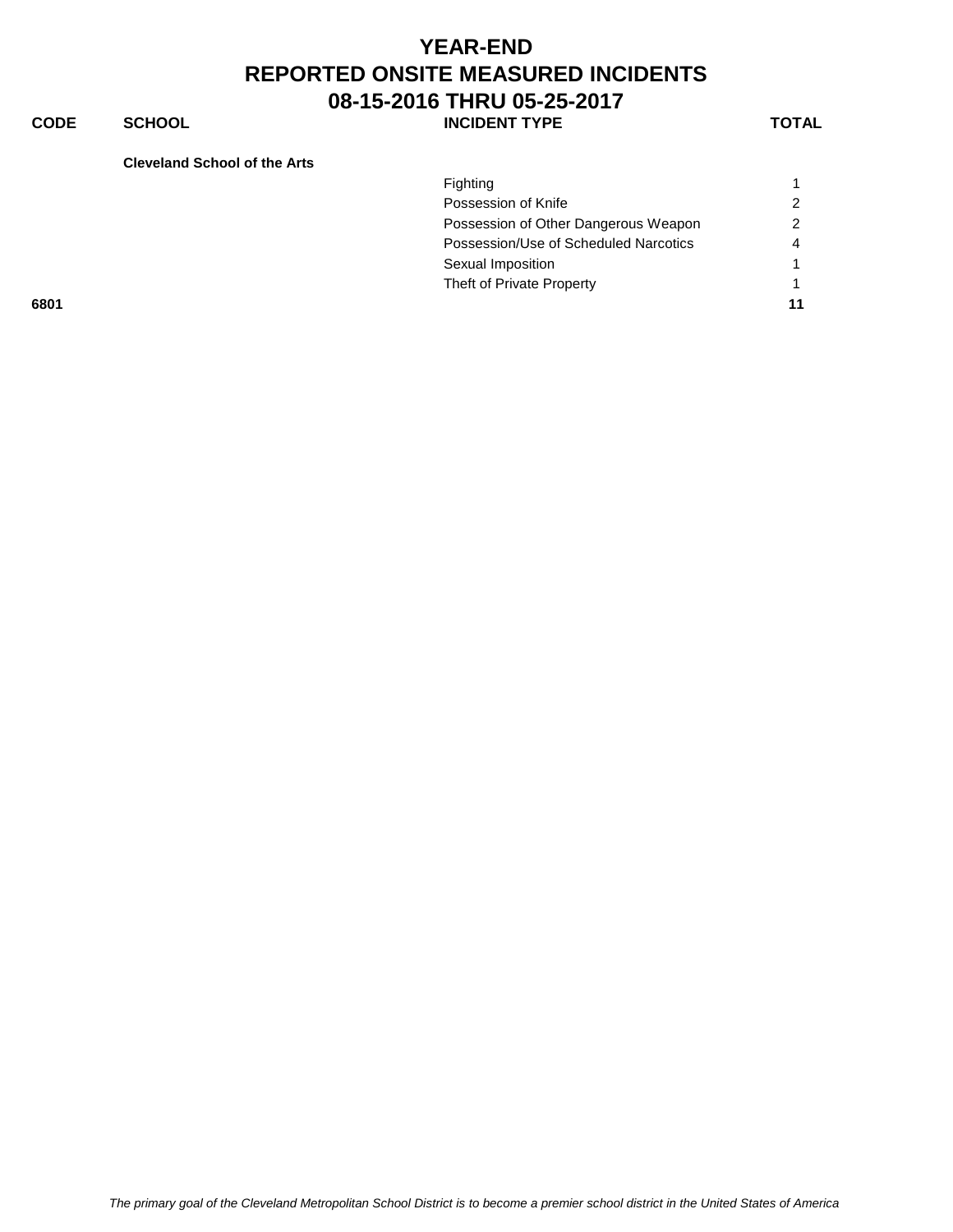# YEAR-END
# REPORTED ONSITE MEASURED INCIDENTS
# 08-15-2016 THRU 05-25-2017

| CODE | SCHOOL | INCIDENT TYPE | TOTAL |
|---|---|---|---|
| | **Cleveland School of the Arts** | | |
| | | Fighting | 1 |
| | | Possession of Knife | 2 |
| | | Possession of Other Dangerous Weapon | 2 |
| | | Possession/Use of Scheduled Narcotics | 4 |
| | | Sexual Imposition | 1 |
| | | Theft of Private Property | 1 |
| **6801** | | | **11** |

*The primary goal of the Cleveland Metropolitan School District is to become a premier school district in the United States of America*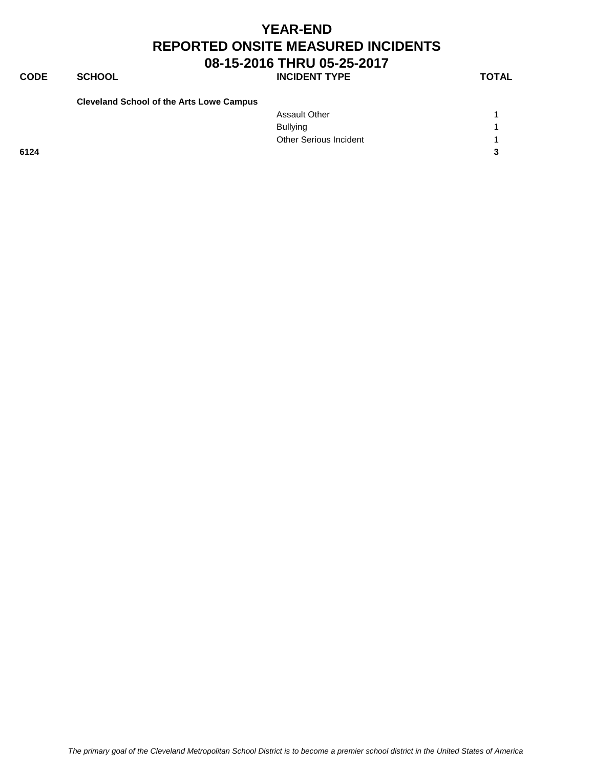# YEAR-END
# REPORTED ONSITE MEASURED INCIDENTS
# 08-15-2016 THRU 05-25-2017

| CODE | SCHOOL | INCIDENT TYPE | TOTAL |
| --- | --- | --- | --- |
| | **Cleveland School of the Arts Lowe Campus** | | |
| | | Assault Other | 1 |
| | | Bullying | 1 |
| | | Other Serious Incident | 1 |
| **6124** | | | **3** |

*The primary goal of the Cleveland Metropolitan School District is to become a premier school district in the United States of America*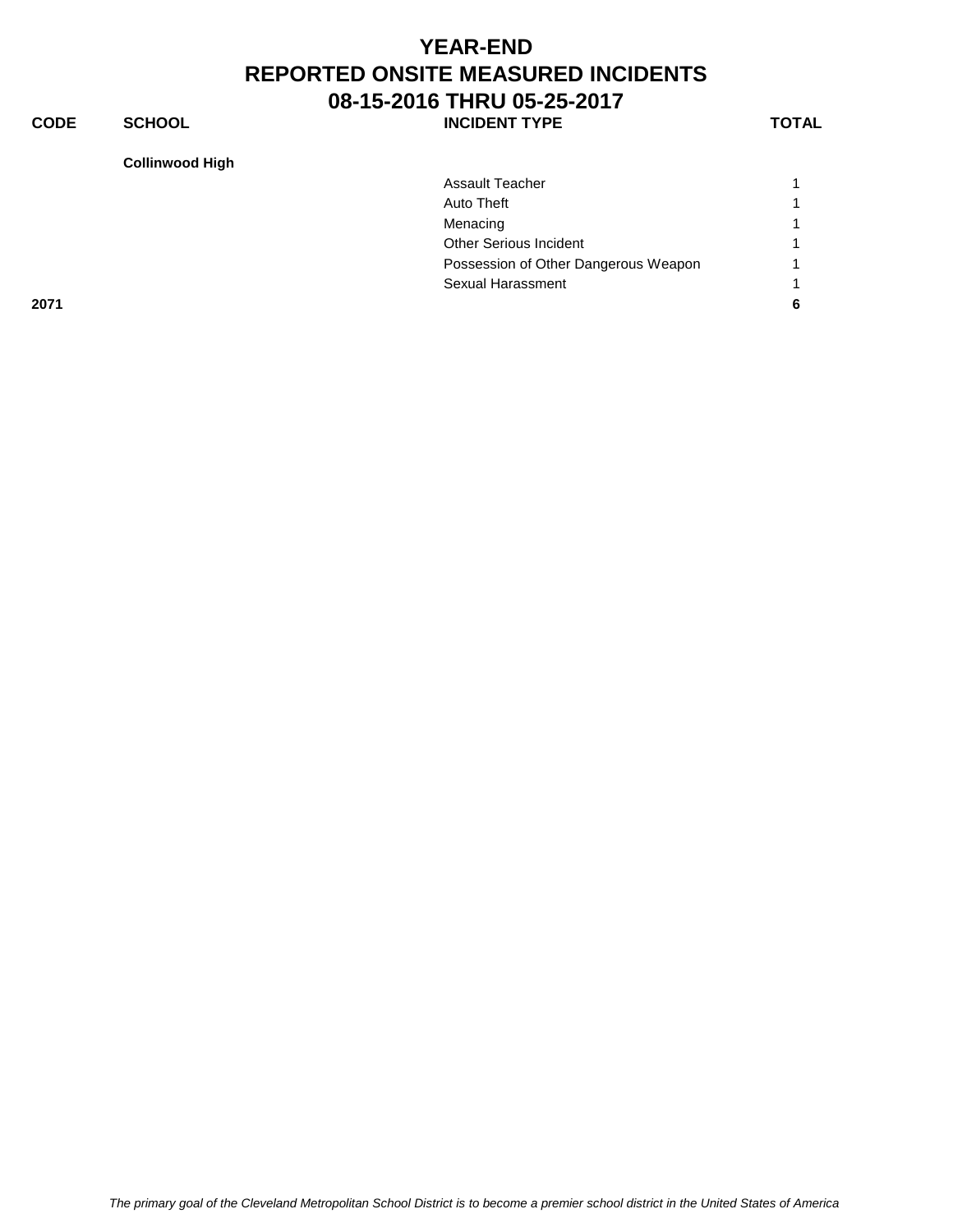# YEAR-END
# REPORTED ONSITE MEASURED INCIDENTS
# 08-15-2016 THRU 05-25-2017

| CODE | SCHOOL | INCIDENT TYPE | TOTAL |
|---|---|---|---|
| | **Collinwood High** | | |
| | | Assault Teacher | 1 |
| | | Auto Theft | 1 |
| | | Menacing | 1 |
| | | Other Serious Incident | 1 |
| | | Possession of Other Dangerous Weapon | 1 |
| | | Sexual Harassment | 1 |
| **2071** | | | **6** |

*The primary goal of the Cleveland Metropolitan School District is to become a premier school district in the United States of America*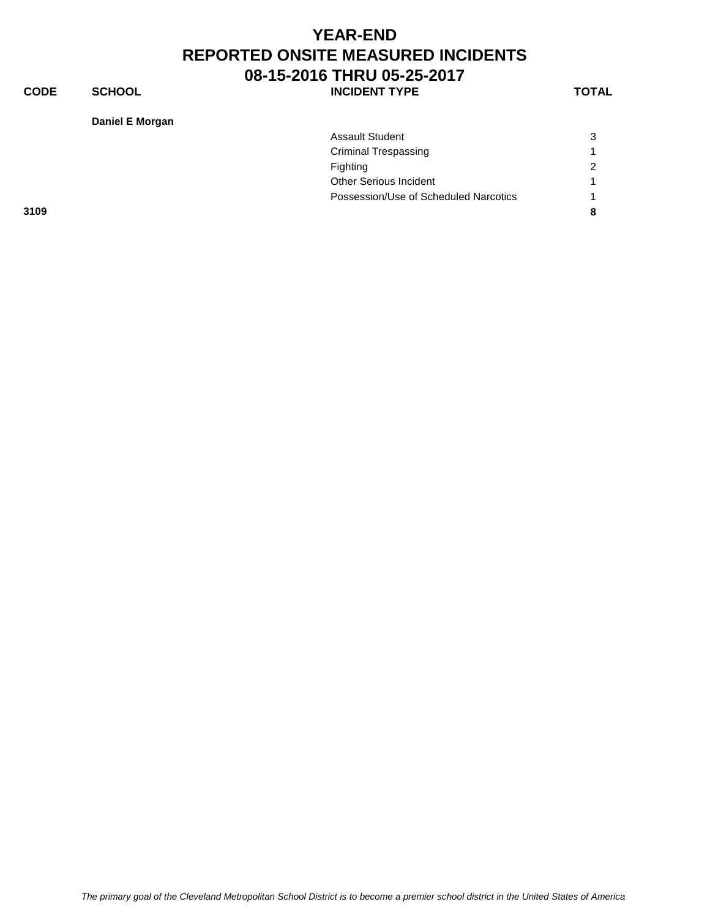# YEAR-END
# REPORTED ONSITE MEASURED INCIDENTS
# 08-15-2016 THRU 05-25-2017

| CODE | SCHOOL | INCIDENT TYPE | TOTAL |
|---|---|---|---|
| | **Daniel E Morgan** | | |
| | | Assault Student | 3 |
| | | Criminal Trespassing | 1 |
| | | Fighting | 2 |
| | | Other Serious Incident | 1 |
| | | Possession/Use of Scheduled Narcotics | 1 |
| **3109** | | | **8** |

*The primary goal of the Cleveland Metropolitan School District is to become a premier school district in the United States of America*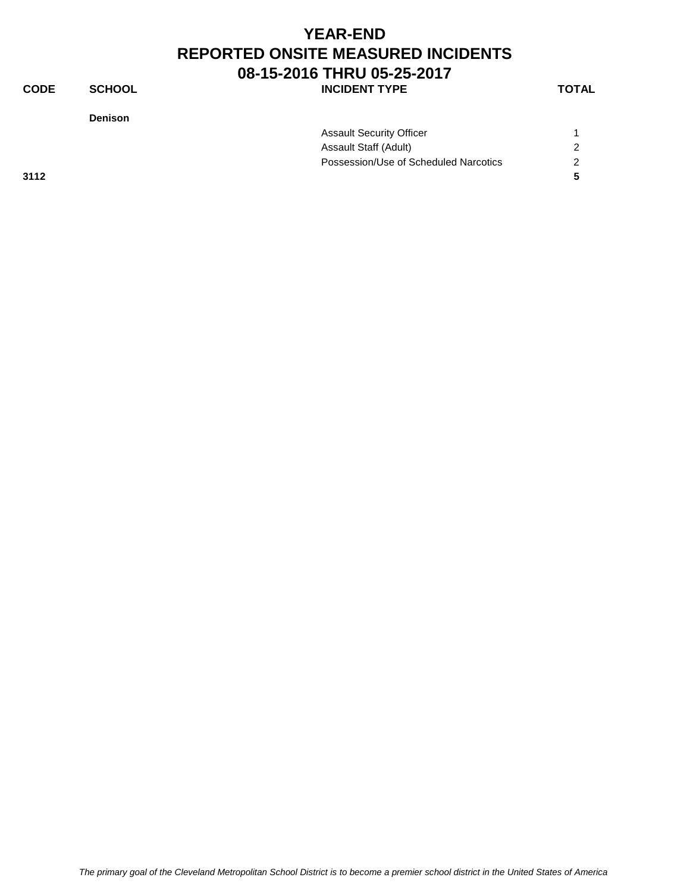# YEAR-END
# REPORTED ONSITE MEASURED INCIDENTS
# 08-15-2016 THRU 05-25-2017

| CODE | SCHOOL | INCIDENT TYPE | TOTAL |
|---|---|---|---|
| | **Denison** | | |
| | | Assault Security Officer | 1 |
| | | Assault Staff (Adult) | 2 |
| | | Possession/Use of Scheduled Narcotics | 2 |
| **3112** | | | **5** |

*The primary goal of the Cleveland Metropolitan School District is to become a premier school district in the United States of America*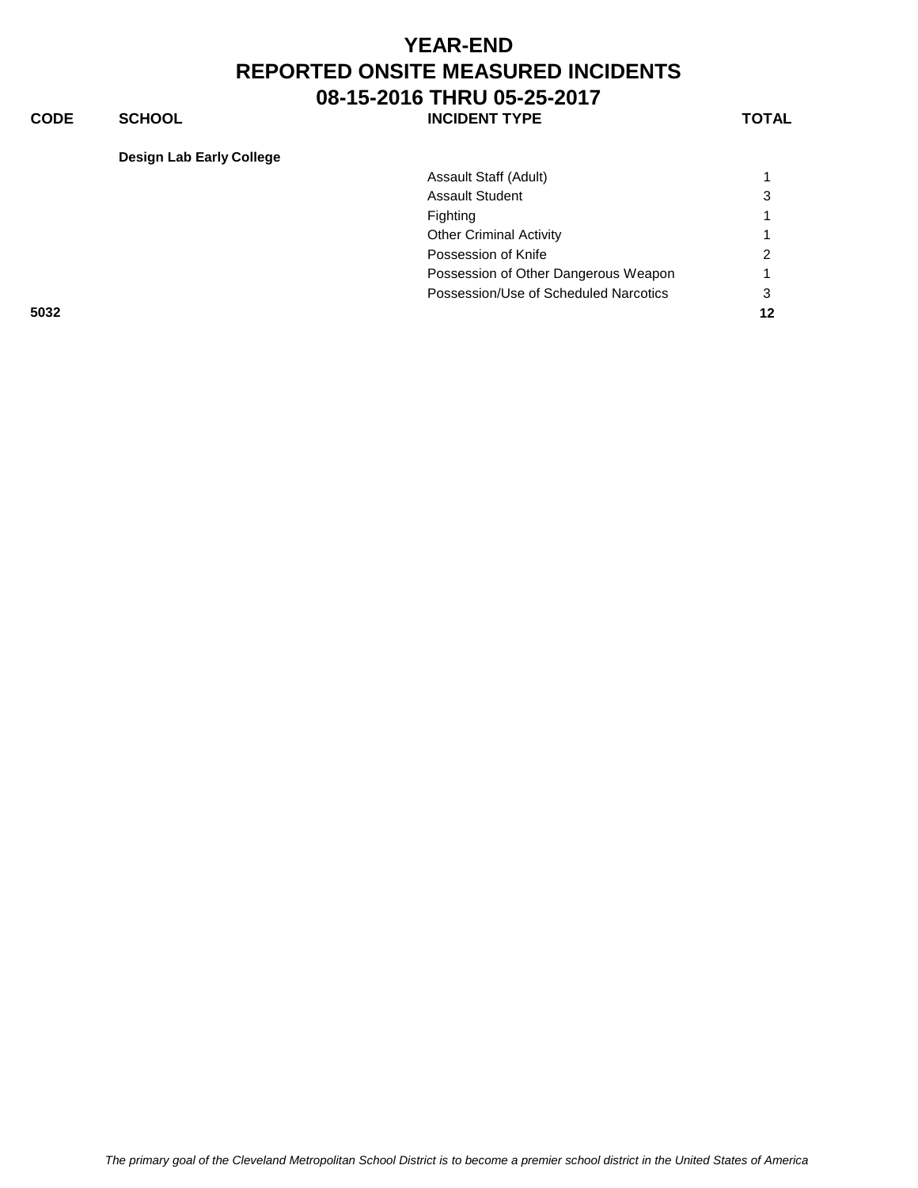# YEAR-END
# REPORTED ONSITE MEASURED INCIDENTS
# 08-15-2016 THRU 05-25-2017

| CODE | SCHOOL | INCIDENT TYPE | TOTAL |
|---|---|---|---|
| | **Design Lab Early College** | | |
| | | Assault Staff (Adult) | 1 |
| | | Assault Student | 3 |
| | | Fighting | 1 |
| | | Other Criminal Activity | 1 |
| | | Possession of Knife | 2 |
| | | Possession of Other Dangerous Weapon | 1 |
| | | Possession/Use of Scheduled Narcotics | 3 |
| **5032** | | | **12** |

*The primary goal of the Cleveland Metropolitan School District is to become a premier school district in the United States of America*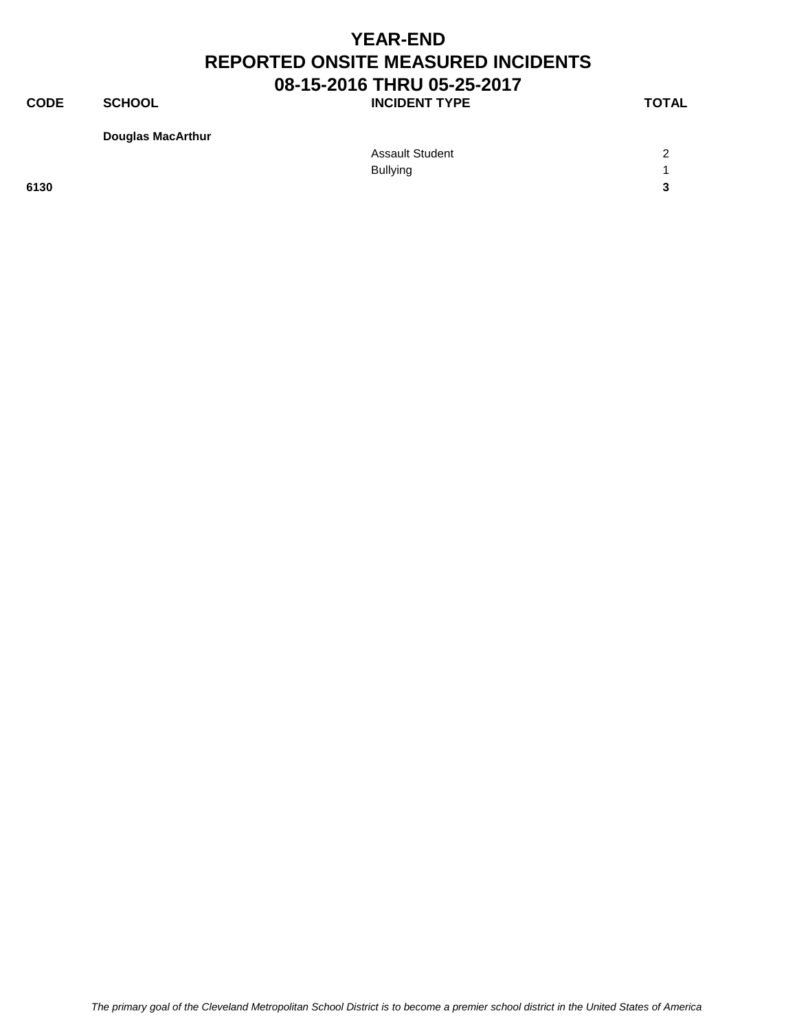# YEAR-END
# REPORTED ONSITE MEASURED INCIDENTS
# 08-15-2016 THRU 05-25-2017

| CODE | SCHOOL | INCIDENT TYPE | TOTAL |
|---|---|---|---|
| | **Douglas MacArthur** | | |
| | | Assault Student | 2 |
| | | Bullying | 1 |
| **6130** | | | **3** |

*The primary goal of the Cleveland Metropolitan School District is to become a premier school district in the United States of America*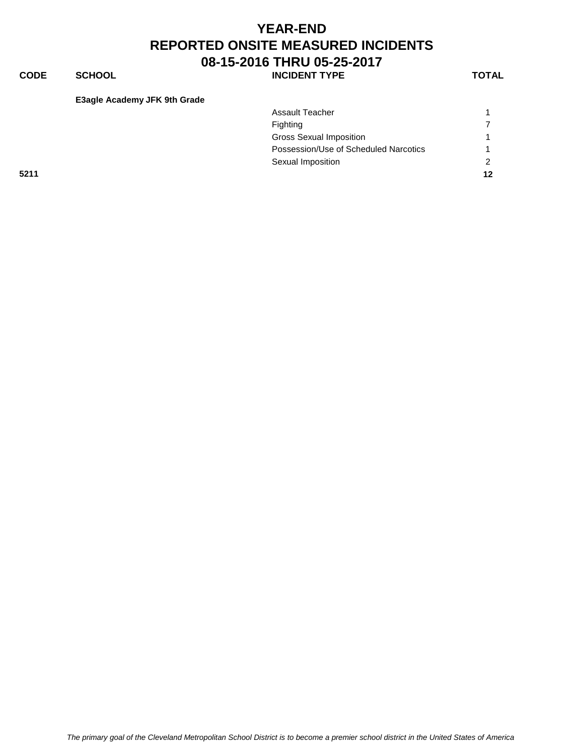# YEAR-END
# REPORTED ONSITE MEASURED INCIDENTS
# 08-15-2016 THRU 05-25-2017

| CODE | SCHOOL | INCIDENT TYPE | TOTAL |
|---|---|---|---|
| | **E3agle Academy JFK 9th Grade** | | |
| | | Assault Teacher | 1 |
| | | Fighting | 7 |
| | | Gross Sexual Imposition | 1 |
| | | Possession/Use of Scheduled Narcotics | 1 |
| | | Sexual Imposition | 2 |
| **5211** | | | **12** |

*The primary goal of the Cleveland Metropolitan School District is to become a premier school district in the United States of America*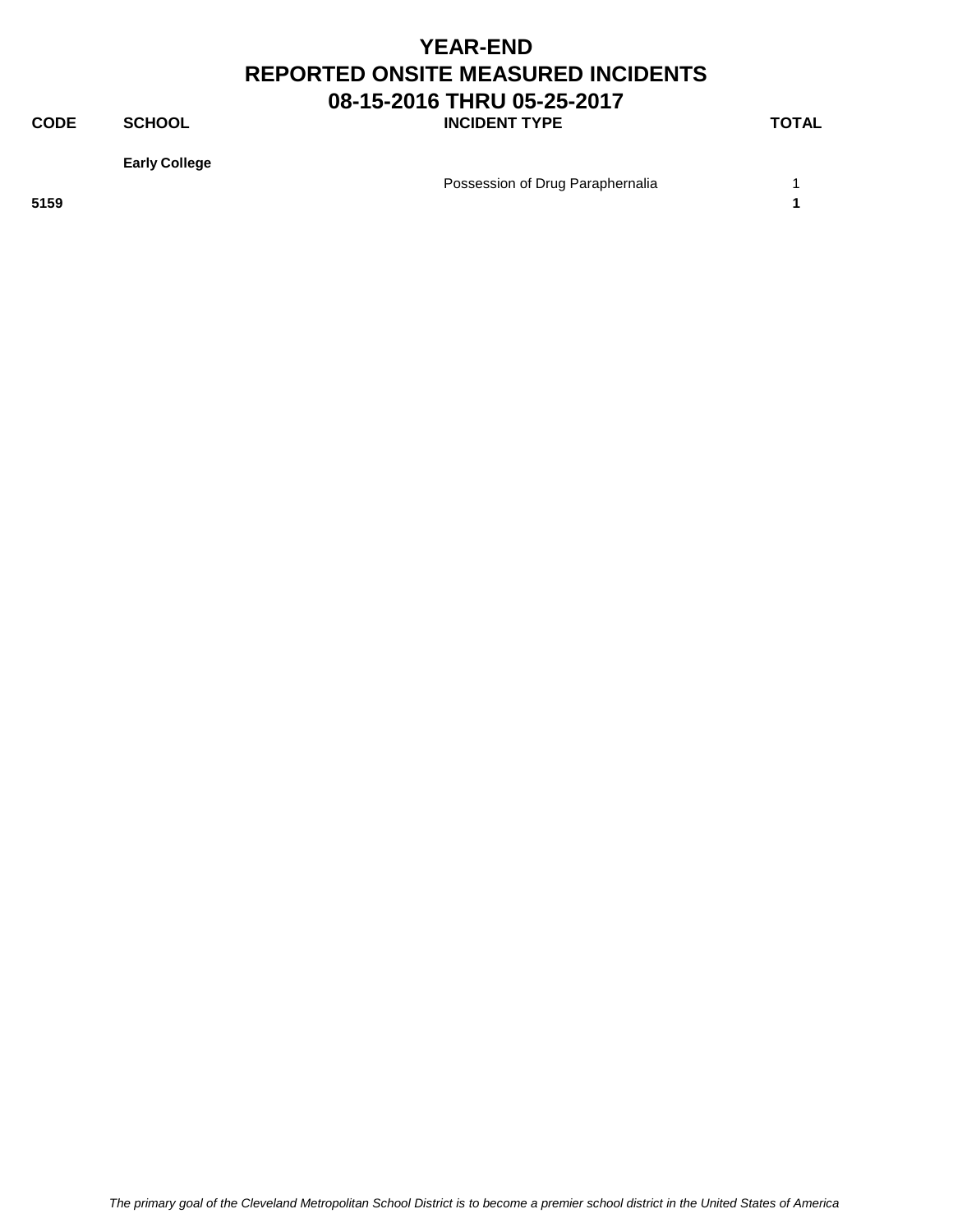# YEAR-END
# REPORTED ONSITE MEASURED INCIDENTS
# 08-15-2016 THRU 05-25-2017

| CODE | SCHOOL | INCIDENT TYPE | TOTAL |
|---|---|---|---|
| | **Early College** | | |
| | | Possession of Drug Paraphernalia | 1 |
| **5159** | | | **1** |

*The primary goal of the Cleveland Metropolitan School District is to become a premier school district in the United States of America*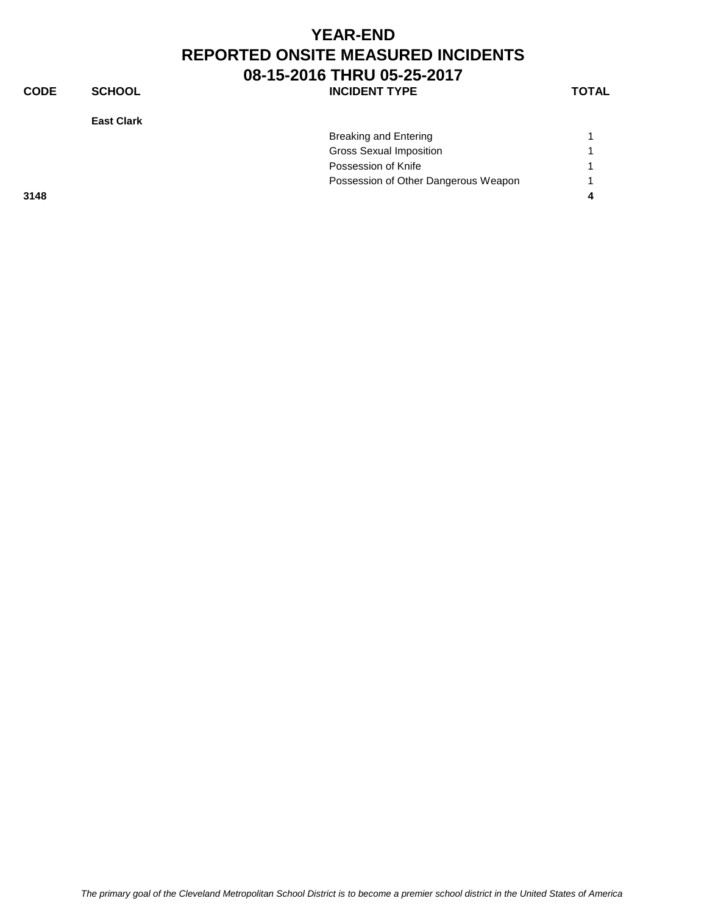# YEAR-END
# REPORTED ONSITE MEASURED INCIDENTS
## 08-15-2016 THRU 05-25-2017

| CODE | SCHOOL | INCIDENT TYPE | TOTAL |
|---|---|---|---|
| | **East Clark** | | |
| | | Breaking and Entering | 1 |
| | | Gross Sexual Imposition | 1 |
| | | Possession of Knife | 1 |
| | | Possession of Other Dangerous Weapon | 1 |
| **3148** | | | **4** |

*The primary goal of the Cleveland Metropolitan School District is to become a premier school district in the United States of America*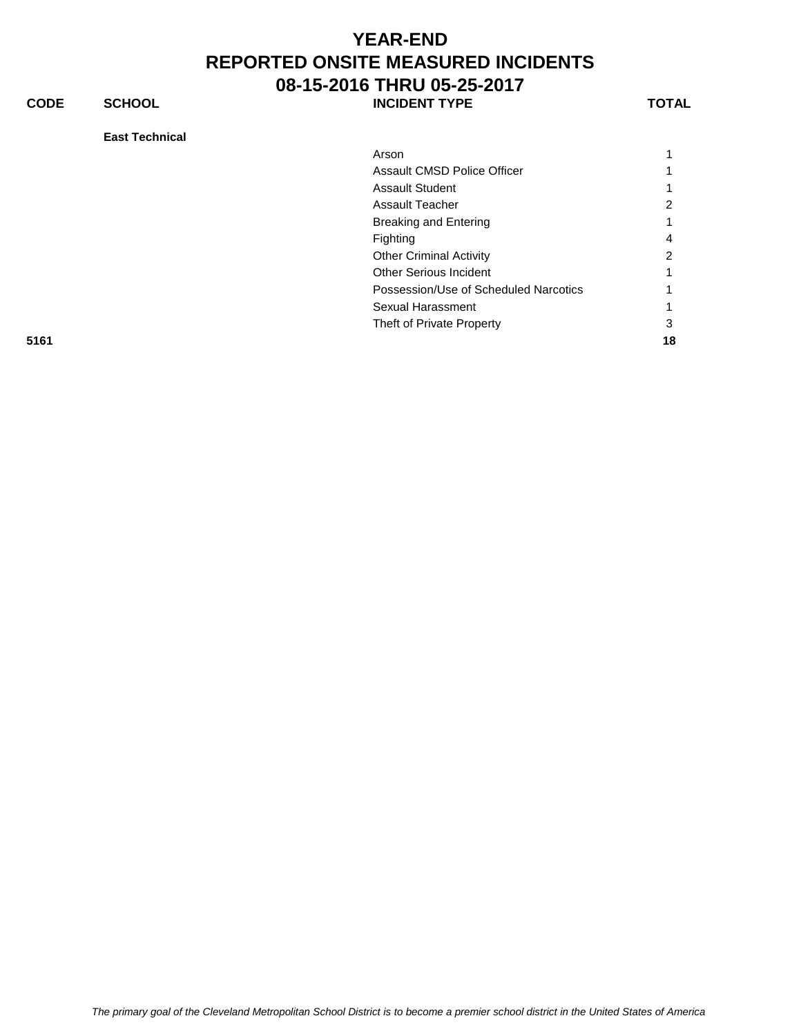# YEAR-END
# REPORTED ONSITE MEASURED INCIDENTS
# 08-15-2016 THRU 05-25-2017

| CODE | SCHOOL | INCIDENT TYPE | TOTAL |
|---|---|---|---|
| | **East Technical** | | |
| | | Arson | 1 |
| | | Assault CMSD Police Officer | 1 |
| | | Assault Student | 1 |
| | | Assault Teacher | 2 |
| | | Breaking and Entering | 1 |
| | | Fighting | 4 |
| | | Other Criminal Activity | 2 |
| | | Other Serious Incident | 1 |
| | | Possession/Use of Scheduled Narcotics | 1 |
| | | Sexual Harassment | 1 |
| | | Theft of Private Property | 3 |
| **5161** | | | **18** |

*The primary goal of the Cleveland Metropolitan School District is to become a premier school district in the United States of America*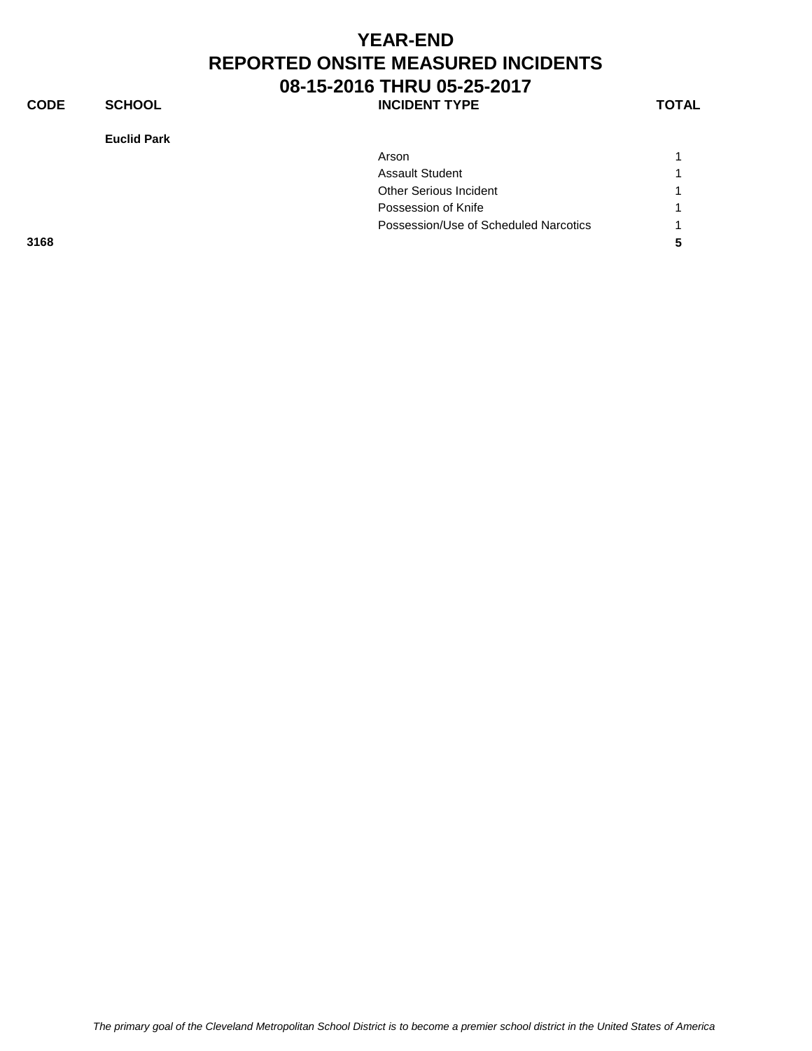# YEAR-END
# REPORTED ONSITE MEASURED INCIDENTS
# 08-15-2016 THRU 05-25-2017

| CODE | SCHOOL | INCIDENT TYPE | TOTAL |
|---|---|---|---|
| | **Euclid Park** | | |
| | | Arson | 1 |
| | | Assault Student | 1 |
| | | Other Serious Incident | 1 |
| | | Possession of Knife | 1 |
| | | Possession/Use of Scheduled Narcotics | 1 |
| **3168** | | | **5** |

*The primary goal of the Cleveland Metropolitan School District is to become a premier school district in the United States of America*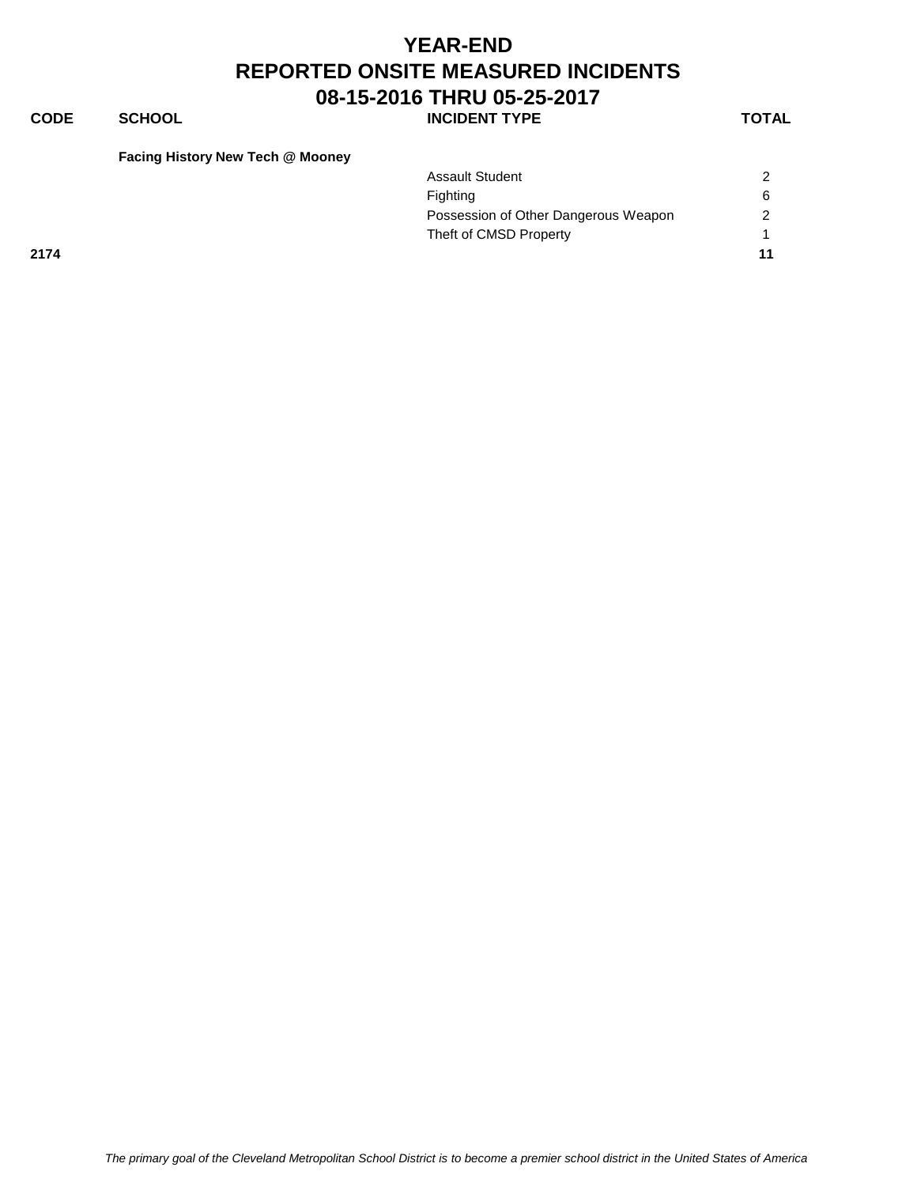# YEAR-END
# REPORTED ONSITE MEASURED INCIDENTS
# 08-15-2016 THRU 05-25-2017

| CODE | SCHOOL | INCIDENT TYPE | TOTAL |
|---|---|---|---|
| | **Facing History New Tech @ Mooney** | | |
| | | Assault Student | 2 |
| | | Fighting | 6 |
| | | Possession of Other Dangerous Weapon | 2 |
| | | Theft of CMSD Property | 1 |
| **2174** | | | **11** |

*The primary goal of the Cleveland Metropolitan School District is to become a premier school district in the United States of America*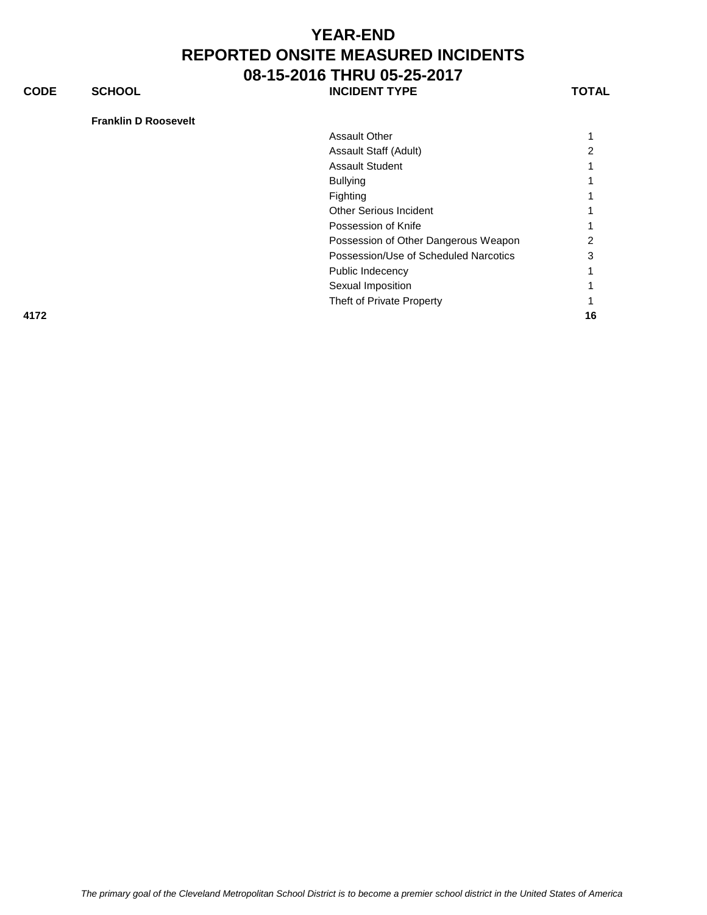# YEAR-END
# REPORTED ONSITE MEASURED INCIDENTS
# 08-15-2016 THRU 05-25-2017

| CODE | SCHOOL | INCIDENT TYPE | TOTAL |
|---|---|---|---|
| | **Franklin D Roosevelt** | | |
| | | Assault Other | 1 |
| | | Assault Staff (Adult) | 2 |
| | | Assault Student | 1 |
| | | Bullying | 1 |
| | | Fighting | 1 |
| | | Other Serious Incident | 1 |
| | | Possession of Knife | 1 |
| | | Possession of Other Dangerous Weapon | 2 |
| | | Possession/Use of Scheduled Narcotics | 3 |
| | | Public Indecency | 1 |
| | | Sexual Imposition | 1 |
| | | Theft of Private Property | 1 |
| **4172** | | | **16** |

*The primary goal of the Cleveland Metropolitan School District is to become a premier school district in the United States of America*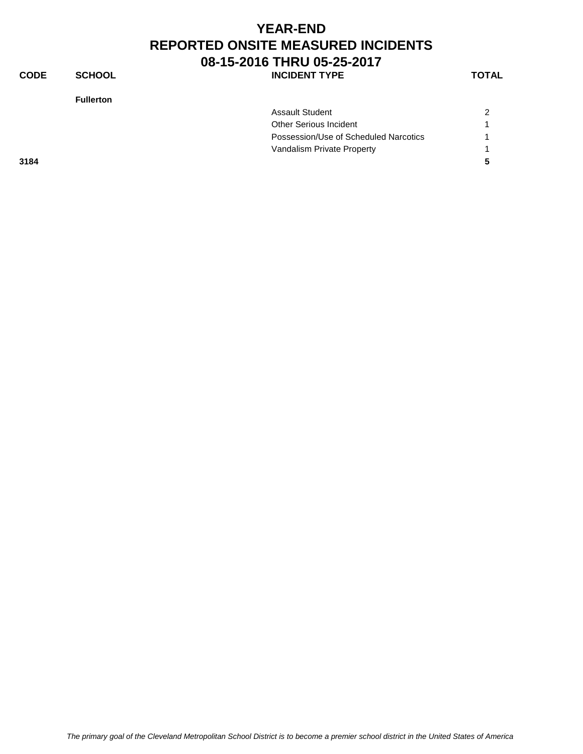# YEAR-END
# REPORTED ONSITE MEASURED INCIDENTS
# 08-15-2016 THRU 05-25-2017

| CODE | SCHOOL | INCIDENT TYPE | TOTAL |
|---|---|---|---|
| | **Fullerton** | | |
| | | Assault Student | 2 |
| | | Other Serious Incident | 1 |
| | | Possession/Use of Scheduled Narcotics | 1 |
| | | Vandalism Private Property | 1 |
| **3184** | | | **5** |

*The primary goal of the Cleveland Metropolitan School District is to become a premier school district in the United States of America*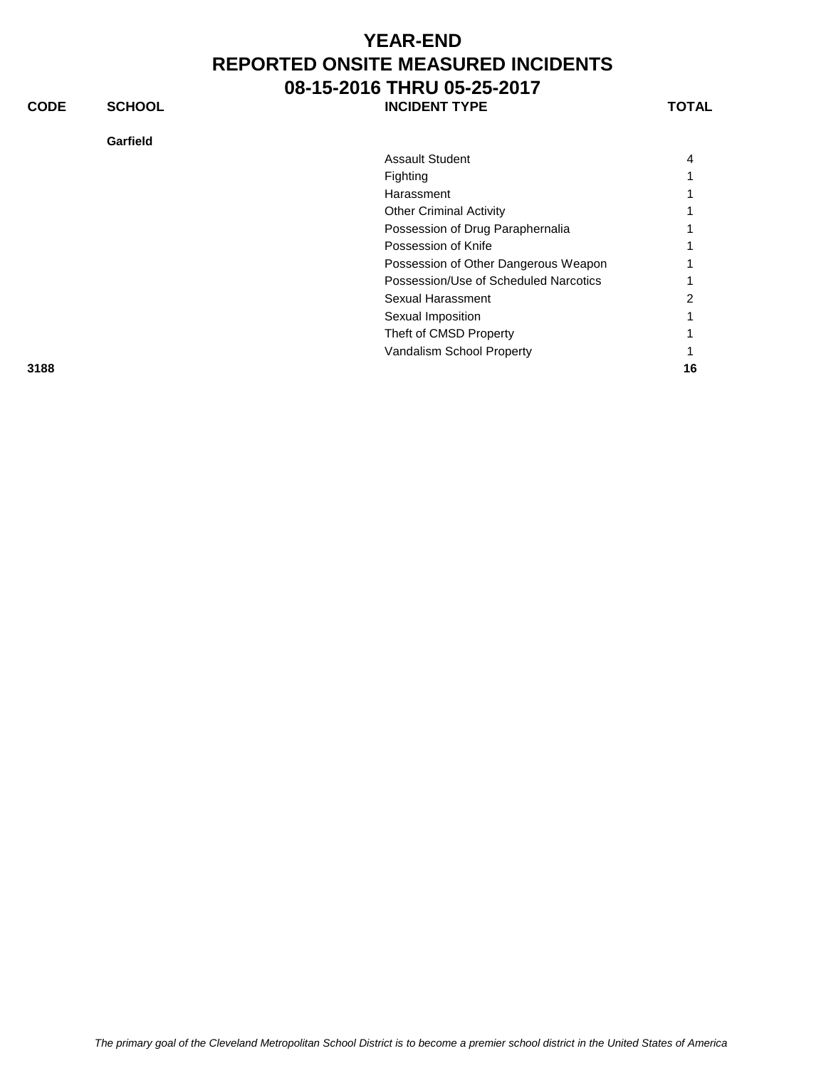# YEAR-END
# REPORTED ONSITE MEASURED INCIDENTS
# 08-15-2016 THRU 05-25-2017

| CODE | SCHOOL | INCIDENT TYPE | TOTAL |
|---|---|---|---|
| | **Garfield** | | |
| | | Assault Student | 4 |
| | | Fighting | 1 |
| | | Harassment | 1 |
| | | Other Criminal Activity | 1 |
| | | Possession of Drug Paraphernalia | 1 |
| | | Possession of Knife | 1 |
| | | Possession of Other Dangerous Weapon | 1 |
| | | Possession/Use of Scheduled Narcotics | 1 |
| | | Sexual Harassment | 2 |
| | | Sexual Imposition | 1 |
| | | Theft of CMSD Property | 1 |
| | | Vandalism School Property | 1 |
| **3188** | | | **16** |

*The primary goal of the Cleveland Metropolitan School District is to become a premier school district in the United States of America*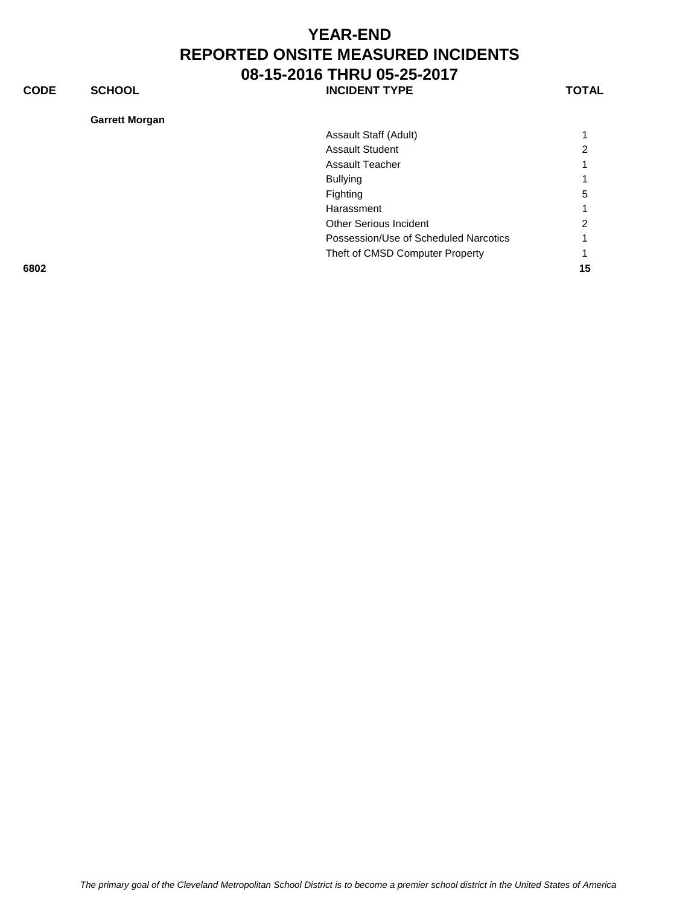# YEAR-END
# REPORTED ONSITE MEASURED INCIDENTS
# 08-15-2016 THRU 05-25-2017

| CODE | SCHOOL | INCIDENT TYPE | TOTAL |
|---|---|---|---|
| | **Garrett Morgan** | | |
| | | Assault Staff (Adult) | 1 |
| | | Assault Student | 2 |
| | | Assault Teacher | 1 |
| | | Bullying | 1 |
| | | Fighting | 5 |
| | | Harassment | 1 |
| | | Other Serious Incident | 2 |
| | | Possession/Use of Scheduled Narcotics | 1 |
| | | Theft of CMSD Computer Property | 1 |
| **6802** | | | **15** |

*The primary goal of the Cleveland Metropolitan School District is to become a premier school district in the United States of America*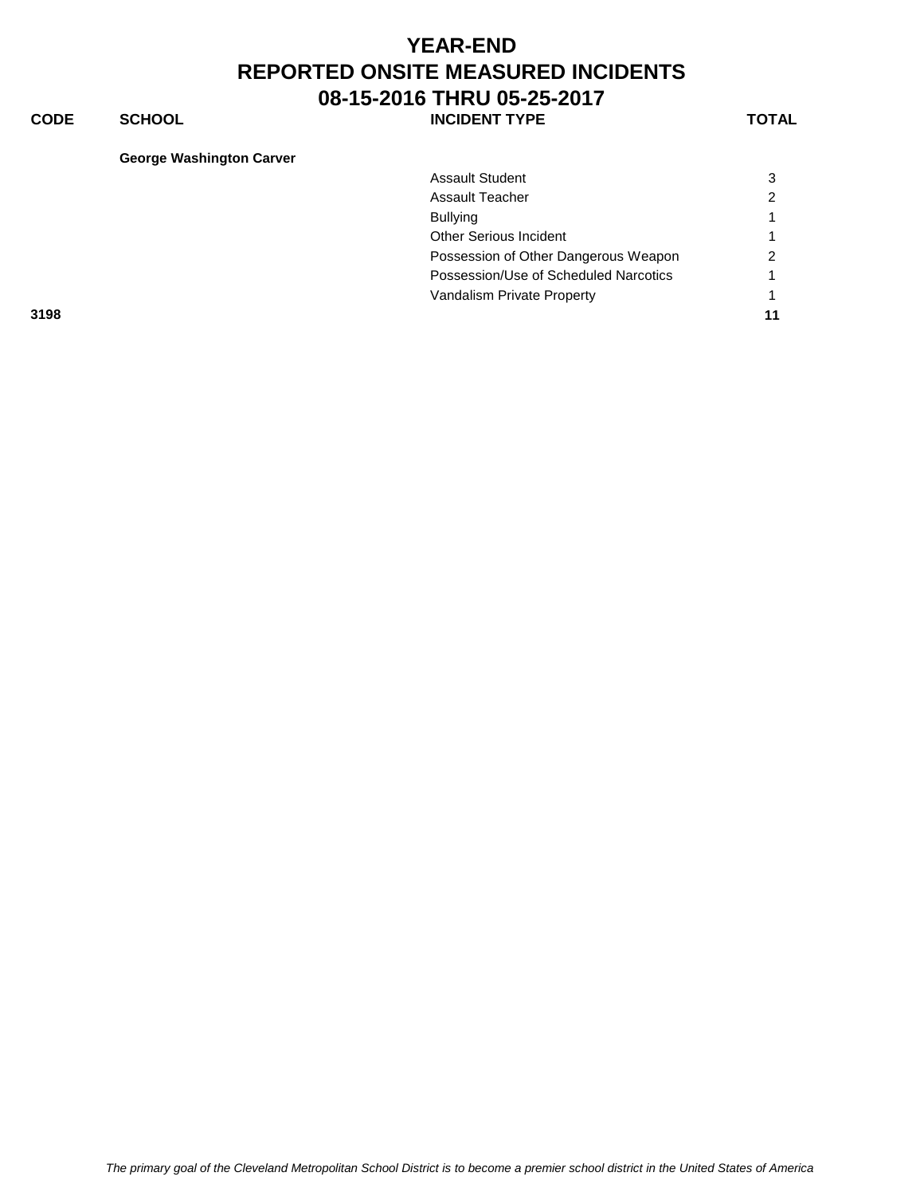# YEAR-END
# REPORTED ONSITE MEASURED INCIDENTS
# 08-15-2016 THRU 05-25-2017

| CODE | SCHOOL | INCIDENT TYPE | TOTAL |
|---|---|---|---|
| | **George Washington Carver** | | |
| | | Assault Student | 3 |
| | | Assault Teacher | 2 |
| | | Bullying | 1 |
| | | Other Serious Incident | 1 |
| | | Possession of Other Dangerous Weapon | 2 |
| | | Possession/Use of Scheduled Narcotics | 1 |
| | | Vandalism Private Property | 1 |
| **3198** | | | **11** |

*The primary goal of the Cleveland Metropolitan School District is to become a premier school district in the United States of America*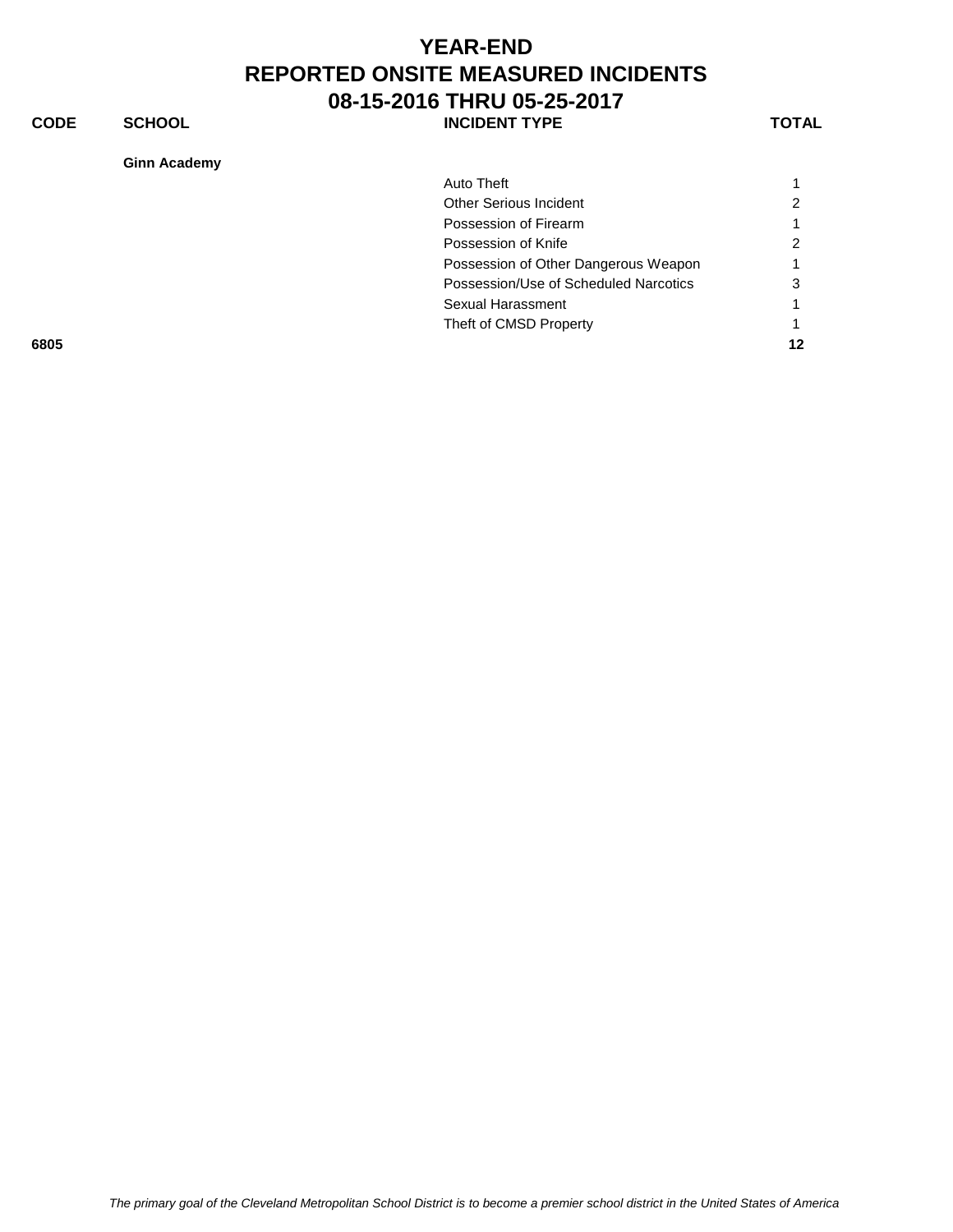# YEAR-END
# REPORTED ONSITE MEASURED INCIDENTS
# 08-15-2016 THRU 05-25-2017

| CODE | SCHOOL | INCIDENT TYPE | TOTAL |
|---|---|---|---|
| | **Ginn Academy** | | |
| | | Auto Theft | 1 |
| | | Other Serious Incident | 2 |
| | | Possession of Firearm | 1 |
| | | Possession of Knife | 2 |
| | | Possession of Other Dangerous Weapon | 1 |
| | | Possession/Use of Scheduled Narcotics | 3 |
| | | Sexual Harassment | 1 |
| | | Theft of CMSD Property | 1 |
| **6805** | | | **12** |

*The primary goal of the Cleveland Metropolitan School District is to become a premier school district in the United States of America*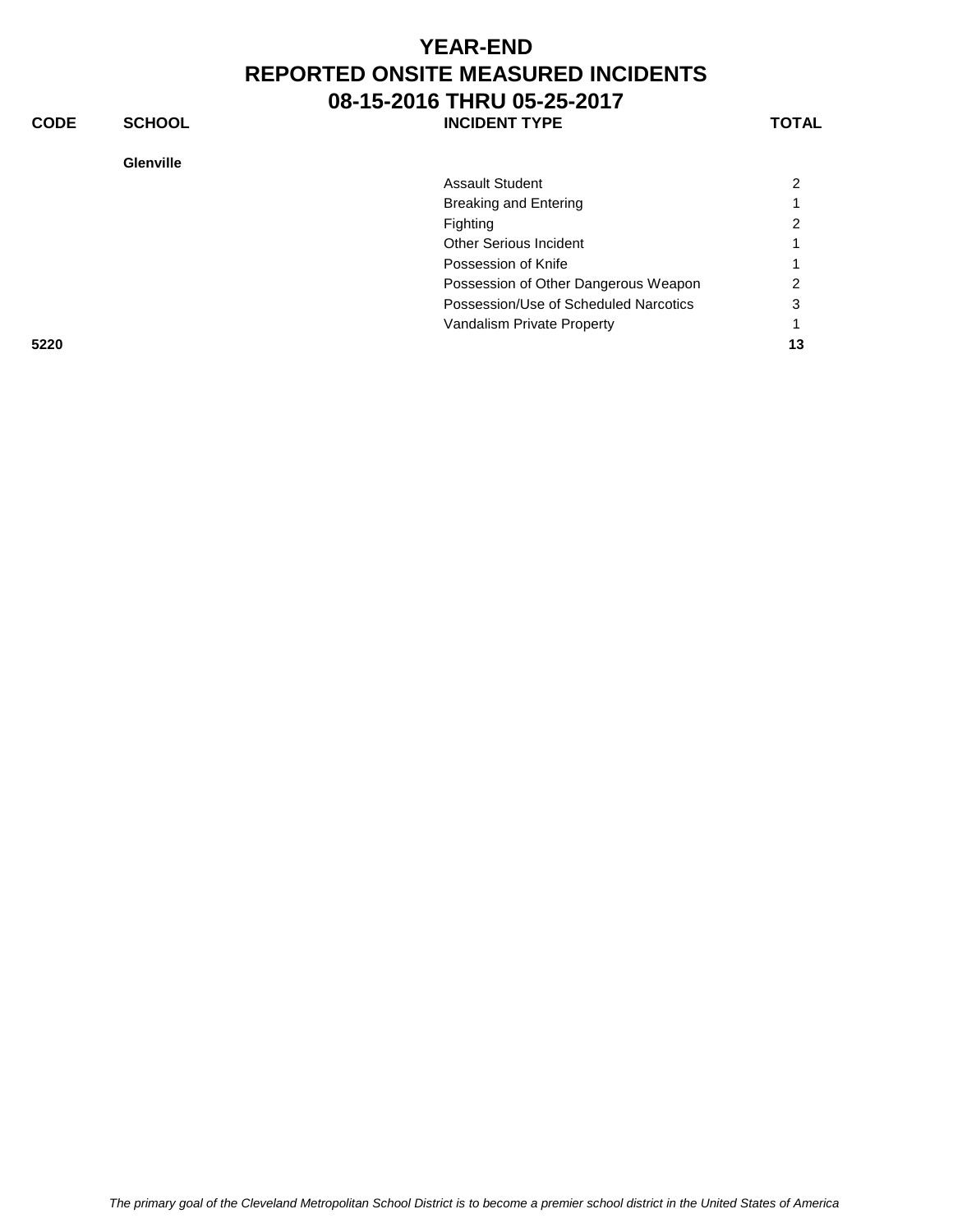# YEAR-END
# REPORTED ONSITE MEASURED INCIDENTS
# 08-15-2016 THRU 05-25-2017

| CODE | SCHOOL | INCIDENT TYPE | TOTAL |
|---|---|---|---|
| | **Glenville** | | |
| | | Assault Student | 2 |
| | | Breaking and Entering | 1 |
| | | Fighting | 2 |
| | | Other Serious Incident | 1 |
| | | Possession of Knife | 1 |
| | | Possession of Other Dangerous Weapon | 2 |
| | | Possession/Use of Scheduled Narcotics | 3 |
| | | Vandalism Private Property | 1 |
| **5220** | | | **13** |

*The primary goal of the Cleveland Metropolitan School District is to become a premier school district in the United States of America*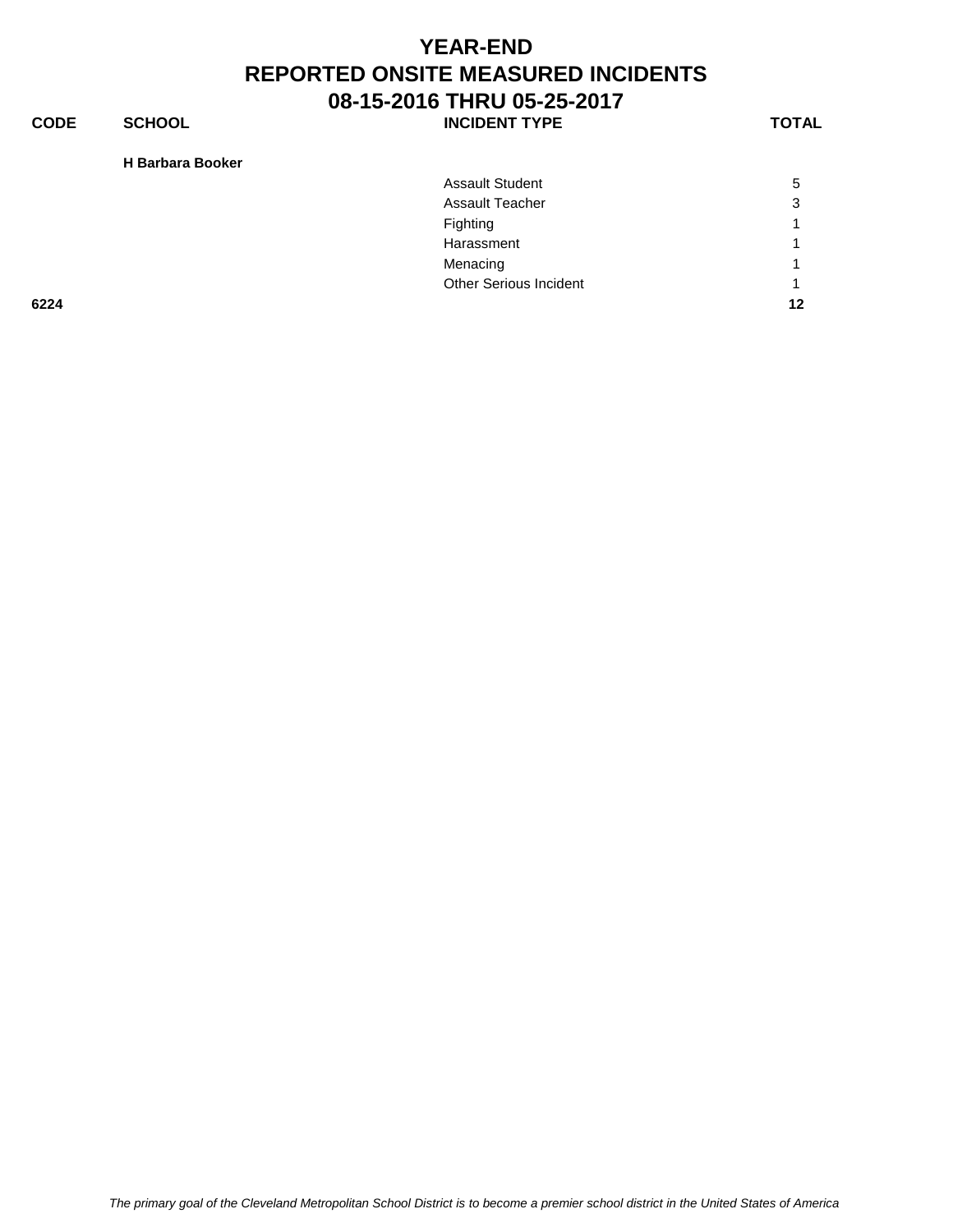# YEAR-END
# REPORTED ONSITE MEASURED INCIDENTS
# 08-15-2016 THRU 05-25-2017

| CODE | SCHOOL | INCIDENT TYPE | TOTAL |
|---|---|---|---|
| | **H Barbara Booker** | | |
| | | Assault Student | 5 |
| | | Assault Teacher | 3 |
| | | Fighting | 1 |
| | | Harassment | 1 |
| | | Menacing | 1 |
| | | Other Serious Incident | 1 |
| **6224** | | | **12** |

*The primary goal of the Cleveland Metropolitan School District is to become a premier school district in the United States of America*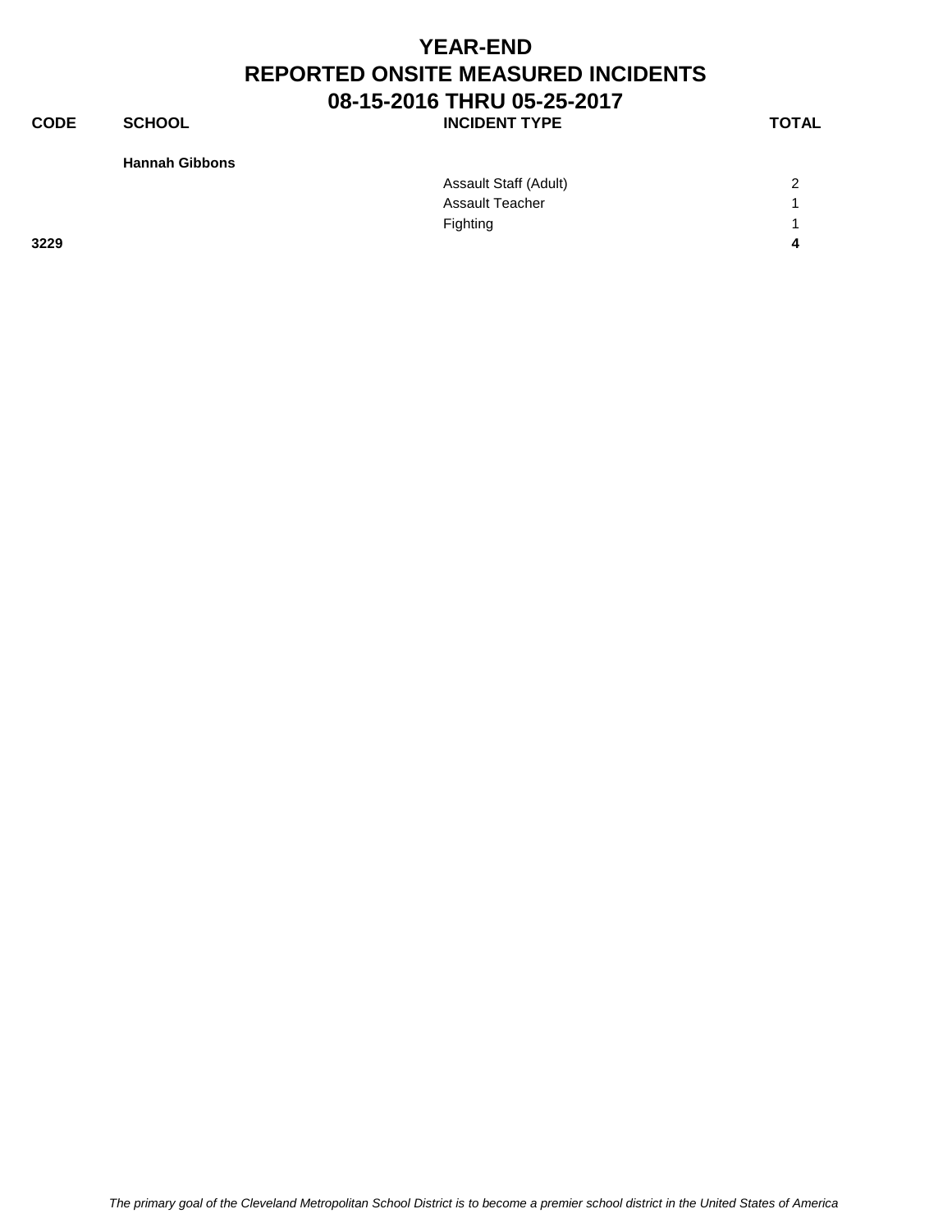# YEAR-END
# REPORTED ONSITE MEASURED INCIDENTS
# 08-15-2016 THRU 05-25-2017

| CODE | SCHOOL | INCIDENT TYPE | TOTAL |
|---|---|---|---|
| | **Hannah Gibbons** | | |
| | | Assault Staff (Adult) | 2 |
| | | Assault Teacher | 1 |
| | | Fighting | 1 |
| **3229** | | | **4** |

*The primary goal of the Cleveland Metropolitan School District is to become a premier school district in the United States of America*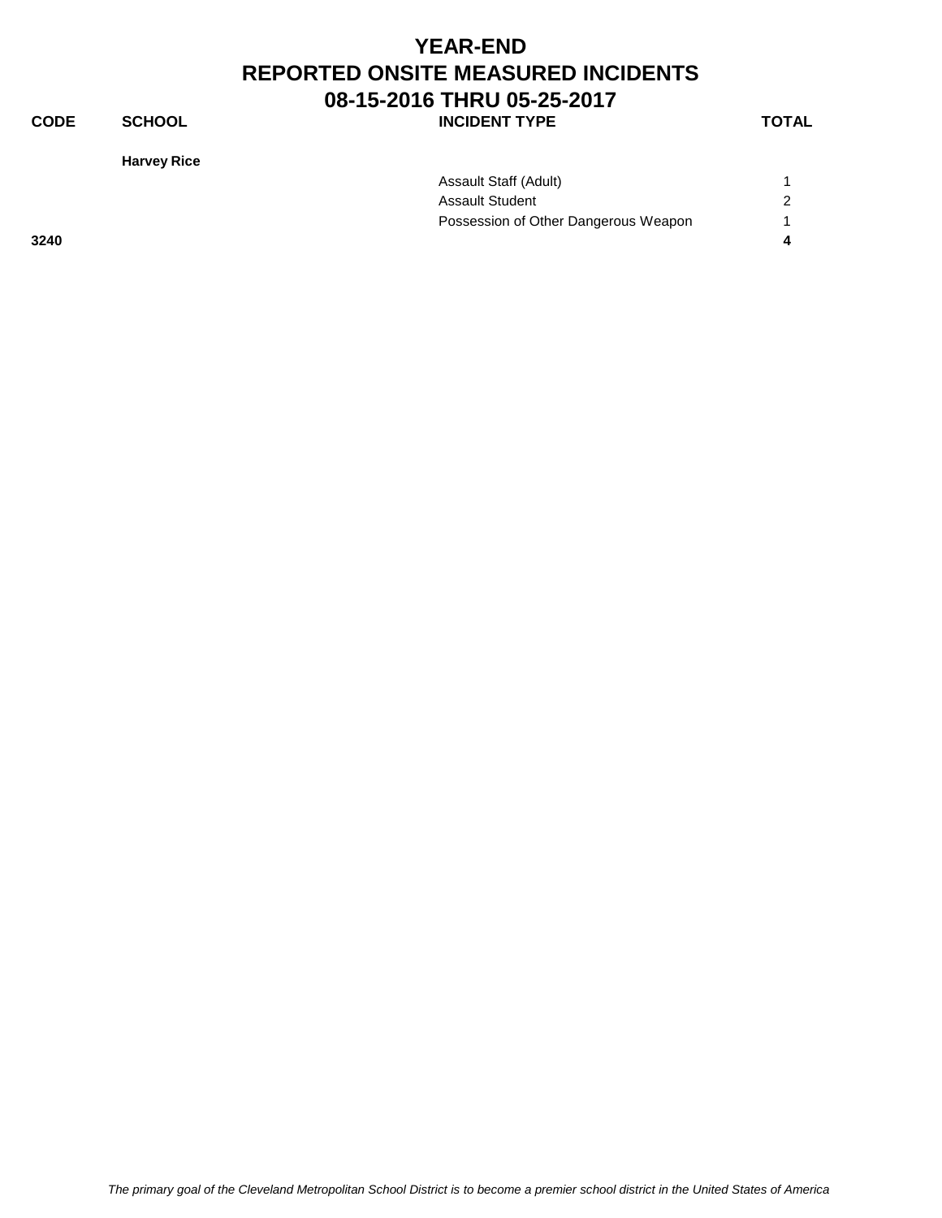# YEAR-END
# REPORTED ONSITE MEASURED INCIDENTS
# 08-15-2016 THRU 05-25-2017

| CODE | SCHOOL | INCIDENT TYPE | TOTAL |
|---|---|---|---|
| | **Harvey Rice** | | |
| | | Assault Staff (Adult) | 1 |
| | | Assault Student | 2 |
| | | Possession of Other Dangerous Weapon | 1 |
| **3240** | | | **4** |

*The primary goal of the Cleveland Metropolitan School District is to become a premier school district in the United States of America*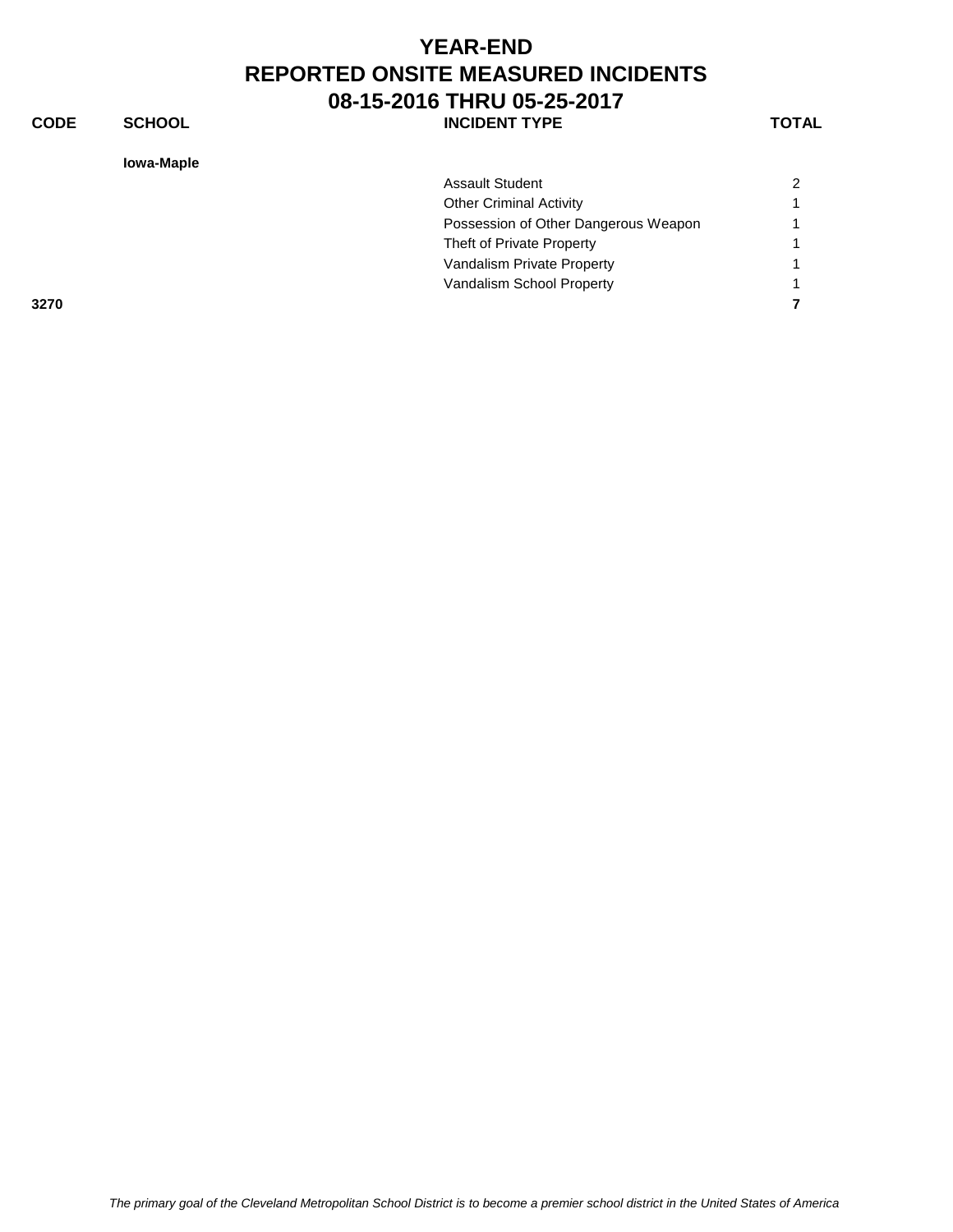# YEAR-END
# REPORTED ONSITE MEASURED INCIDENTS
# 08-15-2016 THRU 05-25-2017

| CODE | SCHOOL | INCIDENT TYPE | TOTAL |
| --- | --- | --- | --- |
| | **Iowa-Maple** | | |
| | | Assault Student | 2 |
| | | Other Criminal Activity | 1 |
| | | Possession of Other Dangerous Weapon | 1 |
| | | Theft of Private Property | 1 |
| | | Vandalism Private Property | 1 |
| | | Vandalism School Property | 1 |
| **3270** | | | **7** |

*The primary goal of the Cleveland Metropolitan School District is to become a premier school district in the United States of America*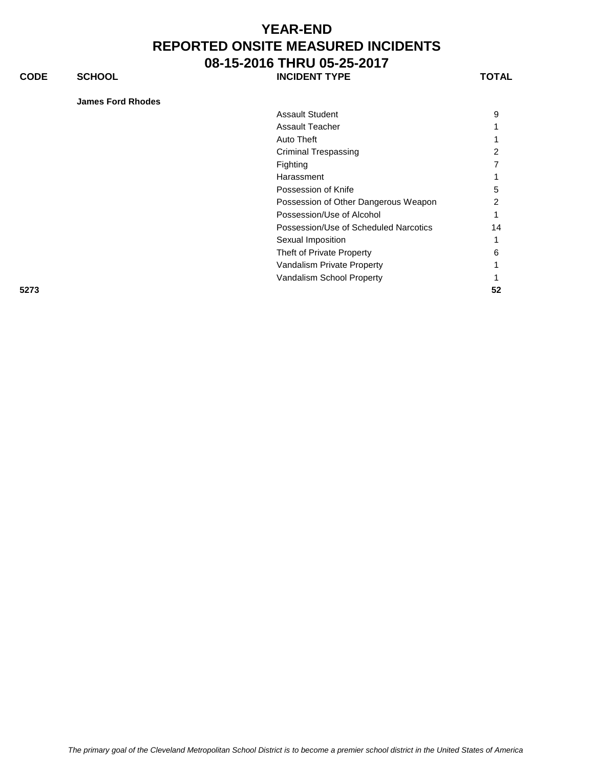# YEAR-END
# REPORTED ONSITE MEASURED INCIDENTS
# 08-15-2016 THRU 05-25-2017

| CODE | SCHOOL | INCIDENT TYPE | TOTAL |
|---|---|---|---|
| | **James Ford Rhodes** | | |
| | | Assault Student | 9 |
| | | Assault Teacher | 1 |
| | | Auto Theft | 1 |
| | | Criminal Trespassing | 2 |
| | | Fighting | 7 |
| | | Harassment | 1 |
| | | Possession of Knife | 5 |
| | | Possession of Other Dangerous Weapon | 2 |
| | | Possession/Use of Alcohol | 1 |
| | | Possession/Use of Scheduled Narcotics | 14 |
| | | Sexual Imposition | 1 |
| | | Theft of Private Property | 6 |
| | | Vandalism Private Property | 1 |
| | | Vandalism School Property | 1 |
| **5273** | | | **52** |

*The primary goal of the Cleveland Metropolitan School District is to become a premier school district in the United States of America*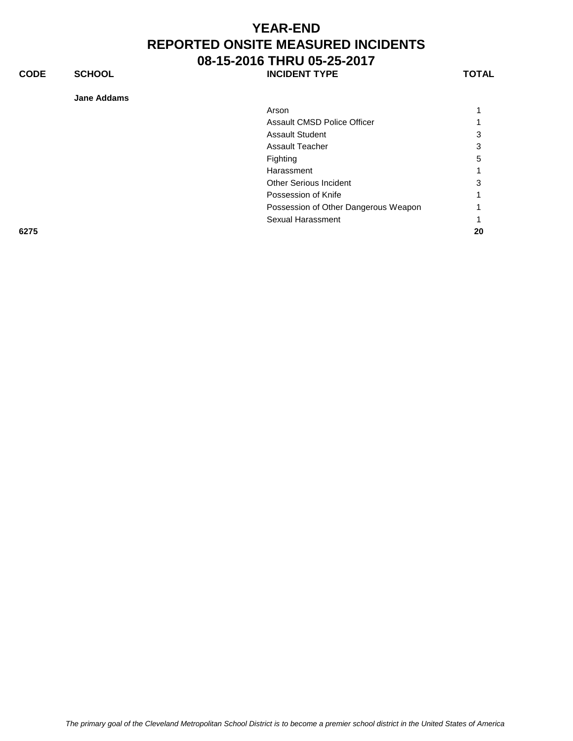# YEAR-END
# REPORTED ONSITE MEASURED INCIDENTS
# 08-15-2016 THRU 05-25-2017

| CODE | SCHOOL | INCIDENT TYPE | TOTAL |
|---|---|---|---|
| | **Jane Addams** | | |
| | | Arson | 1 |
| | | Assault CMSD Police Officer | 1 |
| | | Assault Student | 3 |
| | | Assault Teacher | 3 |
| | | Fighting | 5 |
| | | Harassment | 1 |
| | | Other Serious Incident | 3 |
| | | Possession of Knife | 1 |
| | | Possession of Other Dangerous Weapon | 1 |
| | | Sexual Harassment | 1 |
| **6275** | | | **20** |

*The primary goal of the Cleveland Metropolitan School District is to become a premier school district in the United States of America*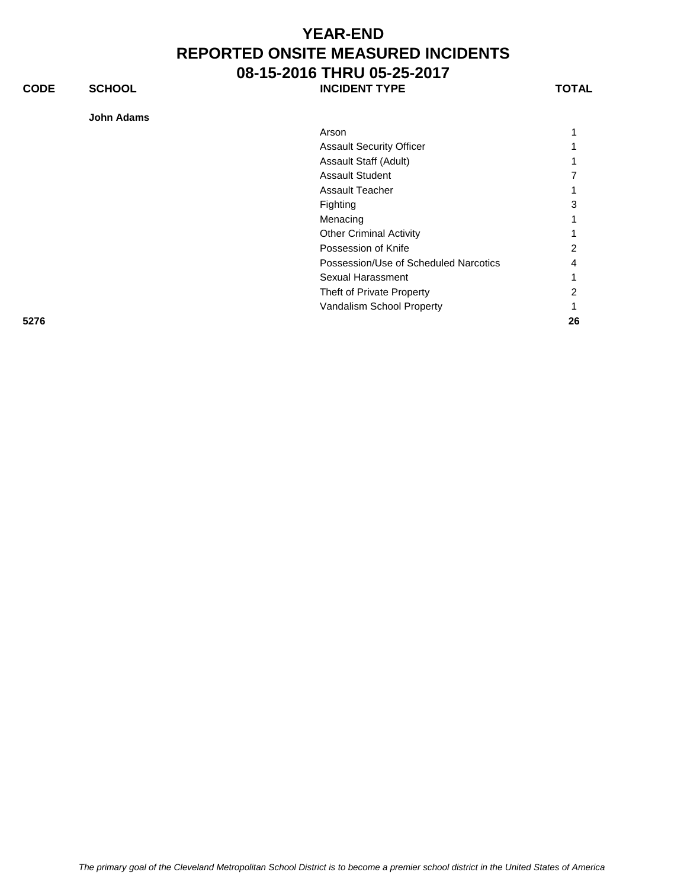# YEAR-END
# REPORTED ONSITE MEASURED INCIDENTS
# 08-15-2016 THRU 05-25-2017

| CODE | SCHOOL | INCIDENT TYPE | TOTAL |
|---|---|---|---|
| | **John Adams** | | |
| | | Arson | 1 |
| | | Assault Security Officer | 1 |
| | | Assault Staff (Adult) | 1 |
| | | Assault Student | 7 |
| | | Assault Teacher | 1 |
| | | Fighting | 3 |
| | | Menacing | 1 |
| | | Other Criminal Activity | 1 |
| | | Possession of Knife | 2 |
| | | Possession/Use of Scheduled Narcotics | 4 |
| | | Sexual Harassment | 1 |
| | | Theft of Private Property | 2 |
| | | Vandalism School Property | 1 |
| **5276** | | | **26** |

*The primary goal of the Cleveland Metropolitan School District is to become a premier school district in the United States of America*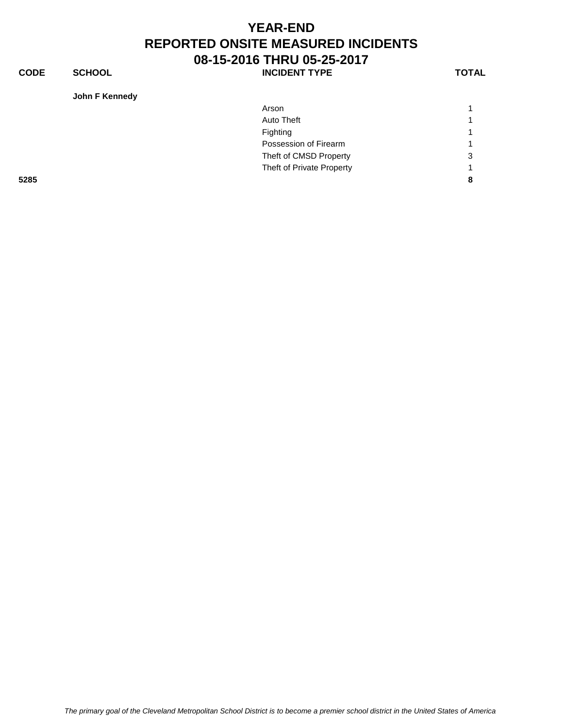# YEAR-END
# REPORTED ONSITE MEASURED INCIDENTS
# 08-15-2016 THRU 05-25-2017

| CODE | SCHOOL | INCIDENT TYPE | TOTAL |
|---|---|---|---|
| | **John F Kennedy** | | |
| | | Arson | 1 |
| | | Auto Theft | 1 |
| | | Fighting | 1 |
| | | Possession of Firearm | 1 |
| | | Theft of CMSD Property | 3 |
| | | Theft of Private Property | 1 |
| **5285** | | | **8** |

*The primary goal of the Cleveland Metropolitan School District is to become a premier school district in the United States of America*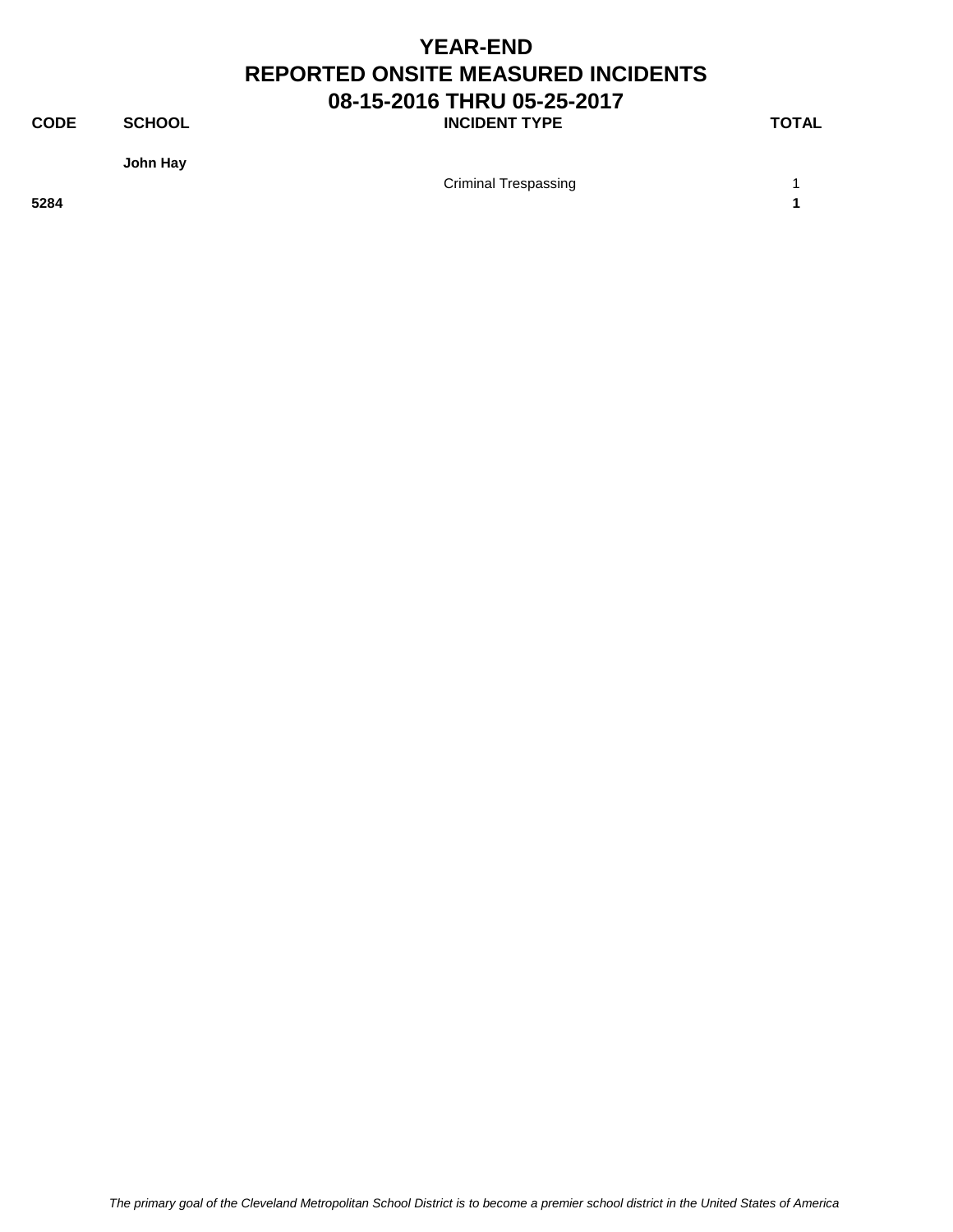# YEAR-END
# REPORTED ONSITE MEASURED INCIDENTS
# 08-15-2016 THRU 05-25-2017

| CODE | SCHOOL | INCIDENT TYPE | TOTAL |
|---|---|---|---|
| | **John Hay** | | |
| | | Criminal Trespassing | 1 |
| **5284** | | | **1** |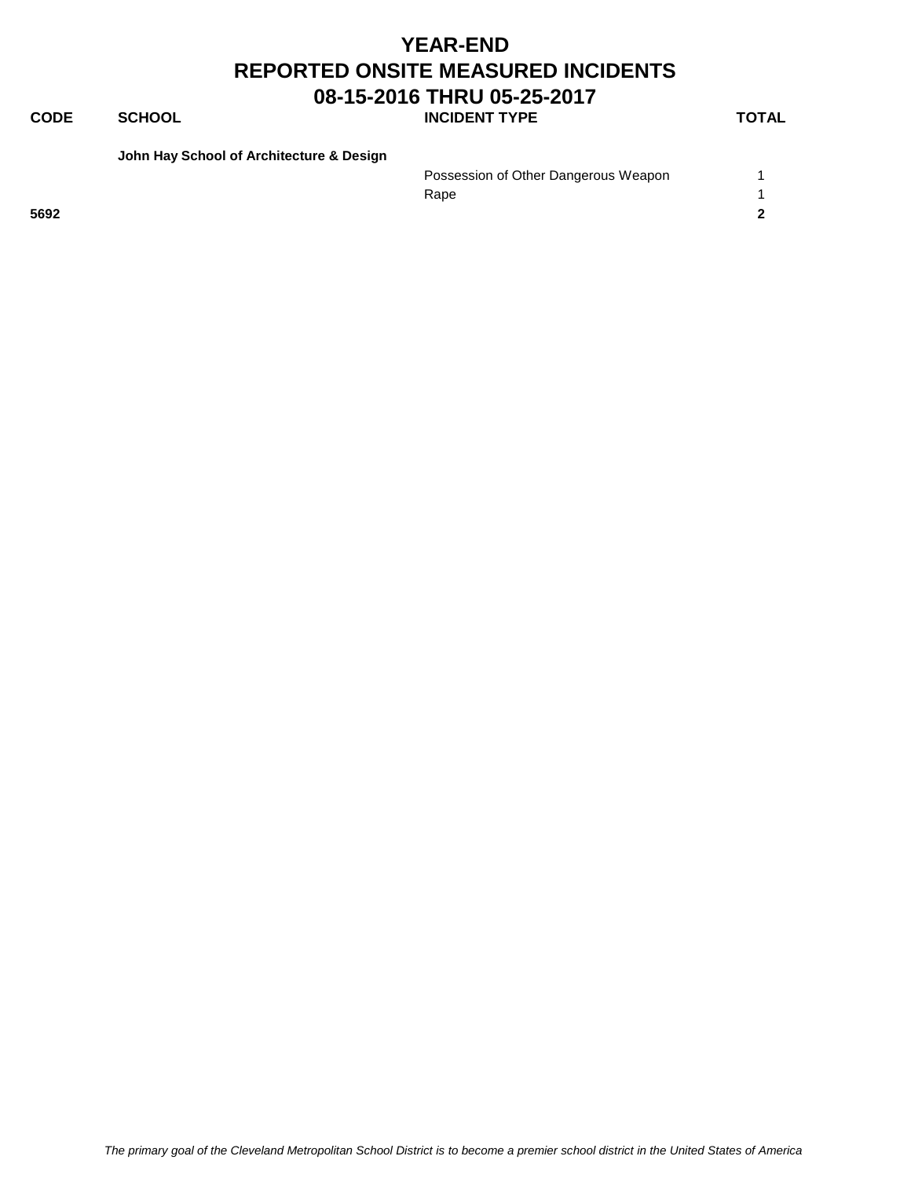# YEAR-END
# REPORTED ONSITE MEASURED INCIDENTS
## 08-15-2016 THRU 05-25-2017

| CODE | SCHOOL | INCIDENT TYPE | TOTAL |
|---|---|---|---|
| | **John Hay School of Architecture & Design** | | |
| | | Possession of Other Dangerous Weapon | 1 |
| | | Rape | 1 |
| **5692** | | | **2** |

*The primary goal of the Cleveland Metropolitan School District is to become a premier school district in the United States of America*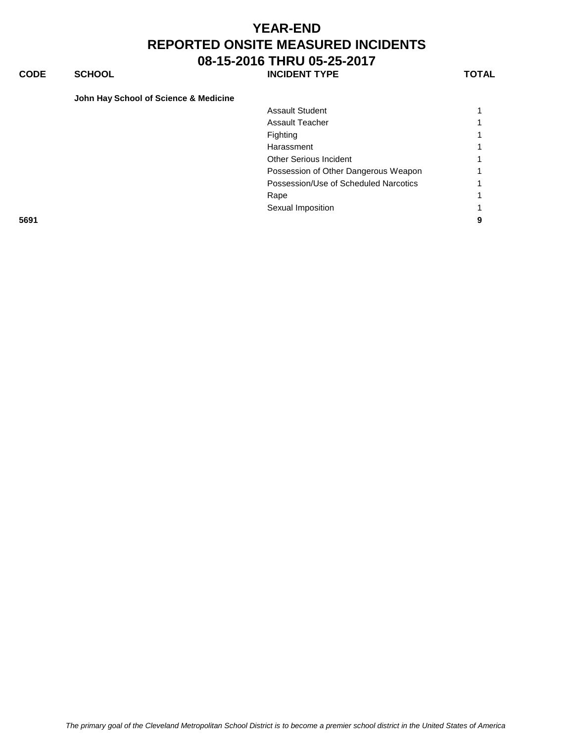# YEAR-END
# REPORTED ONSITE MEASURED INCIDENTS
# 08-15-2016 THRU 05-25-2017

| CODE | SCHOOL | INCIDENT TYPE | TOTAL |
|---|---|---|---|
| | **John Hay School of Science & Medicine** | | |
| | | Assault Student | 1 |
| | | Assault Teacher | 1 |
| | | Fighting | 1 |
| | | Harassment | 1 |
| | | Other Serious Incident | 1 |
| | | Possession of Other Dangerous Weapon | 1 |
| | | Possession/Use of Scheduled Narcotics | 1 |
| | | Rape | 1 |
| | | Sexual Imposition | 1 |
| **5691** | | | **9** |

*The primary goal of the Cleveland Metropolitan School District is to become a premier school district in the United States of America*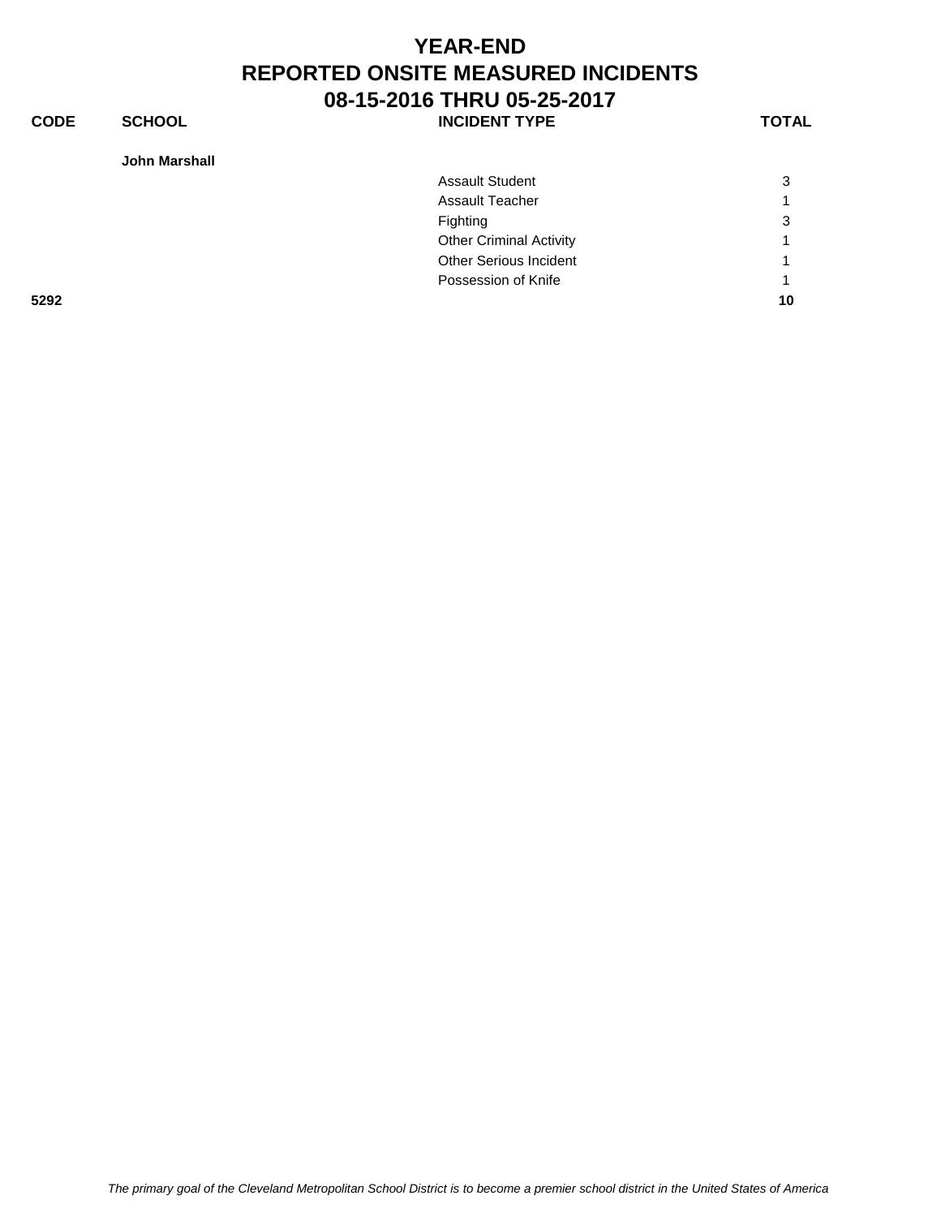# YEAR-END

# REPORTED ONSITE MEASURED INCIDENTS

# 08-15-2016 THRU 05-25-2017

| CODE | SCHOOL | INCIDENT TYPE | TOTAL |
|---|---|---|---|
| | **John Marshall** | | |
| | | Assault Student | 3 |
| | | Assault Teacher | 1 |
| | | Fighting | 3 |
| | | Other Criminal Activity | 1 |
| | | Other Serious Incident | 1 |
| | | Possession of Knife | 1 |
| **5292** | | | **10** |

*The primary goal of the Cleveland Metropolitan School District is to become a premier school district in the United States of America*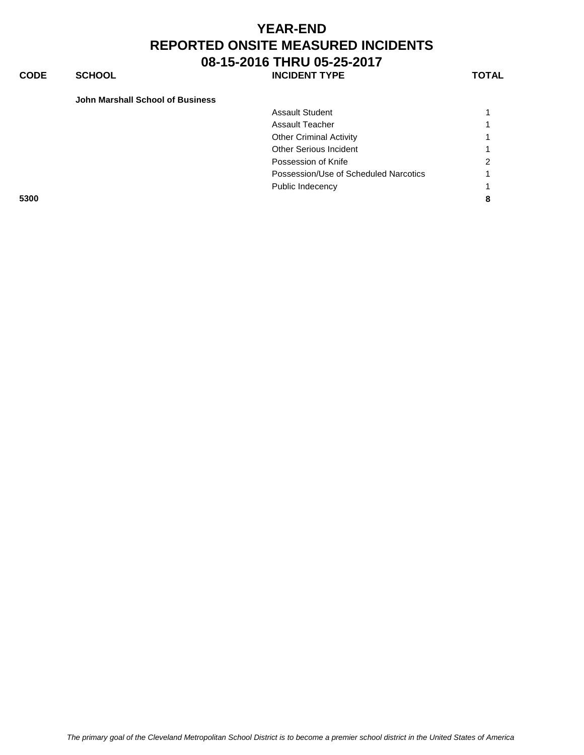# YEAR-END
# REPORTED ONSITE MEASURED INCIDENTS
# 08-15-2016 THRU 05-25-2017

| CODE | SCHOOL | INCIDENT TYPE | TOTAL |
|---|---|---|---|
| | **John Marshall School of Business** | | |
| | | Assault Student | 1 |
| | | Assault Teacher | 1 |
| | | Other Criminal Activity | 1 |
| | | Other Serious Incident | 1 |
| | | Possession of Knife | 2 |
| | | Possession/Use of Scheduled Narcotics | 1 |
| | | Public Indecency | 1 |
| **5300** | | | **8** |

*The primary goal of the Cleveland Metropolitan School District is to become a premier school district in the United States of America*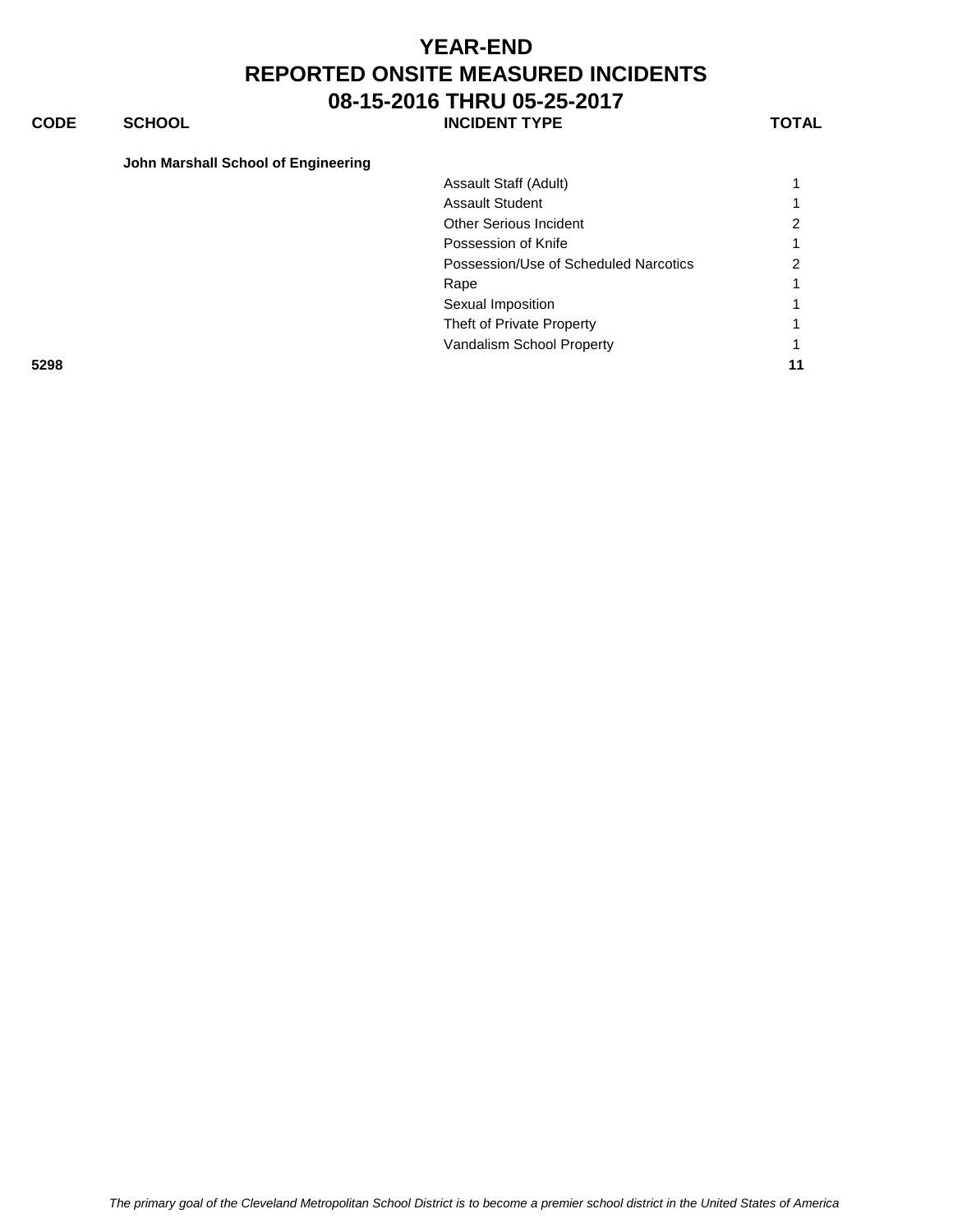# YEAR-END
# REPORTED ONSITE MEASURED INCIDENTS
# 08-15-2016 THRU 05-25-2017

| CODE | SCHOOL | INCIDENT TYPE | TOTAL |
|---|---|---|---|
| | **John Marshall School of Engineering** | | |
| | | Assault Staff (Adult) | 1 |
| | | Assault Student | 1 |
| | | Other Serious Incident | 2 |
| | | Possession of Knife | 1 |
| | | Possession/Use of Scheduled Narcotics | 2 |
| | | Rape | 1 |
| | | Sexual Imposition | 1 |
| | | Theft of Private Property | 1 |
| | | Vandalism School Property | 1 |
| **5298** | | | **11** |

*The primary goal of the Cleveland Metropolitan School District is to become a premier school district in the United States of America*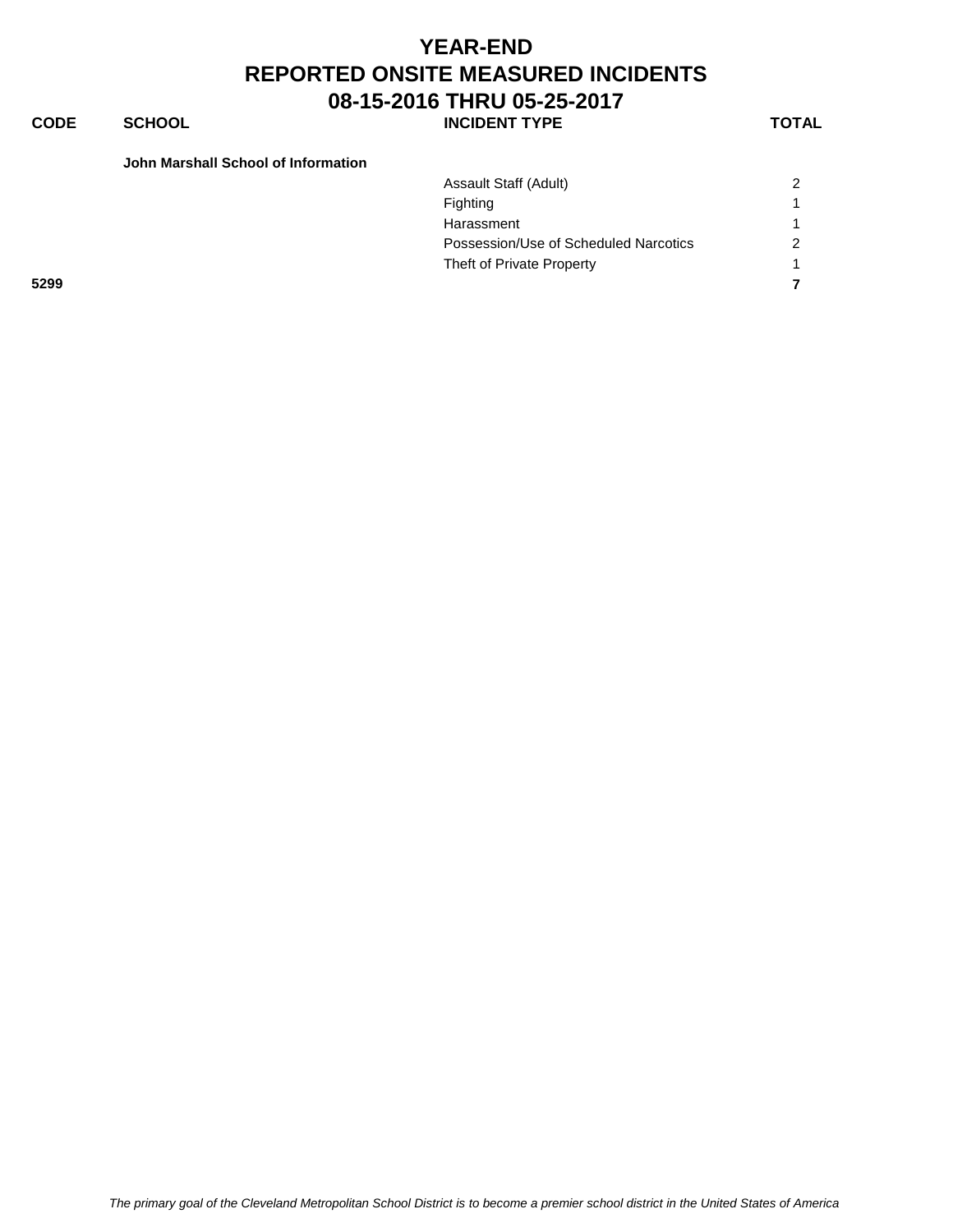# YEAR-END
## REPORTED ONSITE MEASURED INCIDENTS
## 08-15-2016 THRU 05-25-2017

| CODE | SCHOOL | INCIDENT TYPE | TOTAL |
|---|---|---|---|
| | **John Marshall School of Information** | | |
| | | Assault Staff (Adult) | 2 |
| | | Fighting | 1 |
| | | Harassment | 1 |
| | | Possession/Use of Scheduled Narcotics | 2 |
| | | Theft of Private Property | 1 |
| **5299** | | | **7** |

*The primary goal of the Cleveland Metropolitan School District is to become a premier school district in the United States of America*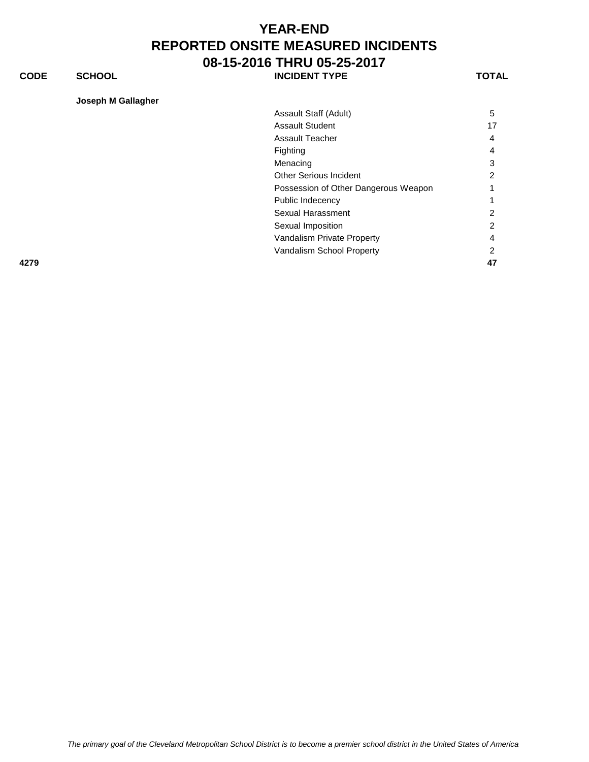# YEAR-END
# REPORTED ONSITE MEASURED INCIDENTS
# 08-15-2016 THRU 05-25-2017

| CODE | SCHOOL | INCIDENT TYPE | TOTAL |
|---|---|---|---|
| | **Joseph M Gallagher** | | |
| | | Assault Staff (Adult) | 5 |
| | | Assault Student | 17 |
| | | Assault Teacher | 4 |
| | | Fighting | 4 |
| | | Menacing | 3 |
| | | Other Serious Incident | 2 |
| | | Possession of Other Dangerous Weapon | 1 |
| | | Public Indecency | 1 |
| | | Sexual Harassment | 2 |
| | | Sexual Imposition | 2 |
| | | Vandalism Private Property | 4 |
| | | Vandalism School Property | 2 |
| **4279** | | | **47** |

*The primary goal of the Cleveland Metropolitan School District is to become a premier school district in the United States of America*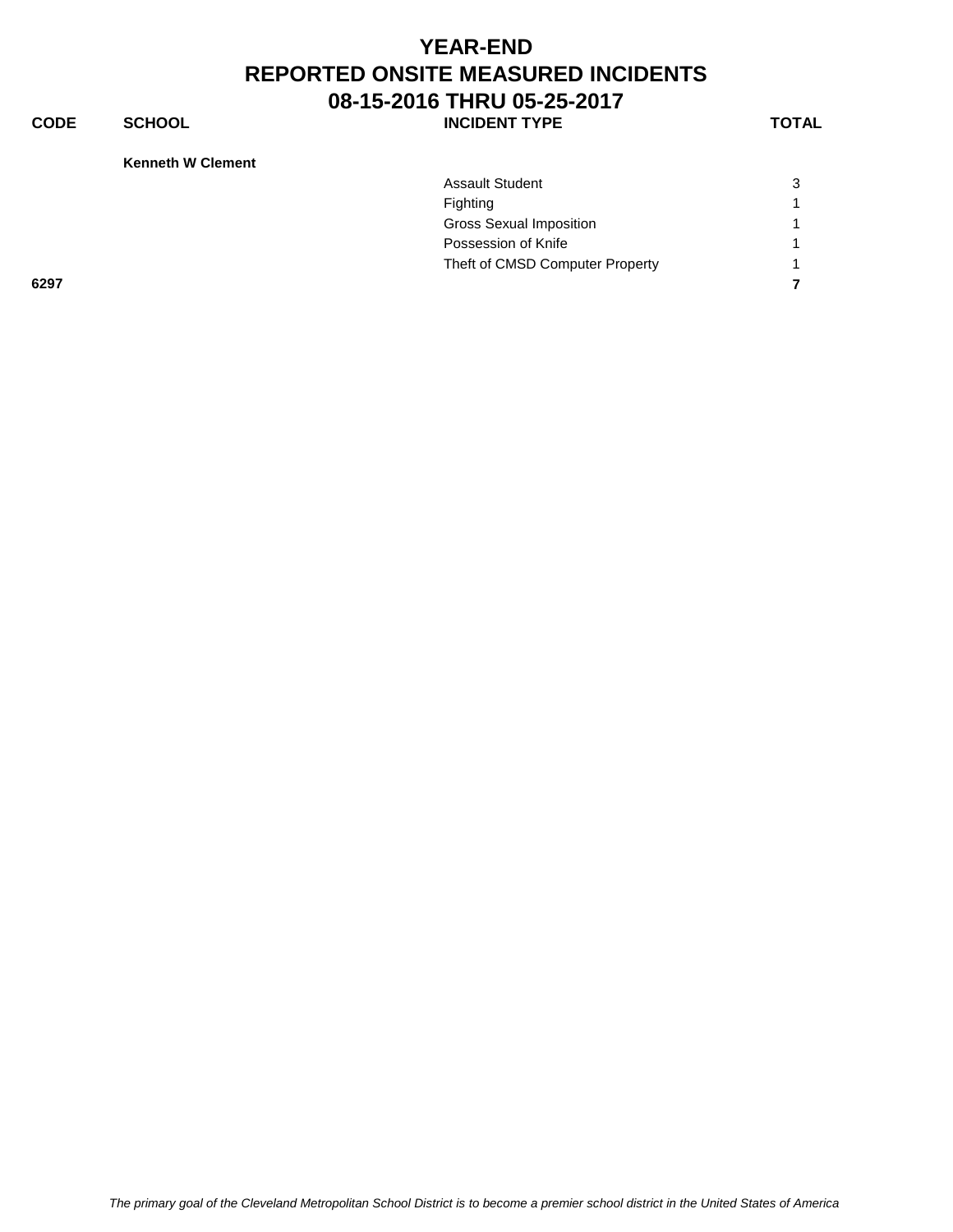# YEAR-END
# REPORTED ONSITE MEASURED INCIDENTS
# 08-15-2016 THRU 05-25-2017

| CODE | SCHOOL | INCIDENT TYPE | TOTAL |
|---|---|---|---|
| | **Kenneth W Clement** | | |
| | | Assault Student | 3 |
| | | Fighting | 1 |
| | | Gross Sexual Imposition | 1 |
| | | Possession of Knife | 1 |
| | | Theft of CMSD Computer Property | 1 |
| **6297** | | | **7** |

*The primary goal of the Cleveland Metropolitan School District is to become a premier school district in the United States of America*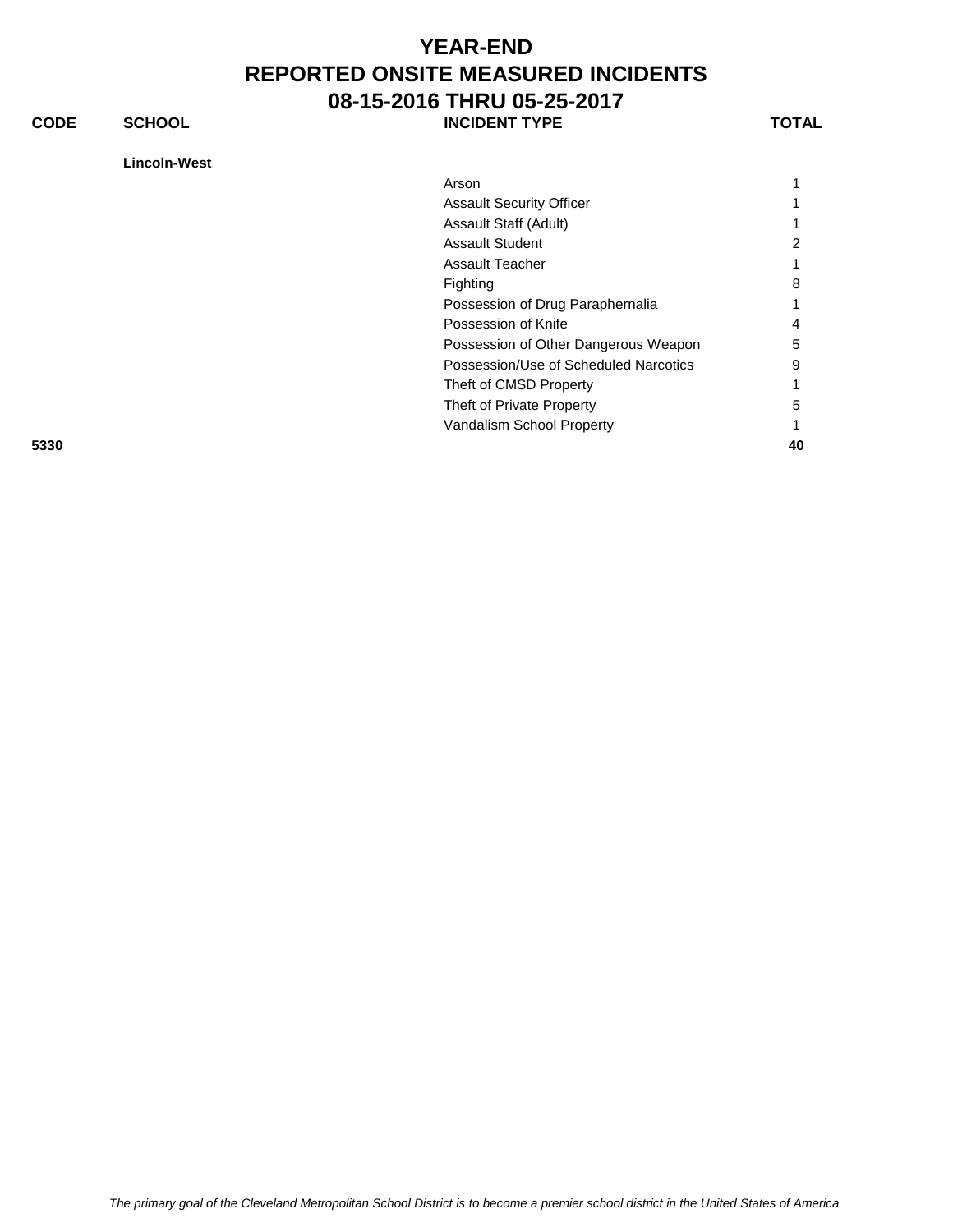# YEAR-END
# REPORTED ONSITE MEASURED INCIDENTS
# 08-15-2016 THRU 05-25-2017

| CODE | SCHOOL | INCIDENT TYPE | TOTAL |
|---|---|---|---|
| | **Lincoln-West** | | |
| | | Arson | 1 |
| | | Assault Security Officer | 1 |
| | | Assault Staff (Adult) | 1 |
| | | Assault Student | 2 |
| | | Assault Teacher | 1 |
| | | Fighting | 8 |
| | | Possession of Drug Paraphernalia | 1 |
| | | Possession of Knife | 4 |
| | | Possession of Other Dangerous Weapon | 5 |
| | | Possession/Use of Scheduled Narcotics | 9 |
| | | Theft of CMSD Property | 1 |
| | | Theft of Private Property | 5 |
| | | Vandalism School Property | 1 |
| **5330** | | | **40** |

*The primary goal of the Cleveland Metropolitan School District is to become a premier school district in the United States of America*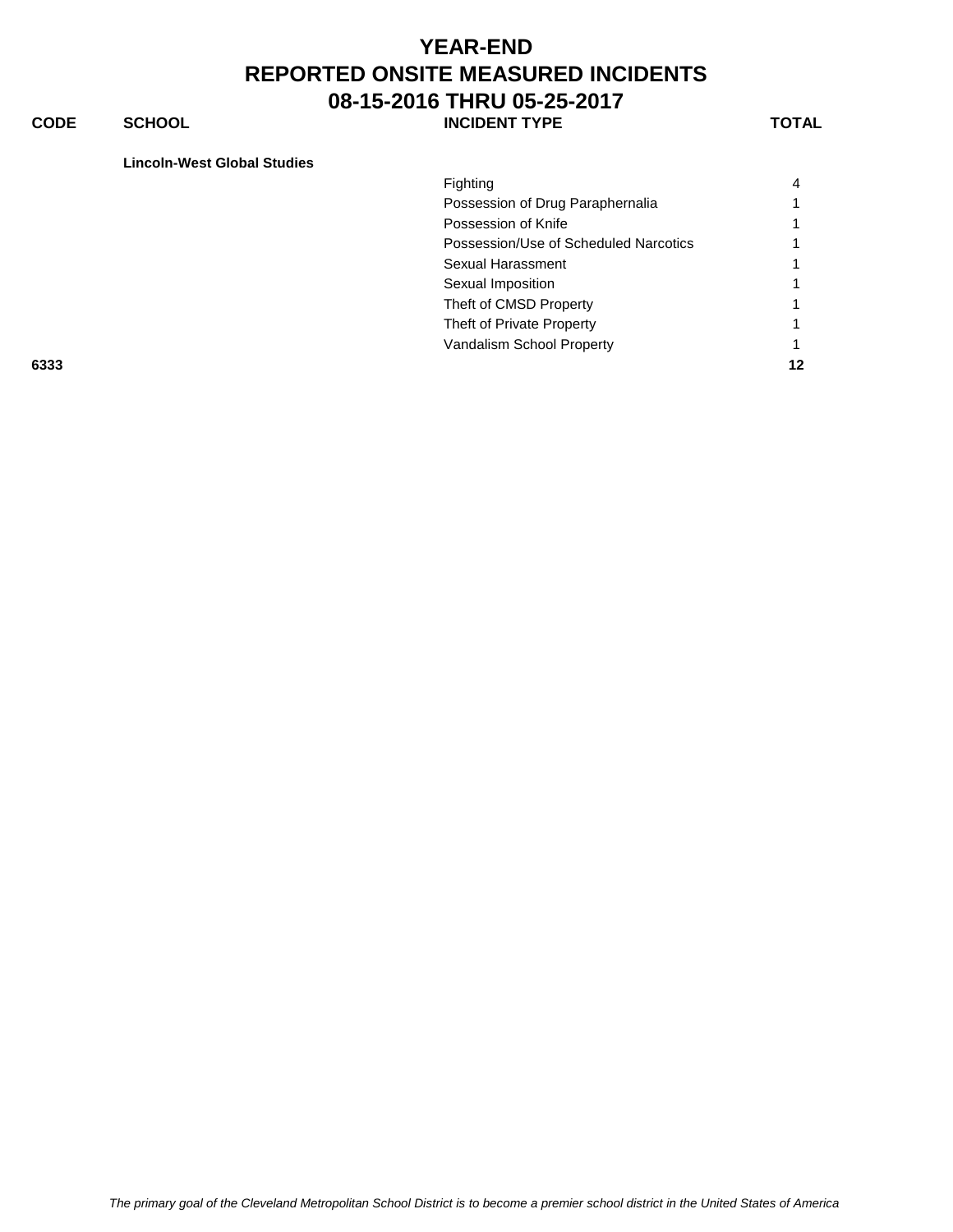# YEAR-END
# REPORTED ONSITE MEASURED INCIDENTS
# 08-15-2016 THRU 05-25-2017

| CODE | SCHOOL | INCIDENT TYPE | TOTAL |
|---|---|---|---|
| | **Lincoln-West Global Studies** | | |
| | | Fighting | 4 |
| | | Possession of Drug Paraphernalia | 1 |
| | | Possession of Knife | 1 |
| | | Possession/Use of Scheduled Narcotics | 1 |
| | | Sexual Harassment | 1 |
| | | Sexual Imposition | 1 |
| | | Theft of CMSD Property | 1 |
| | | Theft of Private Property | 1 |
| | | Vandalism School Property | 1 |
| **6333** | | | **12** |

*The primary goal of the Cleveland Metropolitan School District is to become a premier school district in the United States of America*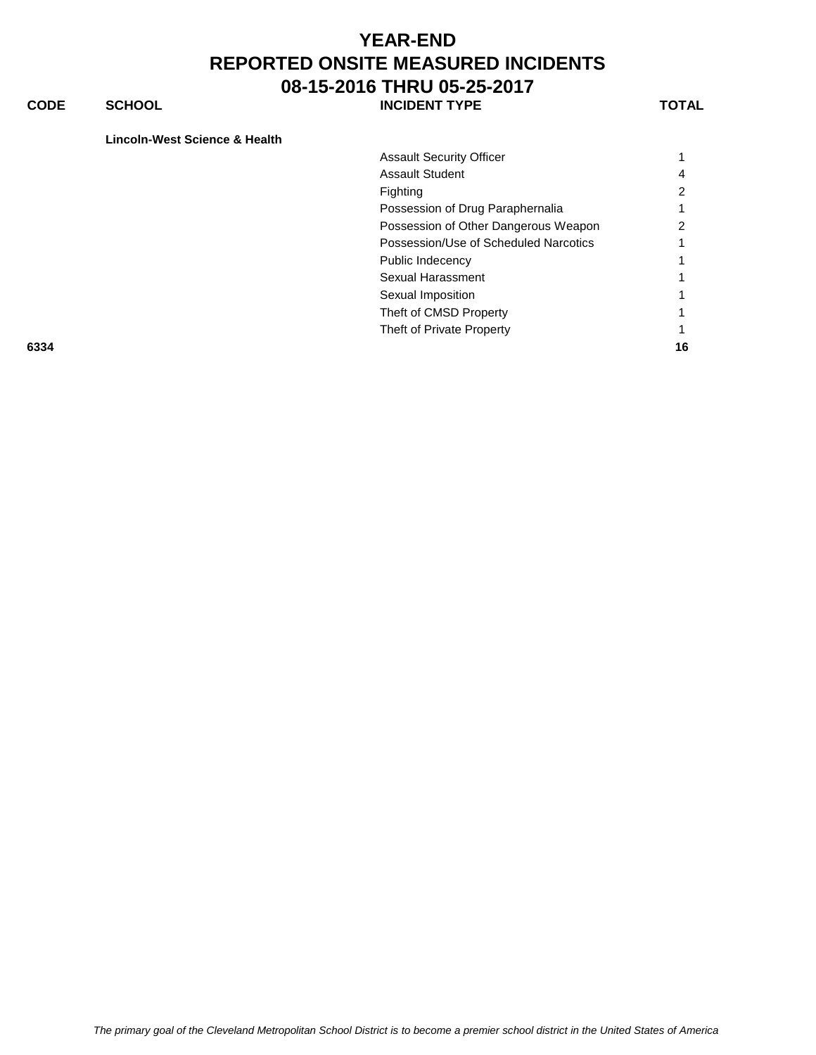# YEAR-END
# REPORTED ONSITE MEASURED INCIDENTS
# 08-15-2016 THRU 05-25-2017

| CODE | SCHOOL | INCIDENT TYPE | TOTAL |
|---|---|---|---|
| | **Lincoln-West Science & Health** | | |
| | | Assault Security Officer | 1 |
| | | Assault Student | 4 |
| | | Fighting | 2 |
| | | Possession of Drug Paraphernalia | 1 |
| | | Possession of Other Dangerous Weapon | 2 |
| | | Possession/Use of Scheduled Narcotics | 1 |
| | | Public Indecency | 1 |
| | | Sexual Harassment | 1 |
| | | Sexual Imposition | 1 |
| | | Theft of CMSD Property | 1 |
| | | Theft of Private Property | 1 |
| **6334** | | | **16** |

*The primary goal of the Cleveland Metropolitan School District is to become a premier school district in the United States of America*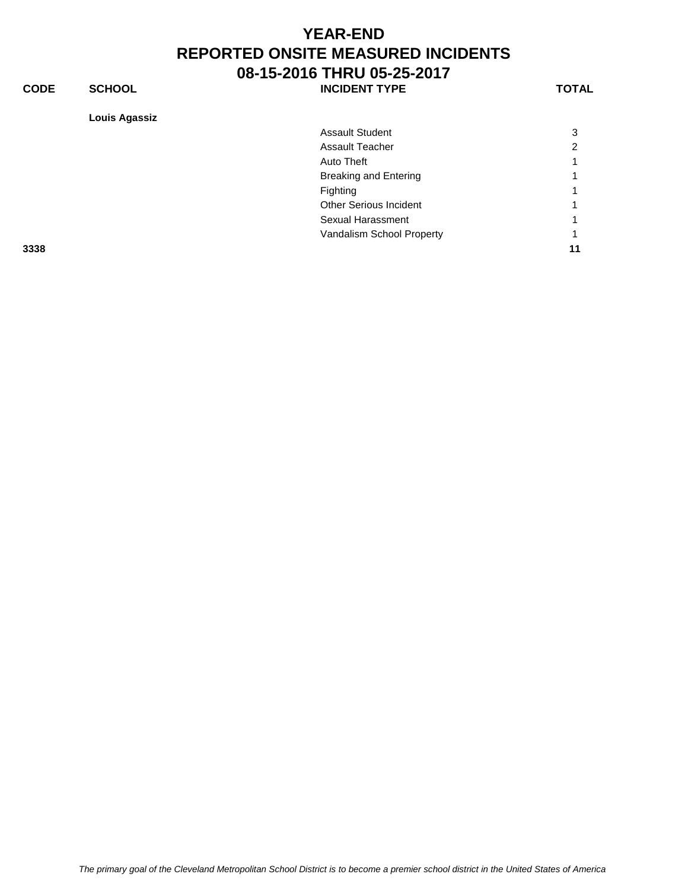# YEAR-END
# REPORTED ONSITE MEASURED INCIDENTS
# 08-15-2016 THRU 05-25-2017

| CODE | SCHOOL | INCIDENT TYPE | TOTAL |
|---|---|---|---|
| | **Louis Agassiz** | | |
| | | Assault Student | 3 |
| | | Assault Teacher | 2 |
| | | Auto Theft | 1 |
| | | Breaking and Entering | 1 |
| | | Fighting | 1 |
| | | Other Serious Incident | 1 |
| | | Sexual Harassment | 1 |
| | | Vandalism School Property | 1 |
| **3338** | | | **11** |

*The primary goal of the Cleveland Metropolitan School District is to become a premier school district in the United States of America*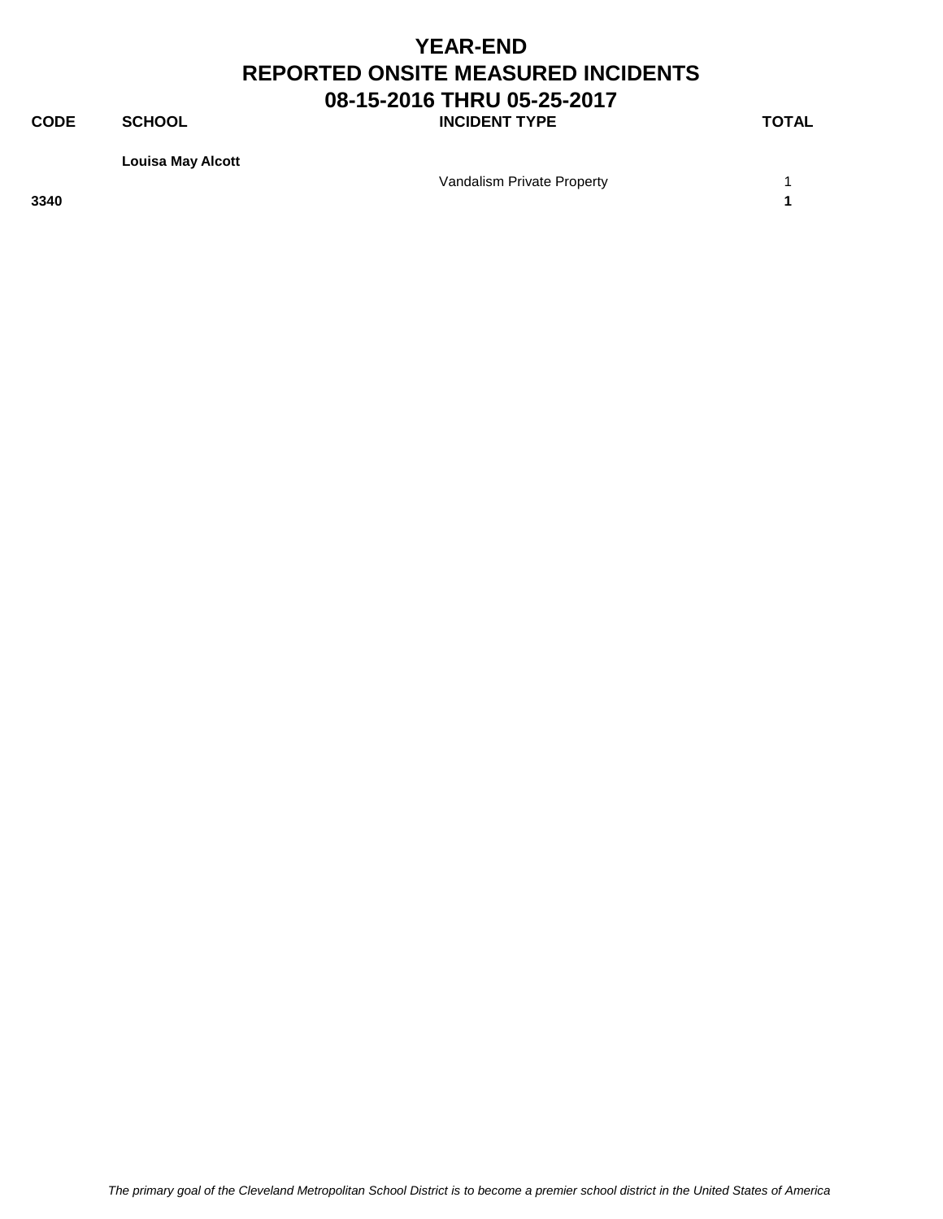# YEAR-END
# REPORTED ONSITE MEASURED INCIDENTS
# 08-15-2016 THRU 05-25-2017

| CODE | SCHOOL | INCIDENT TYPE | TOTAL |
|---|---|---|---|
| | **Louisa May Alcott** | | |
| | | Vandalism Private Property | 1 |
| **3340** | | | **1** |

*The primary goal of the Cleveland Metropolitan School District is to become a premier school district in the United States of America*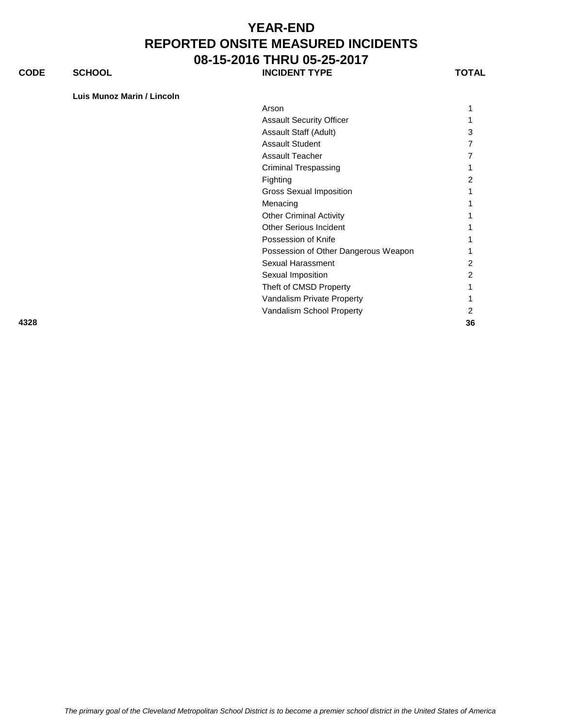# YEAR-END
# REPORTED ONSITE MEASURED INCIDENTS
# 08-15-2016 THRU 05-25-2017

| CODE | SCHOOL | INCIDENT TYPE | TOTAL |
|---|---|---|---|
| | **Luis Munoz Marin / Lincoln** | | |
| | | Arson | 1 |
| | | Assault Security Officer | 1 |
| | | Assault Staff (Adult) | 3 |
| | | Assault Student | 7 |
| | | Assault Teacher | 7 |
| | | Criminal Trespassing | 1 |
| | | Fighting | 2 |
| | | Gross Sexual Imposition | 1 |
| | | Menacing | 1 |
| | | Other Criminal Activity | 1 |
| | | Other Serious Incident | 1 |
| | | Possession of Knife | 1 |
| | | Possession of Other Dangerous Weapon | 1 |
| | | Sexual Harassment | 2 |
| | | Sexual Imposition | 2 |
| | | Theft of CMSD Property | 1 |
| | | Vandalism Private Property | 1 |
| | | Vandalism School Property | 2 |
| **4328** | | | **36** |

*The primary goal of the Cleveland Metropolitan School District is to become a premier school district in the United States of America*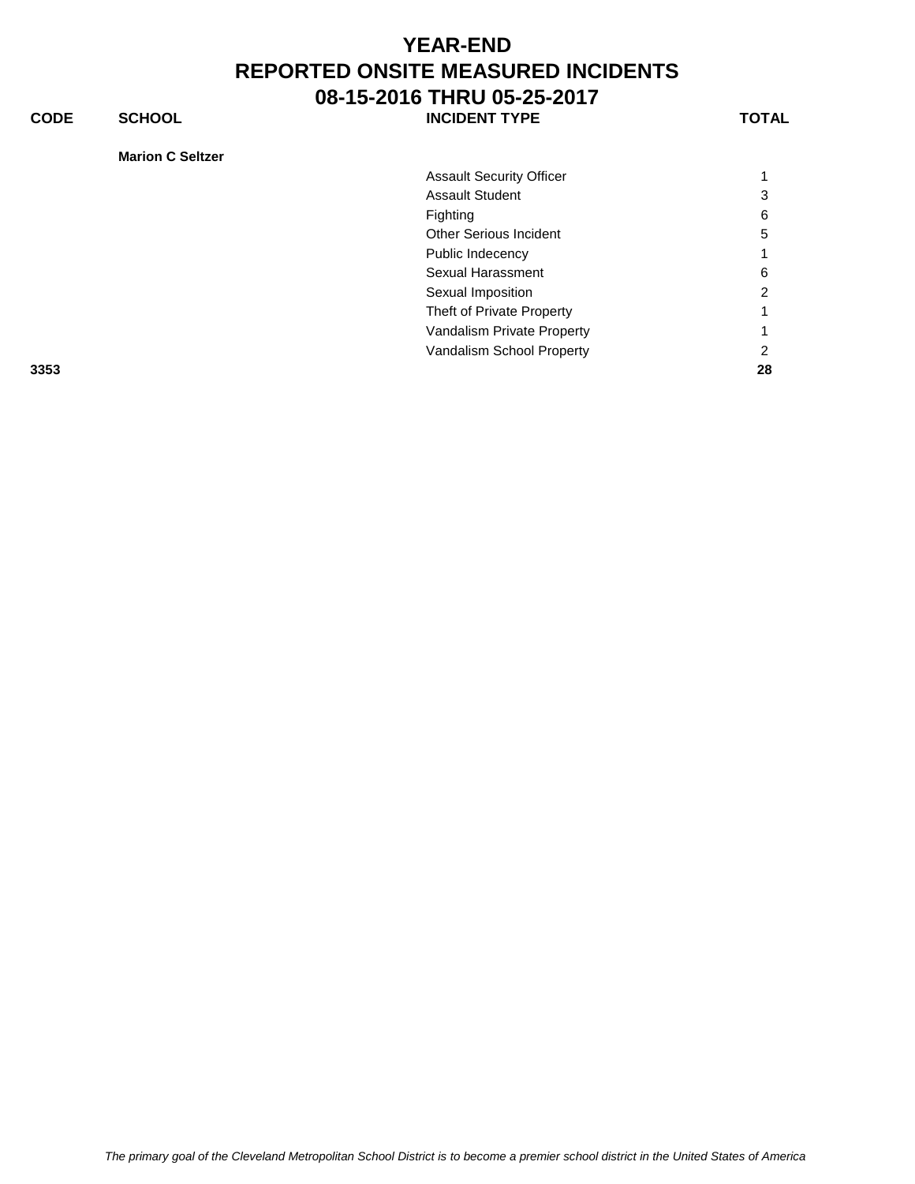# YEAR-END
# REPORTED ONSITE MEASURED INCIDENTS
# 08-15-2016 THRU 05-25-2017

| CODE | SCHOOL | INCIDENT TYPE | TOTAL |
|---|---|---|---|
| | **Marion C Seltzer** | | |
| | | Assault Security Officer | 1 |
| | | Assault Student | 3 |
| | | Fighting | 6 |
| | | Other Serious Incident | 5 |
| | | Public Indecency | 1 |
| | | Sexual Harassment | 6 |
| | | Sexual Imposition | 2 |
| | | Theft of Private Property | 1 |
| | | Vandalism Private Property | 1 |
| | | Vandalism School Property | 2 |
| **3353** | | | **28** |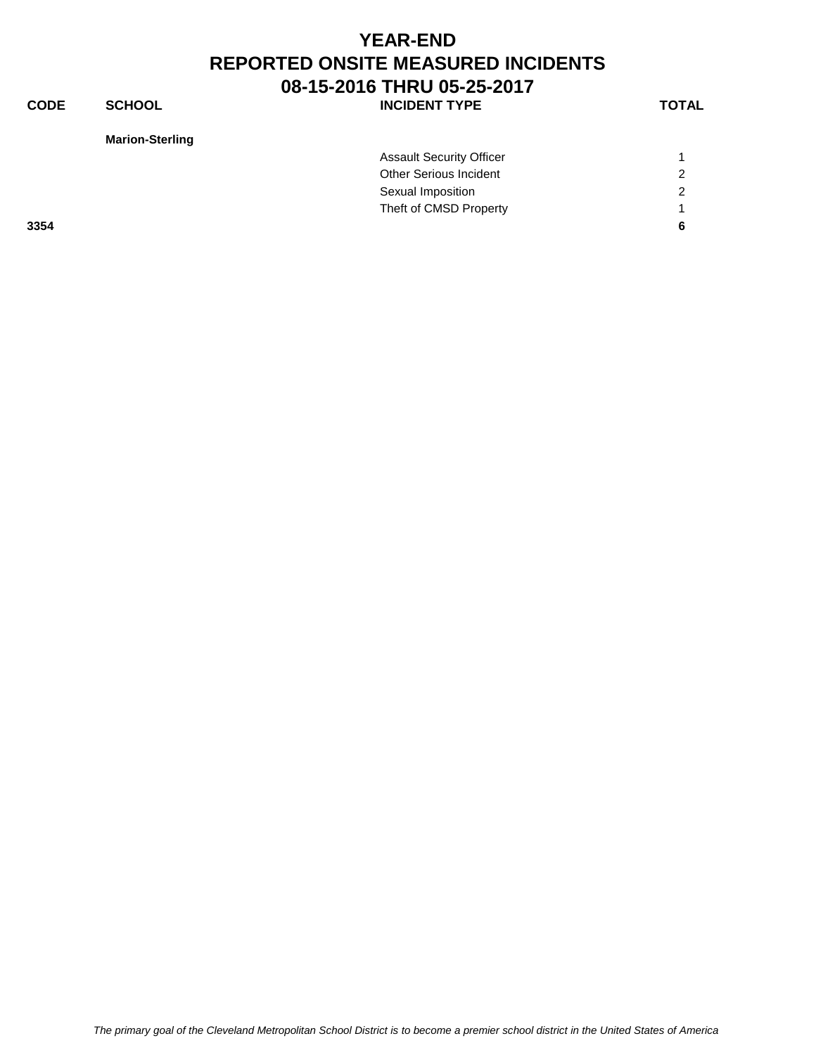# YEAR-END
# REPORTED ONSITE MEASURED INCIDENTS
## 08-15-2016 THRU 05-25-2017

| CODE | SCHOOL | INCIDENT TYPE | TOTAL |
|---|---|---|---|
| | **Marion-Sterling** | | |
| | | Assault Security Officer | 1 |
| | | Other Serious Incident | 2 |
| | | Sexual Imposition | 2 |
| | | Theft of CMSD Property | 1 |
| **3354** | | | **6** |

*The primary goal of the Cleveland Metropolitan School District is to become a premier school district in the United States of America*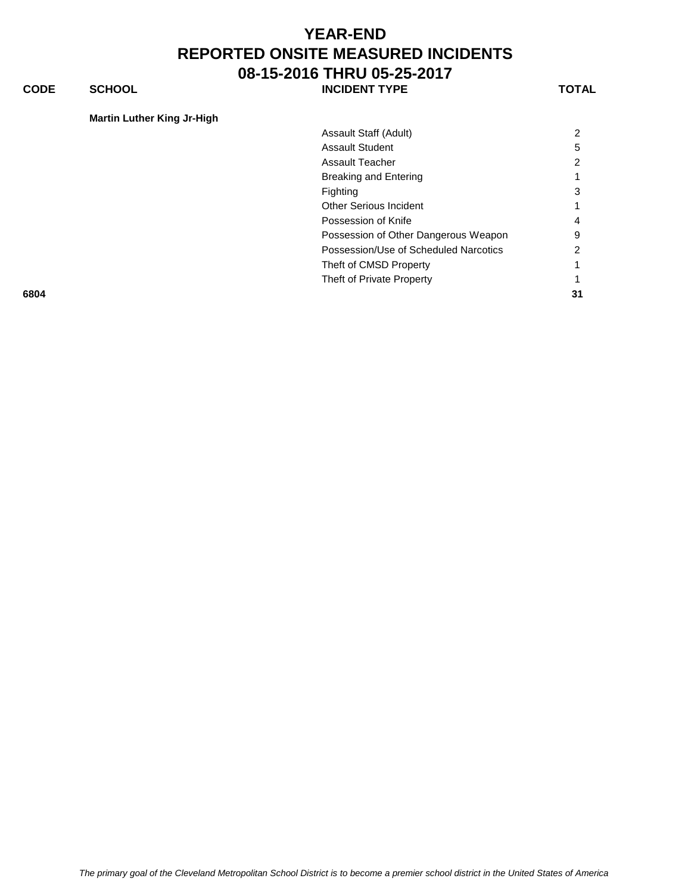# YEAR-END
# REPORTED ONSITE MEASURED INCIDENTS
# 08-15-2016 THRU 05-25-2017

| CODE | SCHOOL | INCIDENT TYPE | TOTAL |
|---|---|---|---|
| | **Martin Luther King Jr-High** | | |
| | | Assault Staff (Adult) | 2 |
| | | Assault Student | 5 |
| | | Assault Teacher | 2 |
| | | Breaking and Entering | 1 |
| | | Fighting | 3 |
| | | Other Serious Incident | 1 |
| | | Possession of Knife | 4 |
| | | Possession of Other Dangerous Weapon | 9 |
| | | Possession/Use of Scheduled Narcotics | 2 |
| | | Theft of CMSD Property | 1 |
| | | Theft of Private Property | 1 |
| **6804** | | | **31** |

*The primary goal of the Cleveland Metropolitan School District is to become a premier school district in the United States of America*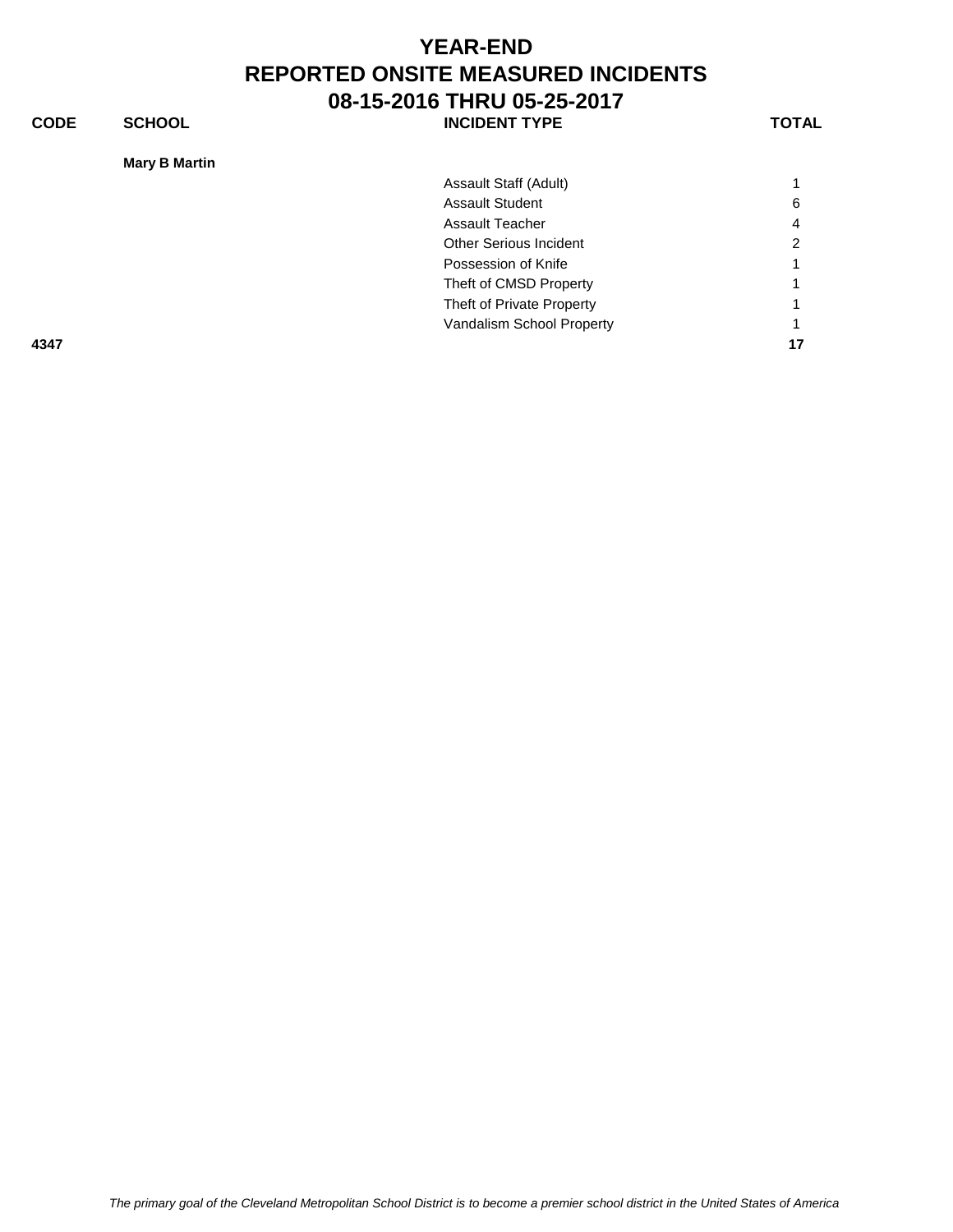# YEAR-END
# REPORTED ONSITE MEASURED INCIDENTS
# 08-15-2016 THRU 05-25-2017

| CODE | SCHOOL | INCIDENT TYPE | TOTAL |
|---|---|---|---|
| | **Mary B Martin** | | |
| | | Assault Staff (Adult) | 1 |
| | | Assault Student | 6 |
| | | Assault Teacher | 4 |
| | | Other Serious Incident | 2 |
| | | Possession of Knife | 1 |
| | | Theft of CMSD Property | 1 |
| | | Theft of Private Property | 1 |
| | | Vandalism School Property | 1 |
| **4347** | | | **17** |

*The primary goal of the Cleveland Metropolitan School District is to become a premier school district in the United States of America*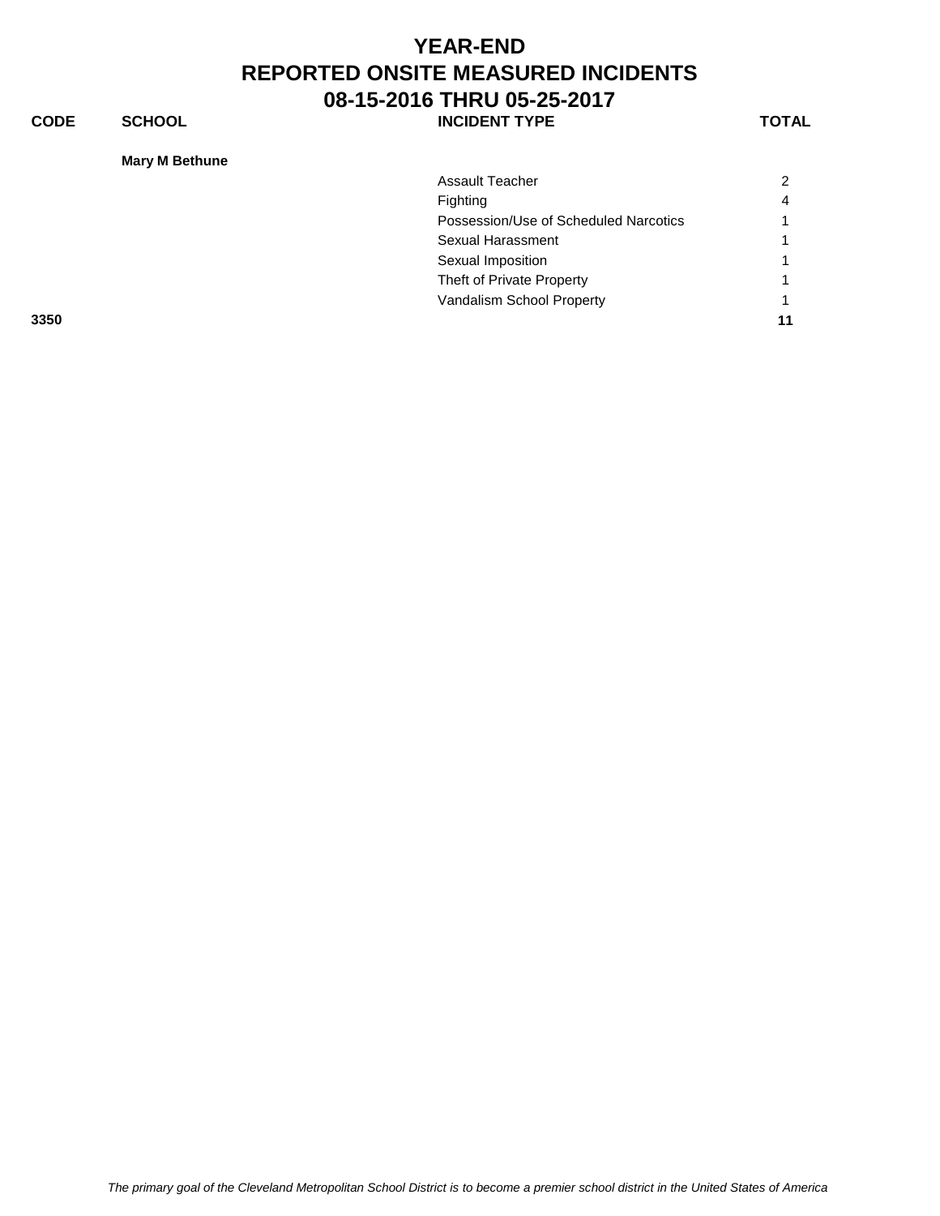# YEAR-END
# REPORTED ONSITE MEASURED INCIDENTS
# 08-15-2016 THRU 05-25-2017

| CODE | SCHOOL | INCIDENT TYPE | TOTAL |
|---|---|---|---|
| | **Mary M Bethune** | | |
| | | Assault Teacher | 2 |
| | | Fighting | 4 |
| | | Possession/Use of Scheduled Narcotics | 1 |
| | | Sexual Harassment | 1 |
| | | Sexual Imposition | 1 |
| | | Theft of Private Property | 1 |
| | | Vandalism School Property | 1 |
| **3350** | | | **11** |

*The primary goal of the Cleveland Metropolitan School District is to become a premier school district in the United States of America*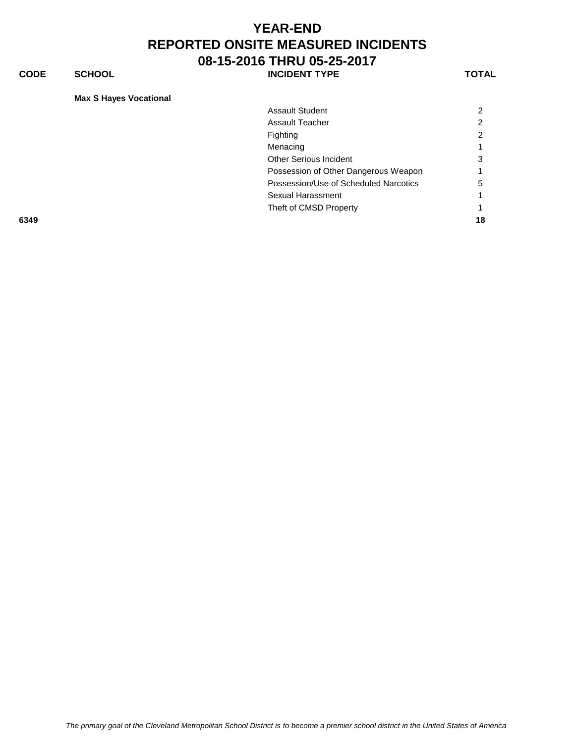# YEAR-END
# REPORTED ONSITE MEASURED INCIDENTS
# 08-15-2016 THRU 05-25-2017

| CODE | SCHOOL | INCIDENT TYPE | TOTAL |
|---|---|---|---|
| | **Max S Hayes Vocational** | | |
| | | Assault Student | 2 |
| | | Assault Teacher | 2 |
| | | Fighting | 2 |
| | | Menacing | 1 |
| | | Other Serious Incident | 3 |
| | | Possession of Other Dangerous Weapon | 1 |
| | | Possession/Use of Scheduled Narcotics | 5 |
| | | Sexual Harassment | 1 |
| | | Theft of CMSD Property | 1 |
| **6349** | | | **18** |

*The primary goal of the Cleveland Metropolitan School District is to become a premier school district in the United States of America*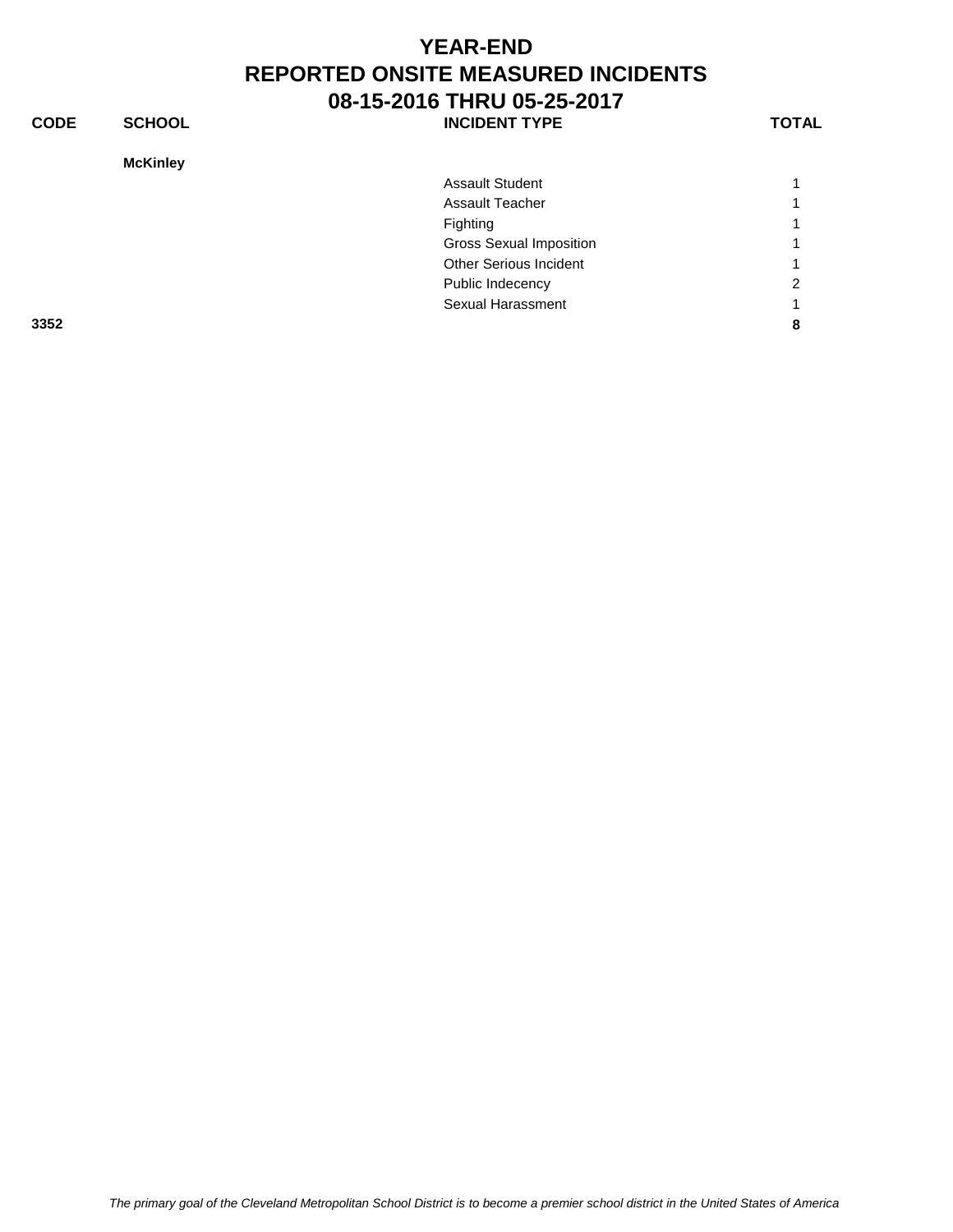# YEAR-END
# REPORTED ONSITE MEASURED INCIDENTS
# 08-15-2016 THRU 05-25-2017

| CODE | SCHOOL | INCIDENT TYPE | TOTAL |
|---|---|---|---|
| | **McKinley** | | |
| | | Assault Student | 1 |
| | | Assault Teacher | 1 |
| | | Fighting | 1 |
| | | Gross Sexual Imposition | 1 |
| | | Other Serious Incident | 1 |
| | | Public Indecency | 2 |
| | | Sexual Harassment | 1 |
| **3352** | | | **8** |

*The primary goal of the Cleveland Metropolitan School District is to become a premier school district in the United States of America*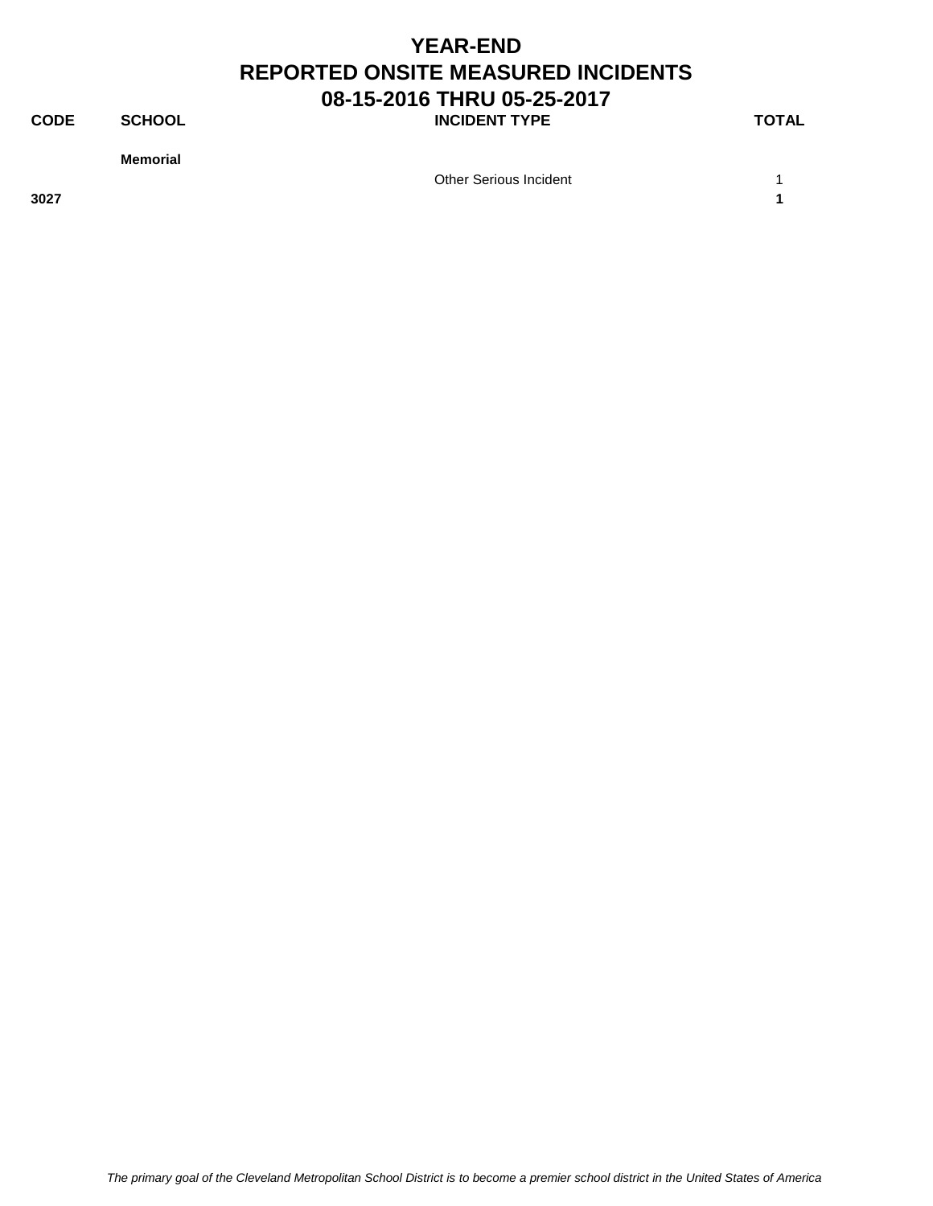# YEAR-END
## REPORTED ONSITE MEASURED INCIDENTS
### 08-15-2016 THRU 05-25-2017

| CODE | SCHOOL | INCIDENT TYPE | TOTAL |
|---|---|---|---|
| | **Memorial** | | |
| | | Other Serious Incident | 1 |
| **3027** | | | **1** |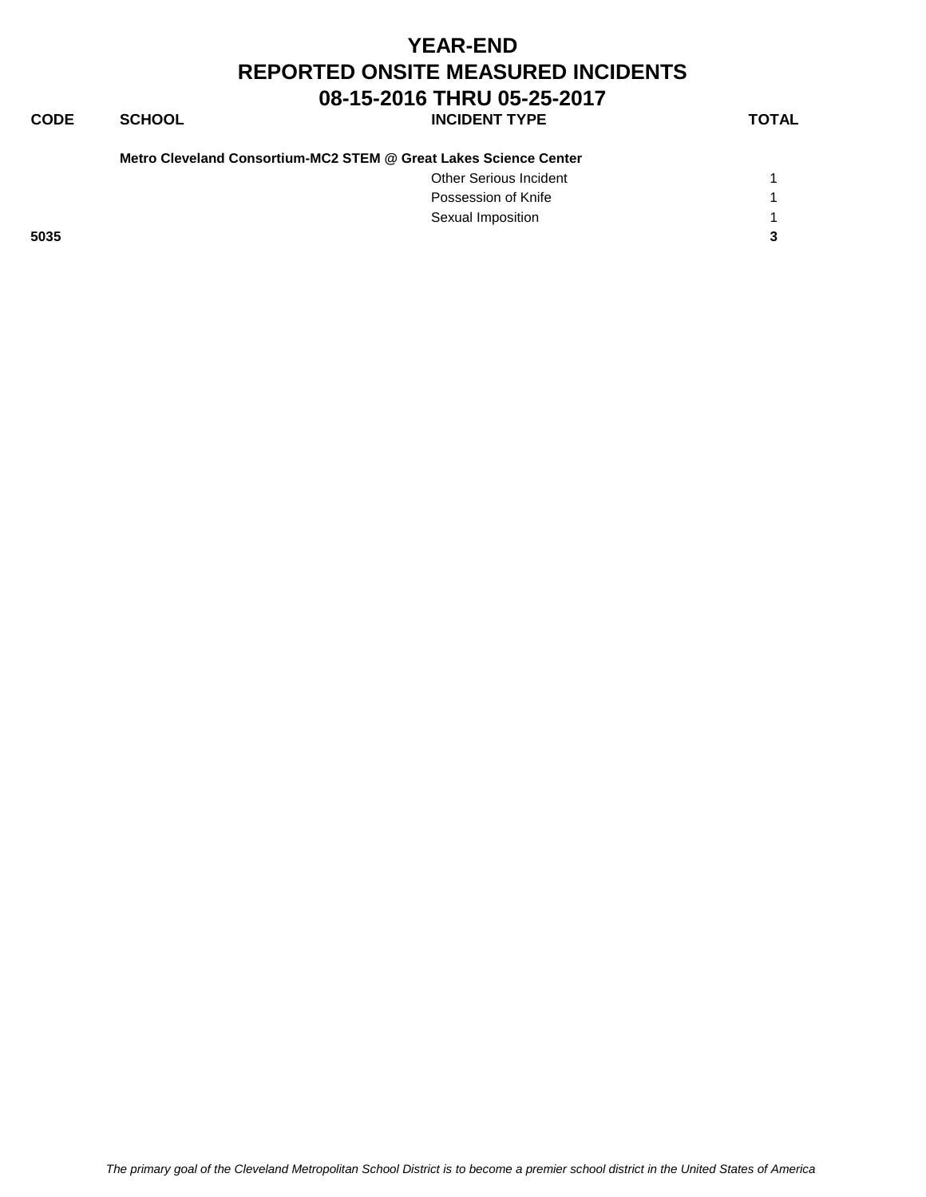# YEAR-END
# REPORTED ONSITE MEASURED INCIDENTS
# 08-15-2016 THRU 05-25-2017

| CODE | SCHOOL | INCIDENT TYPE | TOTAL |
|---|---|---|---|
| | **Metro Cleveland Consortium-MC2 STEM @ Great Lakes Science Center** | | |
| | | Other Serious Incident | 1 |
| | | Possession of Knife | 1 |
| | | Sexual Imposition | 1 |
| **5035** | | | **3** |

*The primary goal of the Cleveland Metropolitan School District is to become a premier school district in the United States of America*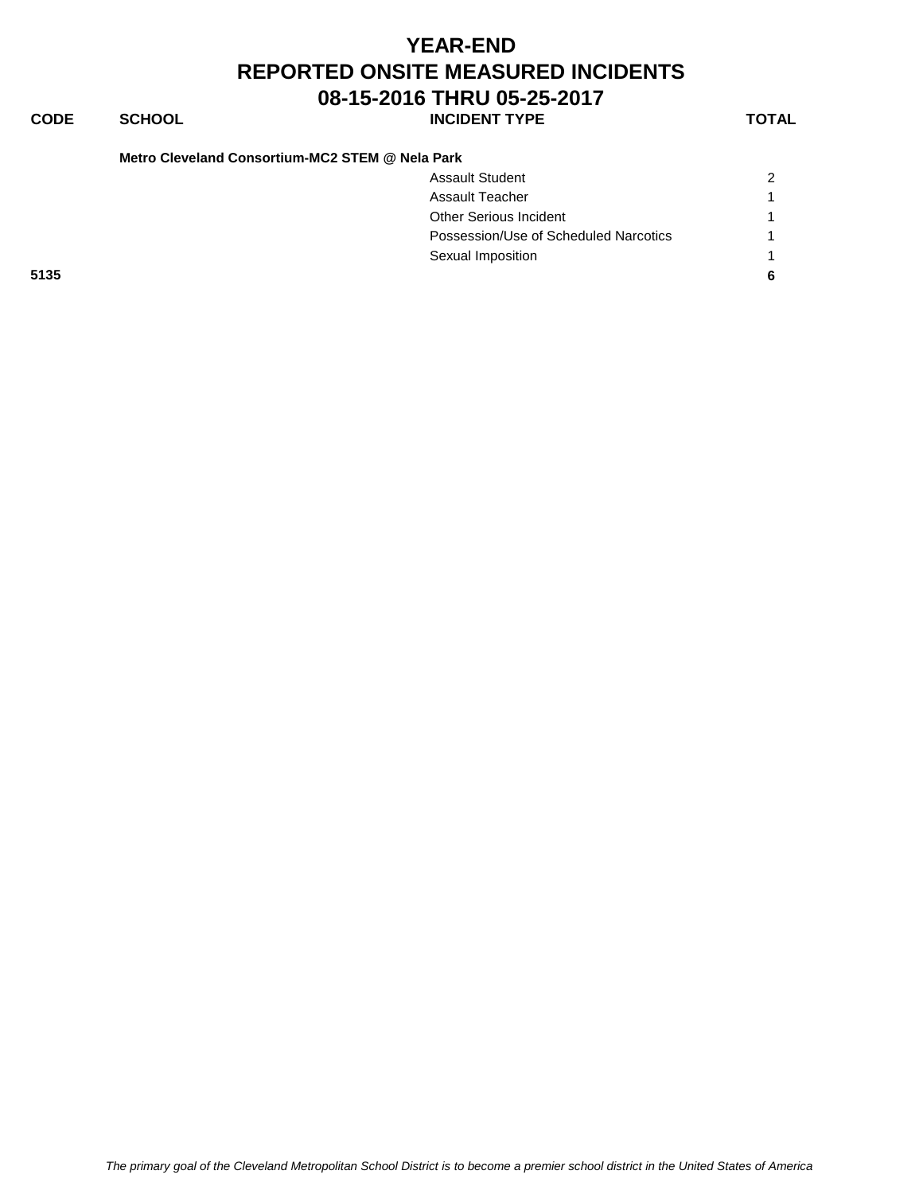# YEAR-END
# REPORTED ONSITE MEASURED INCIDENTS
# 08-15-2016 THRU 05-25-2017

| CODE | SCHOOL | INCIDENT TYPE | TOTAL |
|---|---|---|---|
| | **Metro Cleveland Consortium-MC2 STEM @ Nela Park** | | |
| | | Assault Student | 2 |
| | | Assault Teacher | 1 |
| | | Other Serious Incident | 1 |
| | | Possession/Use of Scheduled Narcotics | 1 |
| | | Sexual Imposition | 1 |
| **5135** | | | **6** |

*The primary goal of the Cleveland Metropolitan School District is to become a premier school district in the United States of America*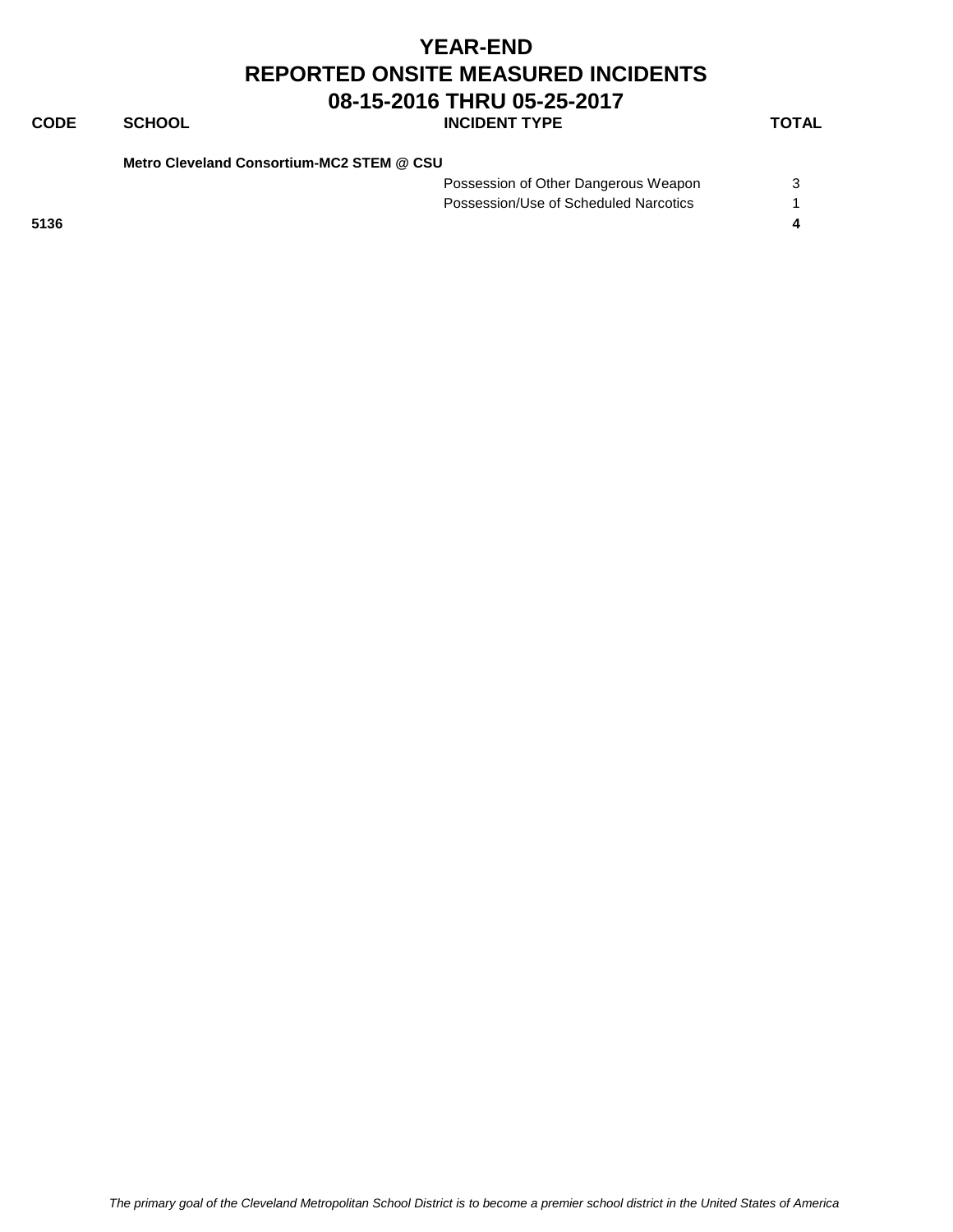# YEAR-END
# REPORTED ONSITE MEASURED INCIDENTS
# 08-15-2016 THRU 05-25-2017

| CODE | SCHOOL | INCIDENT TYPE | TOTAL |
|---|---|---|---|
| | **Metro Cleveland Consortium-MC2 STEM @ CSU** | | |
| | | Possession of Other Dangerous Weapon | 3 |
| | | Possession/Use of Scheduled Narcotics | 1 |
| **5136** | | | **4** |

*The primary goal of the Cleveland Metropolitan School District is to become a premier school district in the United States of America*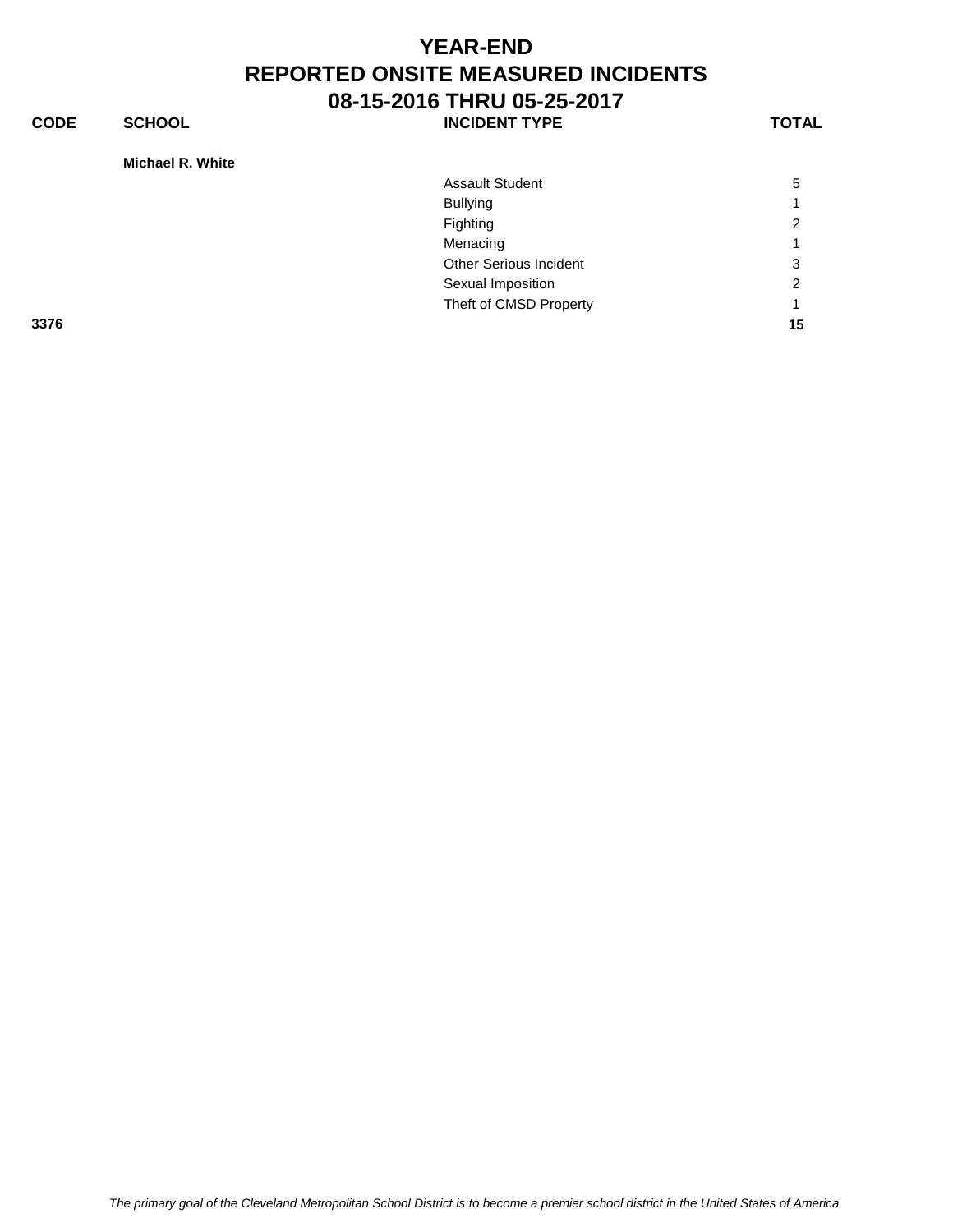# YEAR-END
# REPORTED ONSITE MEASURED INCIDENTS
# 08-15-2016 THRU 05-25-2017

| CODE | SCHOOL | INCIDENT TYPE | TOTAL |
|---|---|---|---|
| | **Michael R. White** | | |
| | | Assault Student | 5 |
| | | Bullying | 1 |
| | | Fighting | 2 |
| | | Menacing | 1 |
| | | Other Serious Incident | 3 |
| | | Sexual Imposition | 2 |
| | | Theft of CMSD Property | 1 |
| **3376** | | | **15** |

*The primary goal of the Cleveland Metropolitan School District is to become a premier school district in the United States of America*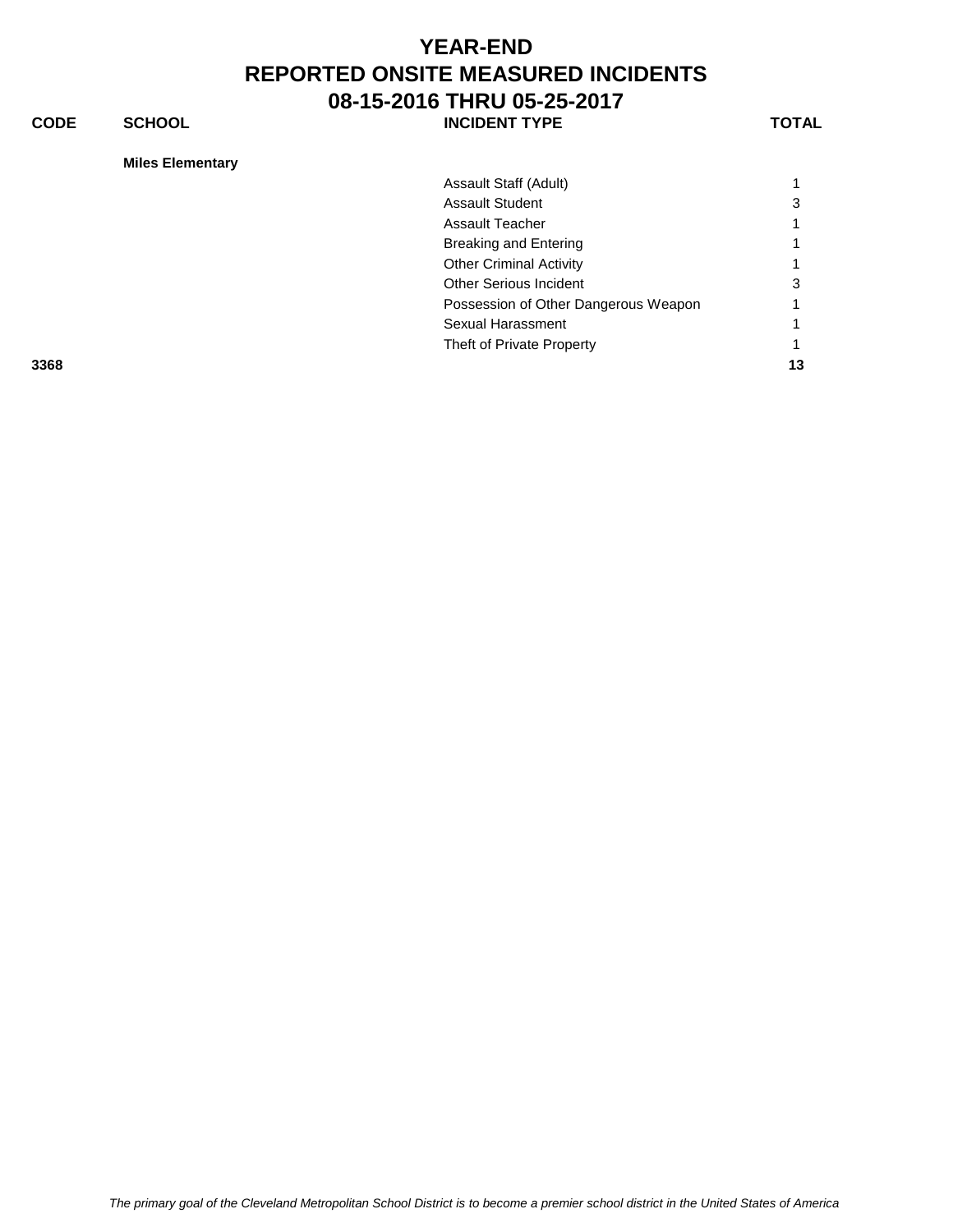# YEAR-END
# REPORTED ONSITE MEASURED INCIDENTS
# 08-15-2016 THRU 05-25-2017

| CODE | SCHOOL | INCIDENT TYPE | TOTAL |
|---|---|---|---|
| | **Miles Elementary** | | |
| | | Assault Staff (Adult) | 1 |
| | | Assault Student | 3 |
| | | Assault Teacher | 1 |
| | | Breaking and Entering | 1 |
| | | Other Criminal Activity | 1 |
| | | Other Serious Incident | 3 |
| | | Possession of Other Dangerous Weapon | 1 |
| | | Sexual Harassment | 1 |
| | | Theft of Private Property | 1 |
| **3368** | | | **13** |

*The primary goal of the Cleveland Metropolitan School District is to become a premier school district in the United States of America*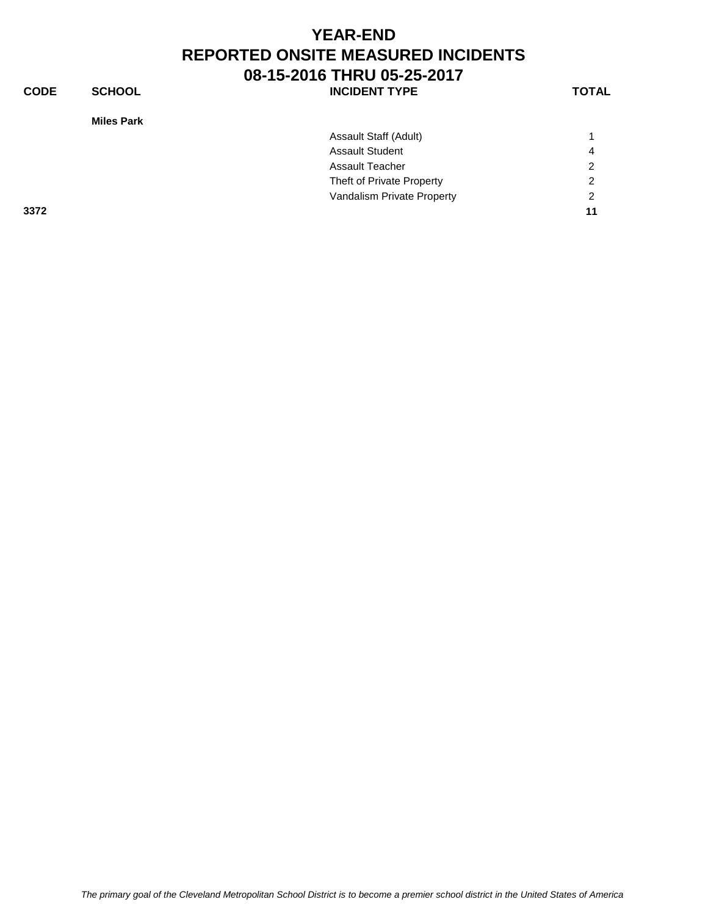# YEAR-END
# REPORTED ONSITE MEASURED INCIDENTS
# 08-15-2016 THRU 05-25-2017

| CODE | SCHOOL | INCIDENT TYPE | TOTAL |
|---|---|---|---|
| | **Miles Park** | | |
| | | Assault Staff (Adult) | 1 |
| | | Assault Student | 4 |
| | | Assault Teacher | 2 |
| | | Theft of Private Property | 2 |
| | | Vandalism Private Property | 2 |
| **3372** | | | **11** |

*The primary goal of the Cleveland Metropolitan School District is to become a premier school district in the United States of America*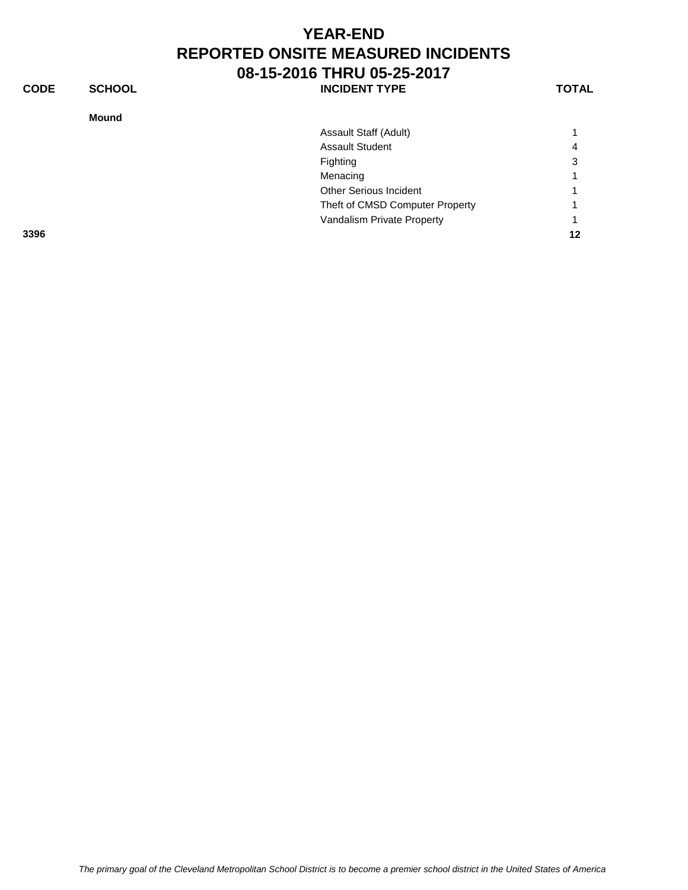# YEAR-END
# REPORTED ONSITE MEASURED INCIDENTS
# 08-15-2016 THRU 05-25-2017

| CODE | SCHOOL | INCIDENT TYPE | TOTAL |
|---|---|---|---|
| | **Mound** | | |
| | | Assault Staff (Adult) | 1 |
| | | Assault Student | 4 |
| | | Fighting | 3 |
| | | Menacing | 1 |
| | | Other Serious Incident | 1 |
| | | Theft of CMSD Computer Property | 1 |
| | | Vandalism Private Property | 1 |
| **3396** | | | **12** |

*The primary goal of the Cleveland Metropolitan School District is to become a premier school district in the United States of America*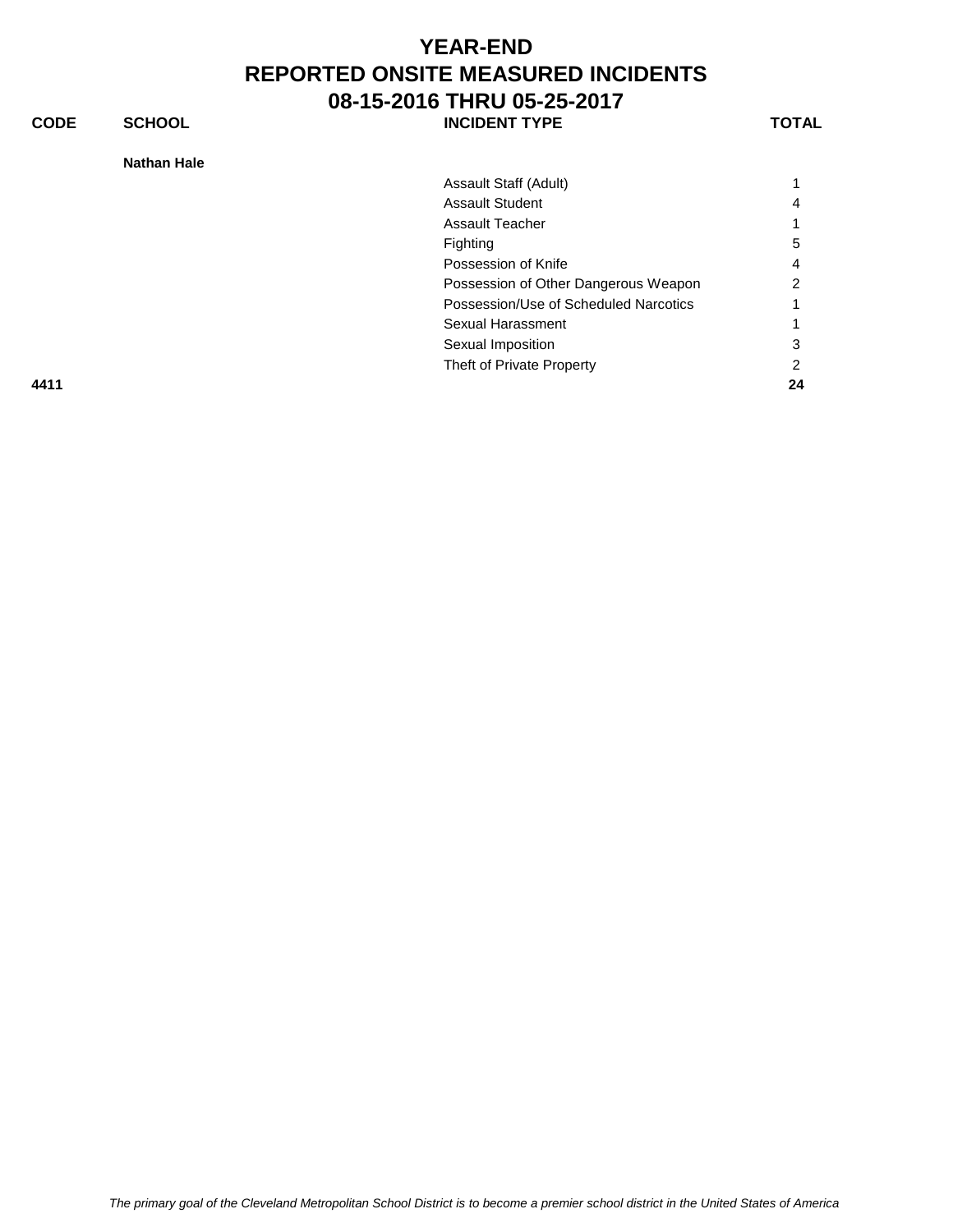# YEAR-END
# REPORTED ONSITE MEASURED INCIDENTS
# 08-15-2016 THRU 05-25-2017

| CODE | SCHOOL | INCIDENT TYPE | TOTAL |
|---|---|---|---|
| | **Nathan Hale** | | |
| | | Assault Staff (Adult) | 1 |
| | | Assault Student | 4 |
| | | Assault Teacher | 1 |
| | | Fighting | 5 |
| | | Possession of Knife | 4 |
| | | Possession of Other Dangerous Weapon | 2 |
| | | Possession/Use of Scheduled Narcotics | 1 |
| | | Sexual Harassment | 1 |
| | | Sexual Imposition | 3 |
| | | Theft of Private Property | 2 |
| **4411** | | | **24** |

*The primary goal of the Cleveland Metropolitan School District is to become a premier school district in the United States of America*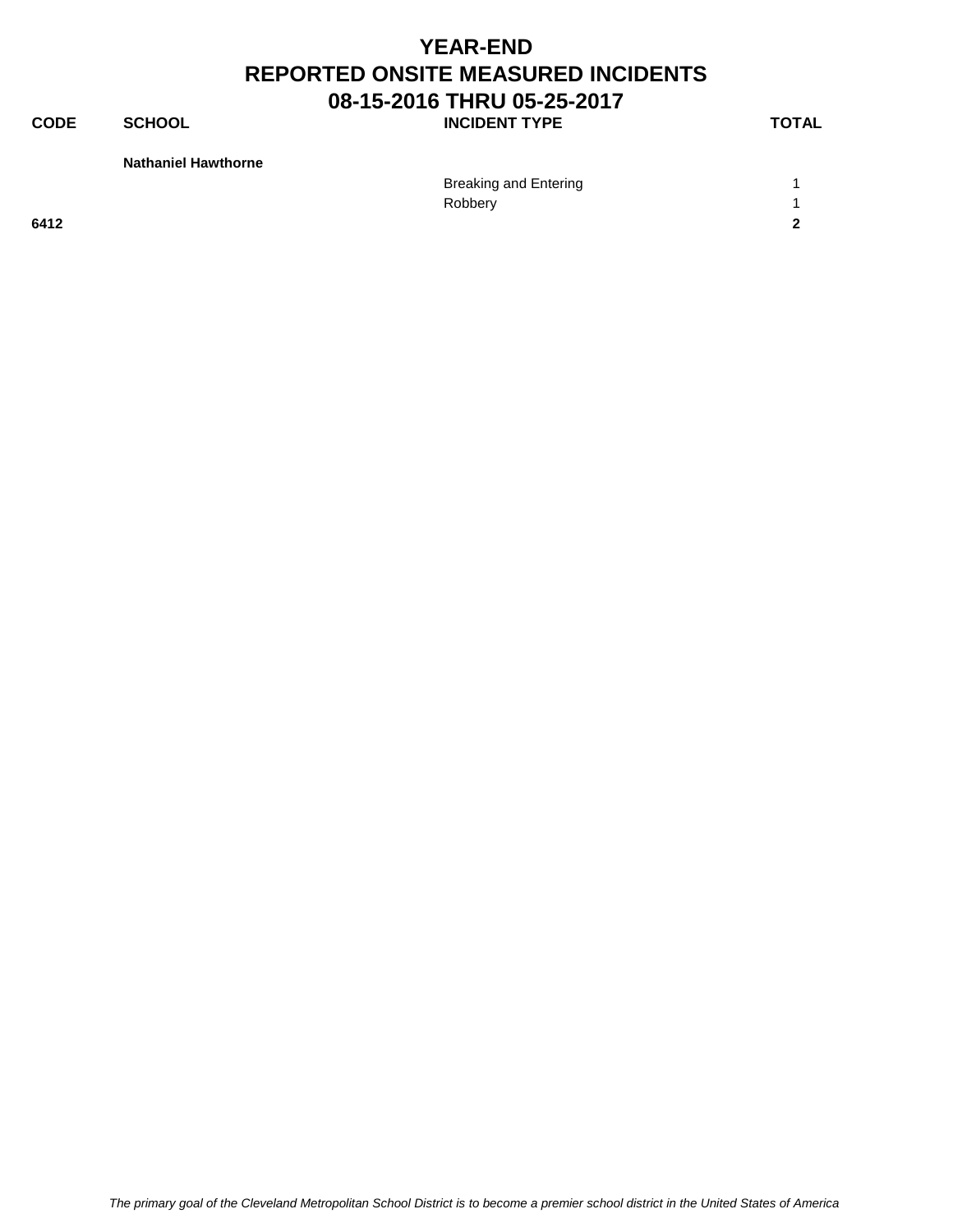# YEAR-END
# REPORTED ONSITE MEASURED INCIDENTS
# 08-15-2016 THRU 05-25-2017

| CODE | SCHOOL | INCIDENT TYPE | TOTAL |
|---|---|---|---|
| | **Nathaniel Hawthorne** | | |
| | | Breaking and Entering | 1 |
| | | Robbery | 1 |
| **6412** | | | **2** |

*The primary goal of the Cleveland Metropolitan School District is to become a premier school district in the United States of America*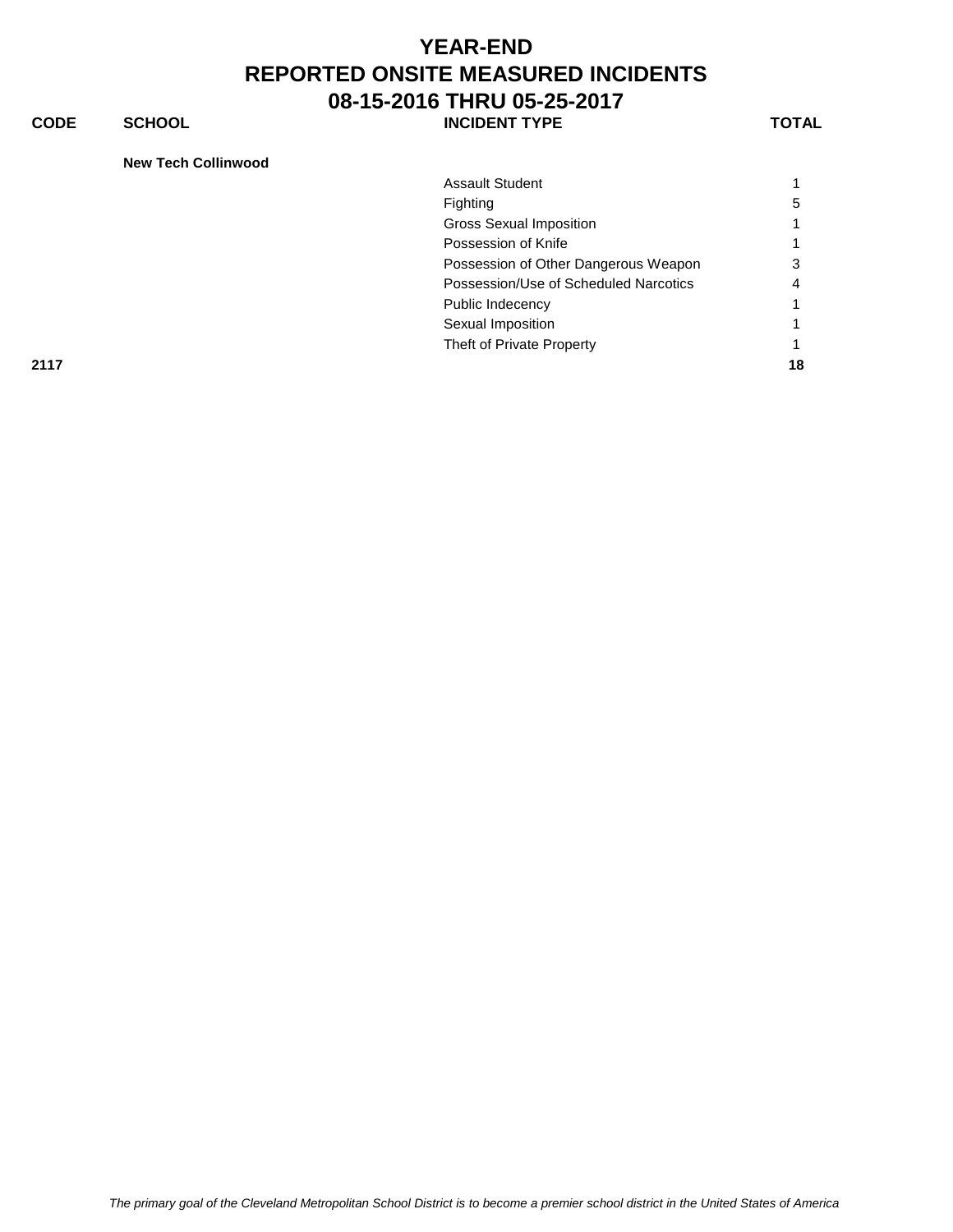# YEAR-END
# REPORTED ONSITE MEASURED INCIDENTS
# 08-15-2016 THRU 05-25-2017

| CODE | SCHOOL | INCIDENT TYPE | TOTAL |
|---|---|---|---|
| | **New Tech Collinwood** | | |
| | | Assault Student | 1 |
| | | Fighting | 5 |
| | | Gross Sexual Imposition | 1 |
| | | Possession of Knife | 1 |
| | | Possession of Other Dangerous Weapon | 3 |
| | | Possession/Use of Scheduled Narcotics | 4 |
| | | Public Indecency | 1 |
| | | Sexual Imposition | 1 |
| | | Theft of Private Property | 1 |
| **2117** | | | **18** |

*The primary goal of the Cleveland Metropolitan School District is to become a premier school district in the United States of America*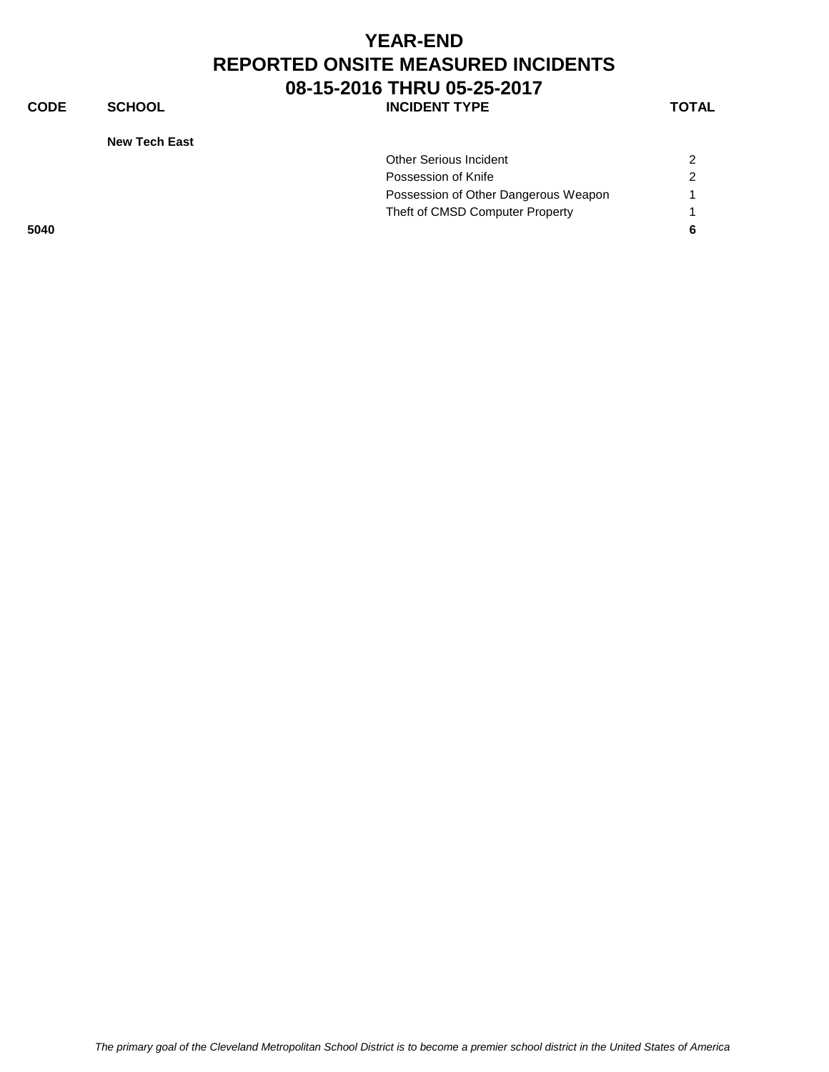# YEAR-END
# REPORTED ONSITE MEASURED INCIDENTS
# 08-15-2016 THRU 05-25-2017

| CODE | SCHOOL | INCIDENT TYPE | TOTAL |
|---|---|---|---|
| | **New Tech East** | | |
| | | Other Serious Incident | 2 |
| | | Possession of Knife | 2 |
| | | Possession of Other Dangerous Weapon | 1 |
| | | Theft of CMSD Computer Property | 1 |
| **5040** | | | **6** |

*The primary goal of the Cleveland Metropolitan School District is to become a premier school district in the United States of America*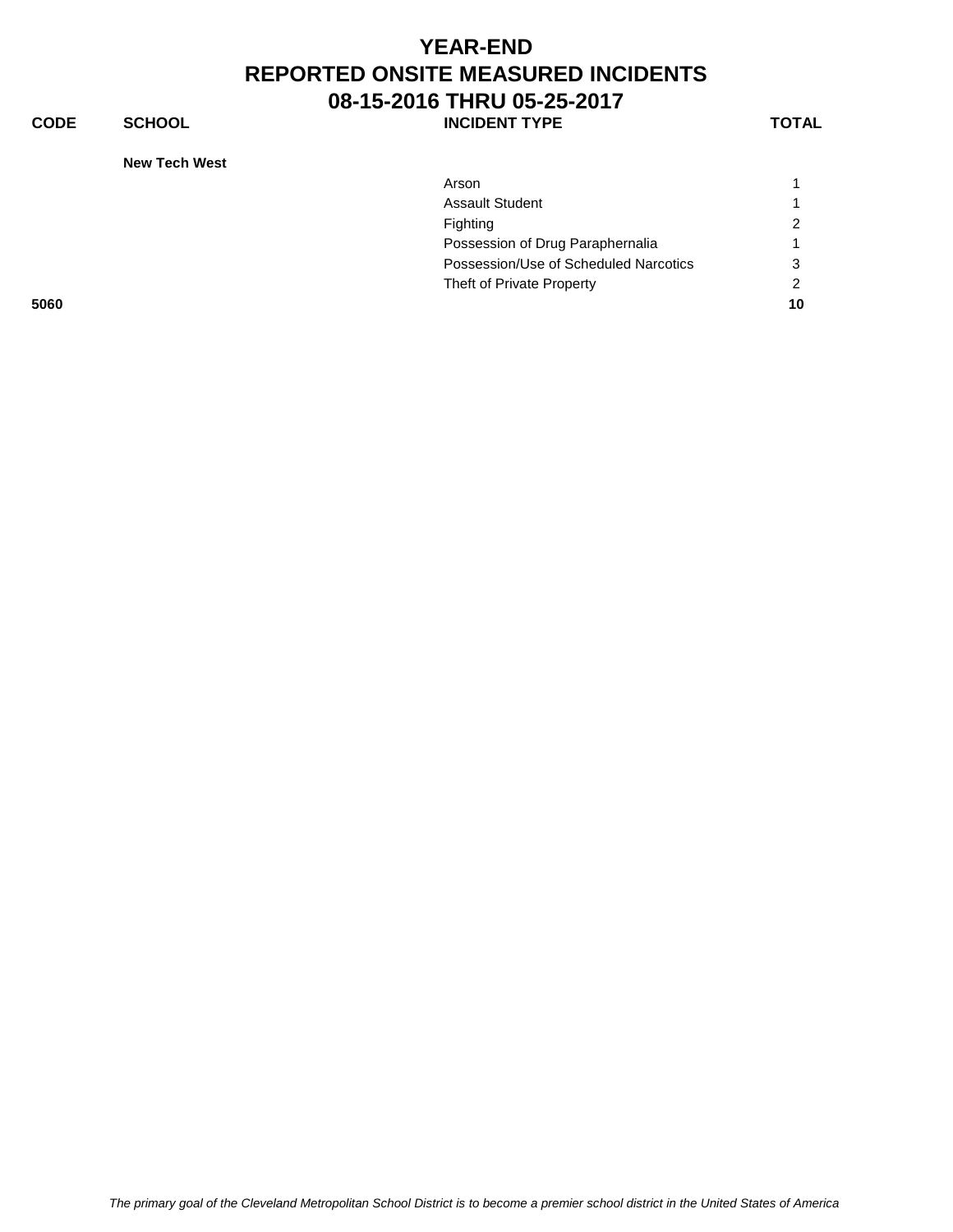# YEAR-END
# REPORTED ONSITE MEASURED INCIDENTS
# 08-15-2016 THRU 05-25-2017

| CODE | SCHOOL | INCIDENT TYPE | TOTAL |
|---|---|---|---|
| | **New Tech West** | | |
| | | Arson | 1 |
| | | Assault Student | 1 |
| | | Fighting | 2 |
| | | Possession of Drug Paraphernalia | 1 |
| | | Possession/Use of Scheduled Narcotics | 3 |
| | | Theft of Private Property | 2 |
| **5060** | | | **10** |

*The primary goal of the Cleveland Metropolitan School District is to become a premier school district in the United States of America*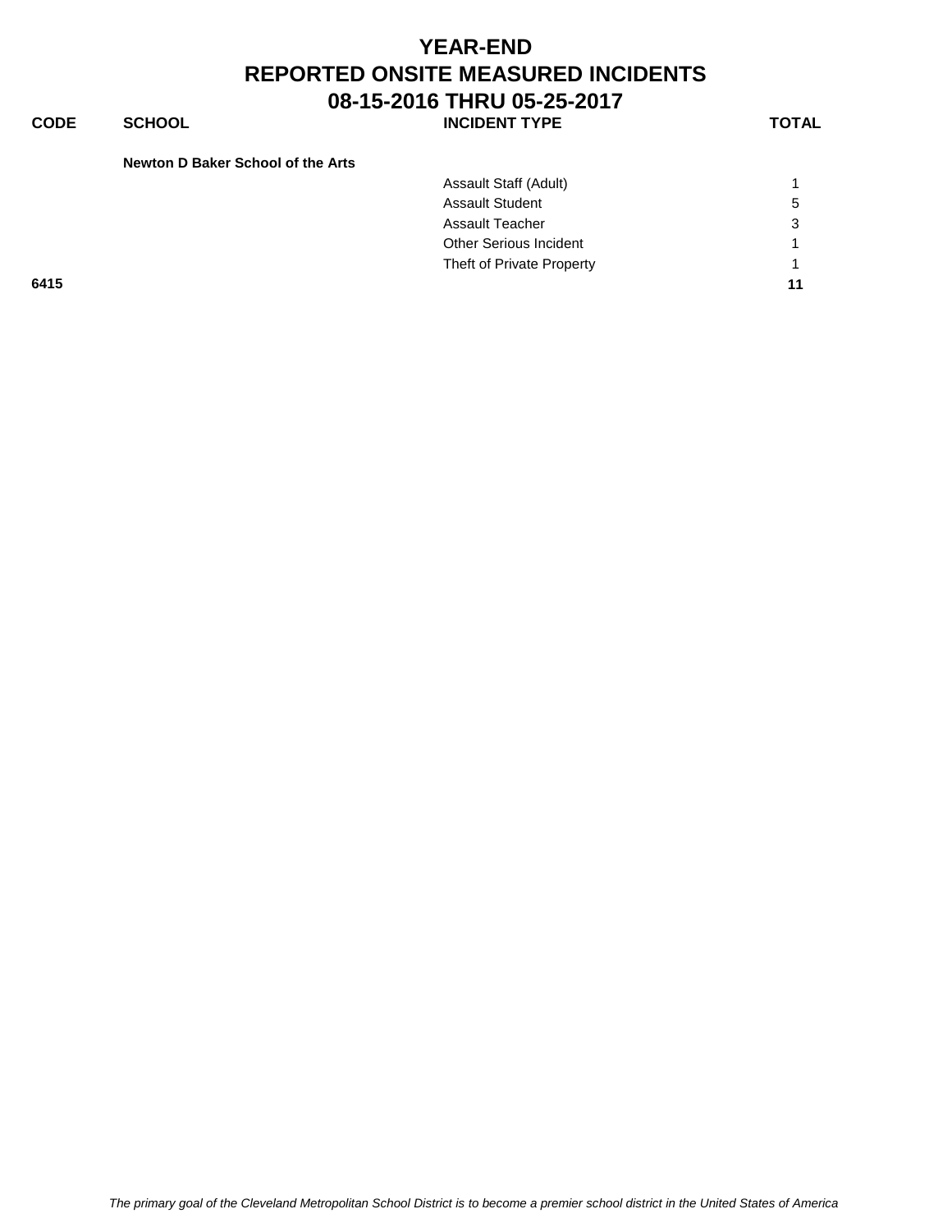# YEAR-END
# REPORTED ONSITE MEASURED INCIDENTS
# 08-15-2016 THRU 05-25-2017

| CODE | SCHOOL | INCIDENT TYPE | TOTAL |
|---|---|---|---|
| | **Newton D Baker School of the Arts** | | |
| | | Assault Staff (Adult) | 1 |
| | | Assault Student | 5 |
| | | Assault Teacher | 3 |
| | | Other Serious Incident | 1 |
| | | Theft of Private Property | 1 |
| **6415** | | | **11** |

*The primary goal of the Cleveland Metropolitan School District is to become a premier school district in the United States of America*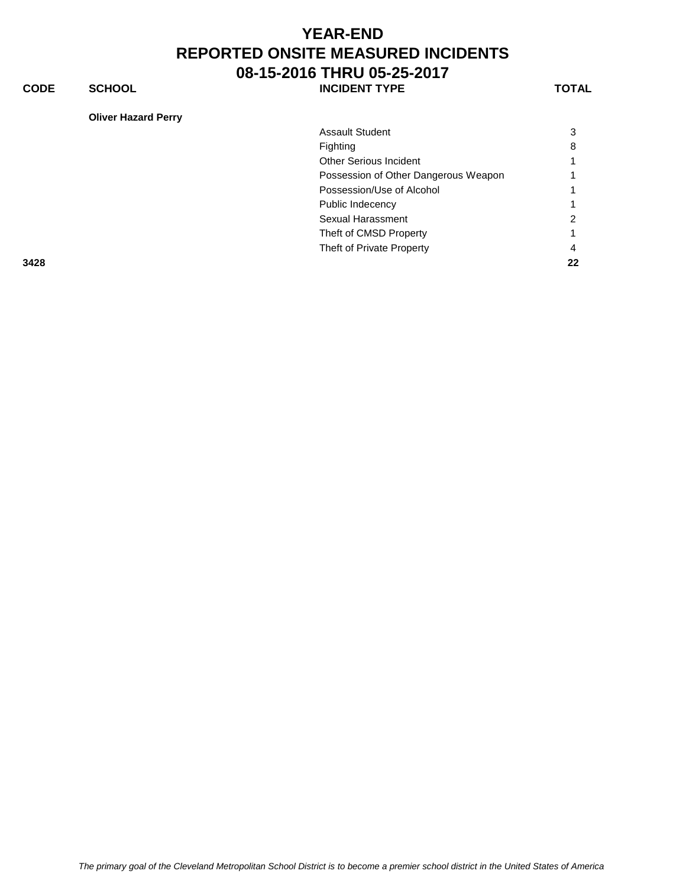# YEAR-END
# REPORTED ONSITE MEASURED INCIDENTS
# 08-15-2016 THRU 05-25-2017

| CODE | SCHOOL | INCIDENT TYPE | TOTAL |
|---|---|---|---|
| | **Oliver Hazard Perry** | | |
| | | Assault Student | 3 |
| | | Fighting | 8 |
| | | Other Serious Incident | 1 |
| | | Possession of Other Dangerous Weapon | 1 |
| | | Possession/Use of Alcohol | 1 |
| | | Public Indecency | 1 |
| | | Sexual Harassment | 2 |
| | | Theft of CMSD Property | 1 |
| | | Theft of Private Property | 4 |
| **3428** | | | **22** |

*The primary goal of the Cleveland Metropolitan School District is to become a premier school district in the United States of America*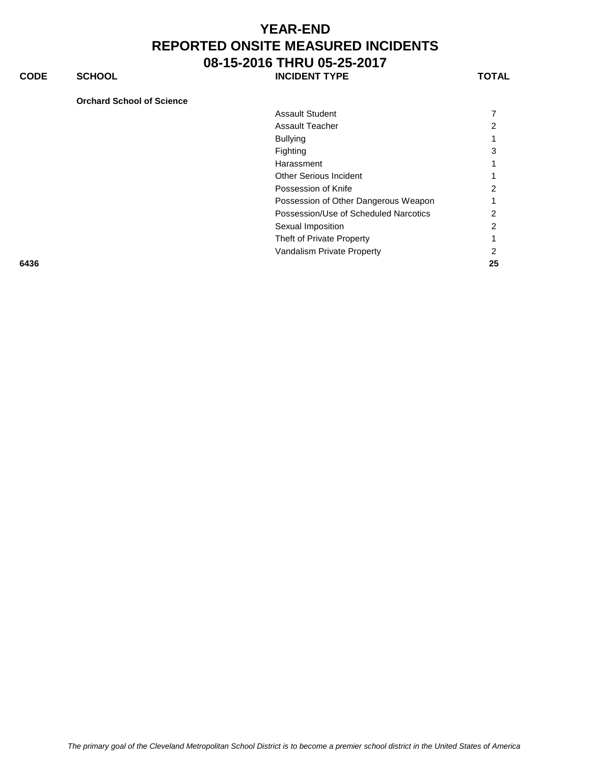# YEAR-END
# REPORTED ONSITE MEASURED INCIDENTS
# 08-15-2016 THRU 05-25-2017

| CODE | SCHOOL | INCIDENT TYPE | TOTAL |
|---|---|---|---|
| | **Orchard School of Science** | | |
| | | Assault Student | 7 |
| | | Assault Teacher | 2 |
| | | Bullying | 1 |
| | | Fighting | 3 |
| | | Harassment | 1 |
| | | Other Serious Incident | 1 |
| | | Possession of Knife | 2 |
| | | Possession of Other Dangerous Weapon | 1 |
| | | Possession/Use of Scheduled Narcotics | 2 |
| | | Sexual Imposition | 2 |
| | | Theft of Private Property | 1 |
| | | Vandalism Private Property | 2 |
| **6436** | | | **25** |

*The primary goal of the Cleveland Metropolitan School District is to become a premier school district in the United States of America*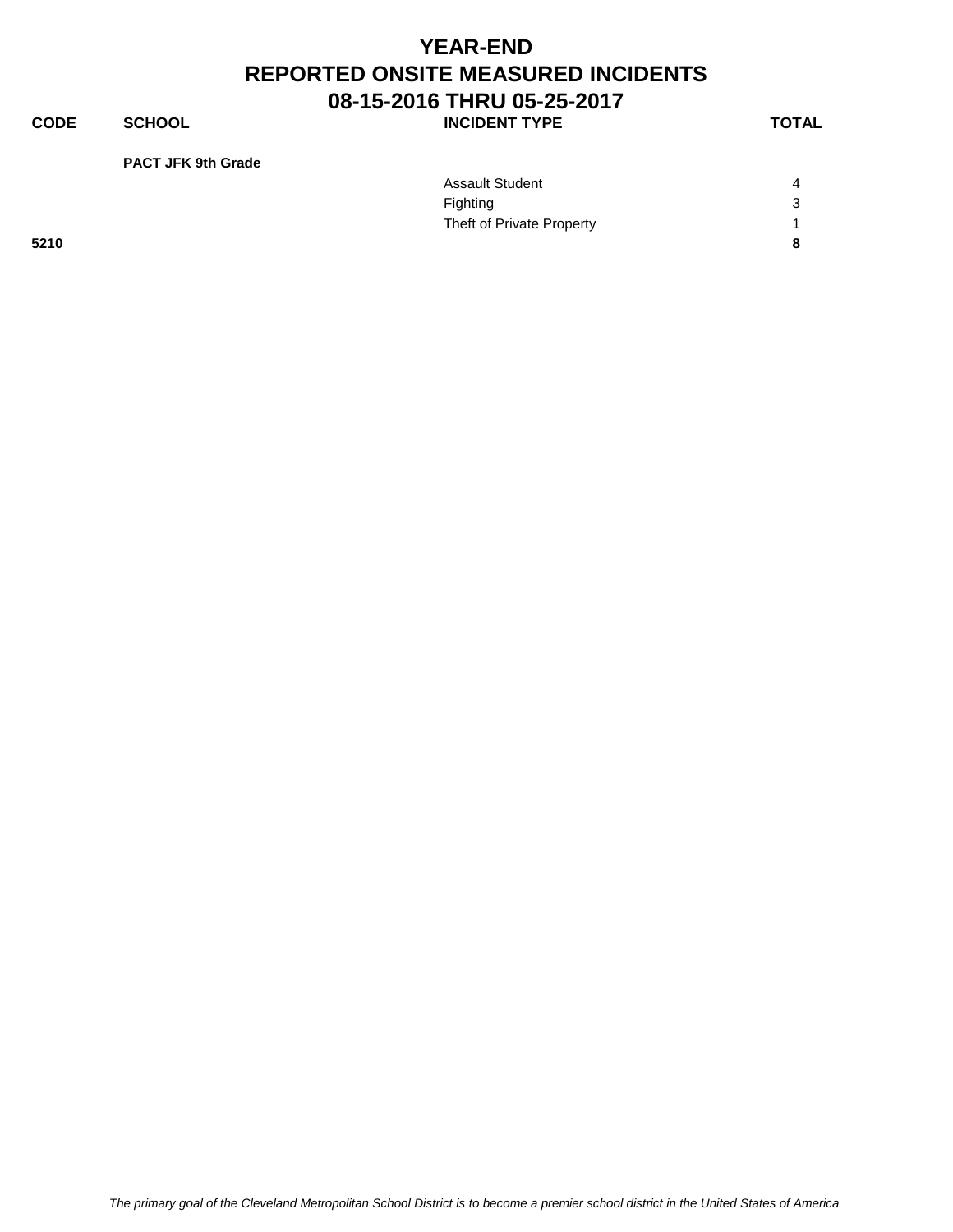# YEAR-END
# REPORTED ONSITE MEASURED INCIDENTS
# 08-15-2016 THRU 05-25-2017

| CODE | SCHOOL | INCIDENT TYPE | TOTAL |
|---|---|---|---|
| | **PACT JFK 9th Grade** | | |
| | | Assault Student | 4 |
| | | Fighting | 3 |
| | | Theft of Private Property | 1 |
| **5210** | | | **8** |

*The primary goal of the Cleveland Metropolitan School District is to become a premier school district in the United States of America*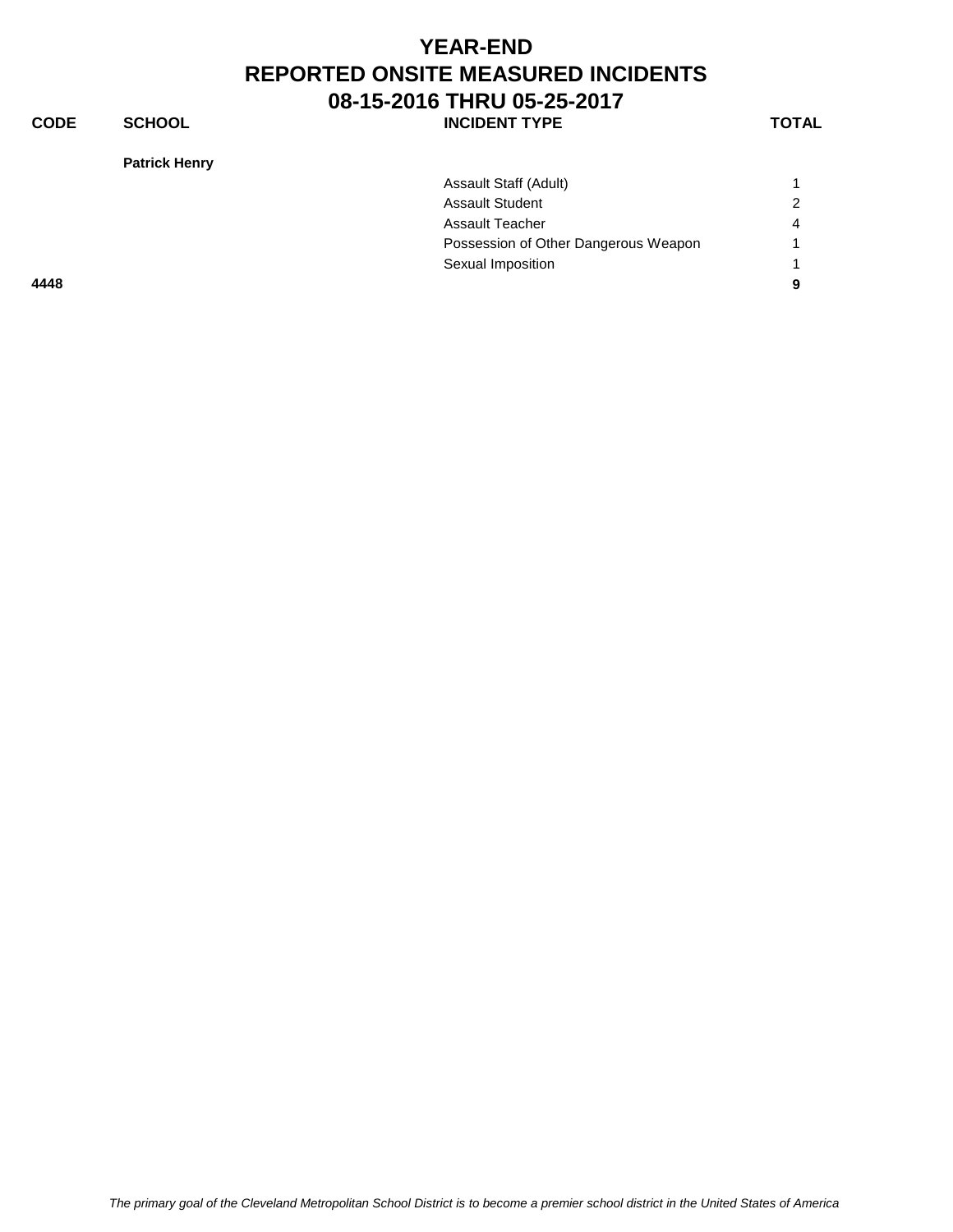# YEAR-END
# REPORTED ONSITE MEASURED INCIDENTS
# 08-15-2016 THRU 05-25-2017

| CODE | SCHOOL | INCIDENT TYPE | TOTAL |
|---|---|---|---|
| | **Patrick Henry** | | |
| | | Assault Staff (Adult) | 1 |
| | | Assault Student | 2 |
| | | Assault Teacher | 4 |
| | | Possession of Other Dangerous Weapon | 1 |
| | | Sexual Imposition | 1 |
| **4448** | | | **9** |

*The primary goal of the Cleveland Metropolitan School District is to become a premier school district in the United States of America*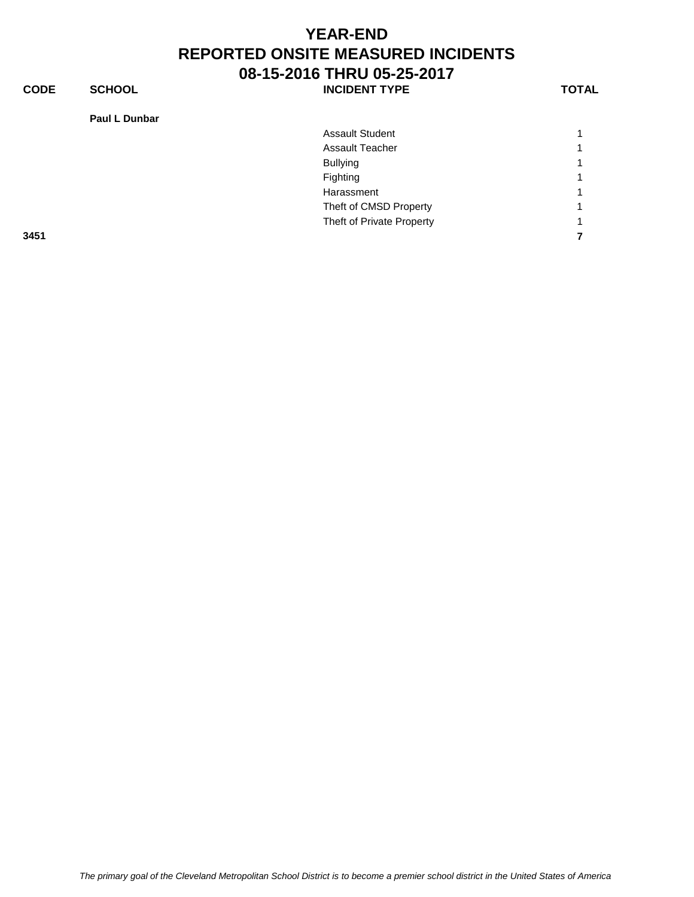# YEAR-END
# REPORTED ONSITE MEASURED INCIDENTS
# 08-15-2016 THRU 05-25-2017

| CODE | SCHOOL | INCIDENT TYPE | TOTAL |
|---|---|---|---|
| | **Paul L Dunbar** | | |
| | | Assault Student | 1 |
| | | Assault Teacher | 1 |
| | | Bullying | 1 |
| | | Fighting | 1 |
| | | Harassment | 1 |
| | | Theft of CMSD Property | 1 |
| | | Theft of Private Property | 1 |
| **3451** | | | **7** |

*The primary goal of the Cleveland Metropolitan School District is to become a premier school district in the United States of America*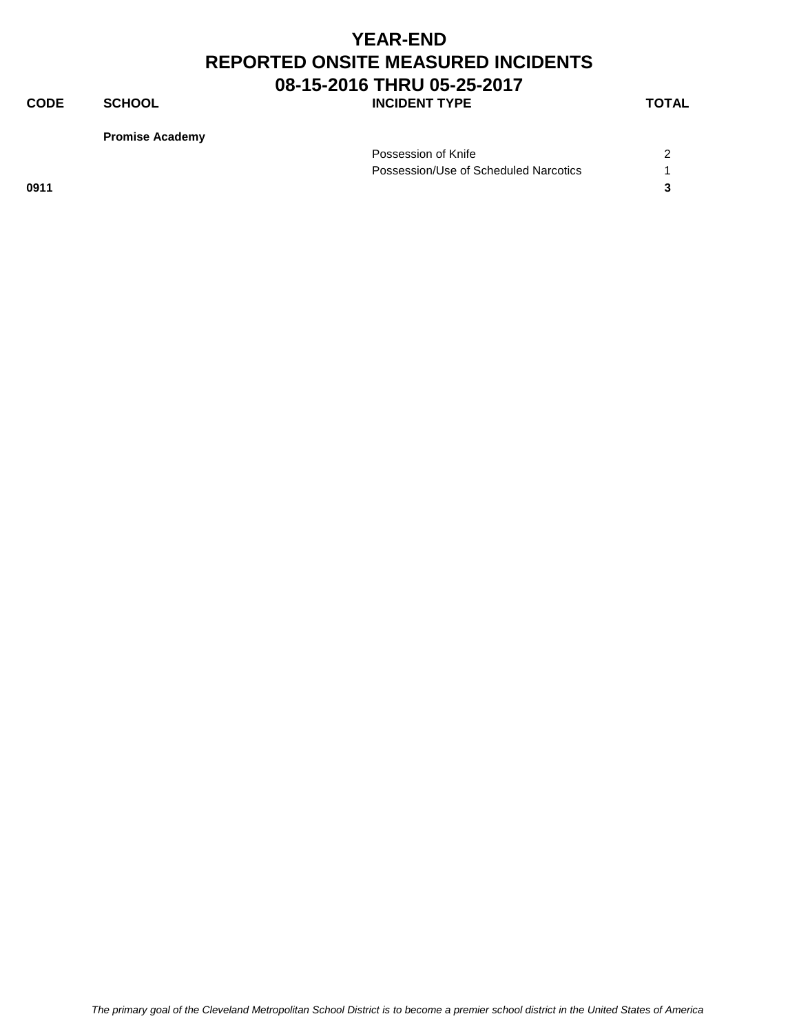# YEAR-END
# REPORTED ONSITE MEASURED INCIDENTS
# 08-15-2016 THRU 05-25-2017

| CODE | SCHOOL | INCIDENT TYPE | TOTAL |
|---|---|---|---|
| | **Promise Academy** | | |
| | | Possession of Knife | 2 |
| | | Possession/Use of Scheduled Narcotics | 1 |
| **0911** | | | **3** |

*The primary goal of the Cleveland Metropolitan School District is to become a premier school district in the United States of America*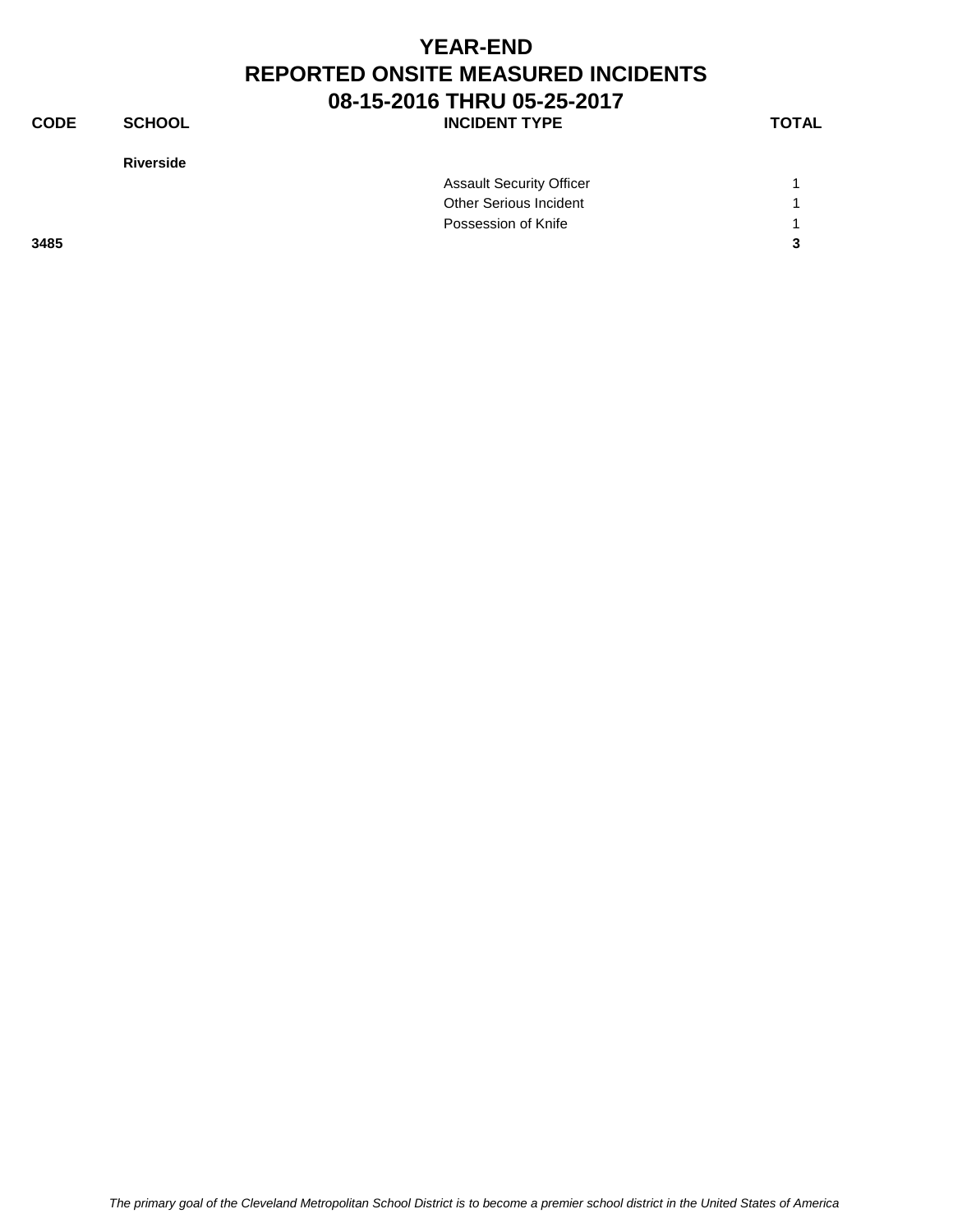# YEAR-END
# REPORTED ONSITE MEASURED INCIDENTS
# 08-15-2016 THRU 05-25-2017

| CODE | SCHOOL | INCIDENT TYPE | TOTAL |
|---|---|---|---|
| | **Riverside** | | |
| | | Assault Security Officer | 1 |
| | | Other Serious Incident | 1 |
| | | Possession of Knife | 1 |
| **3485** | | | **3** |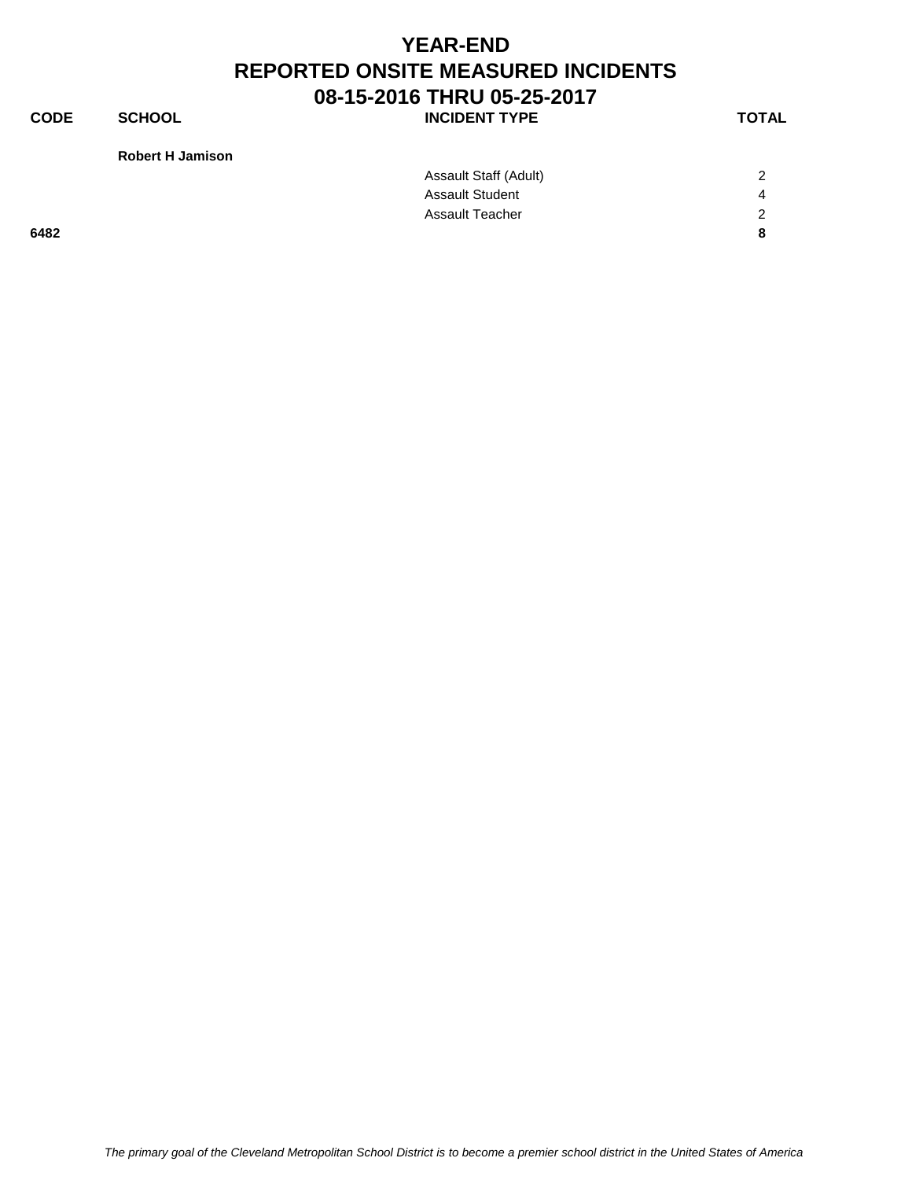# YEAR-END
# REPORTED ONSITE MEASURED INCIDENTS
# 08-15-2016 THRU 05-25-2017

| CODE | SCHOOL | INCIDENT TYPE | TOTAL |
|---|---|---|---|
| | **Robert H Jamison** | | |
| | | Assault Staff (Adult) | 2 |
| | | Assault Student | 4 |
| | | Assault Teacher | 2 |
| **6482** | | | **8** |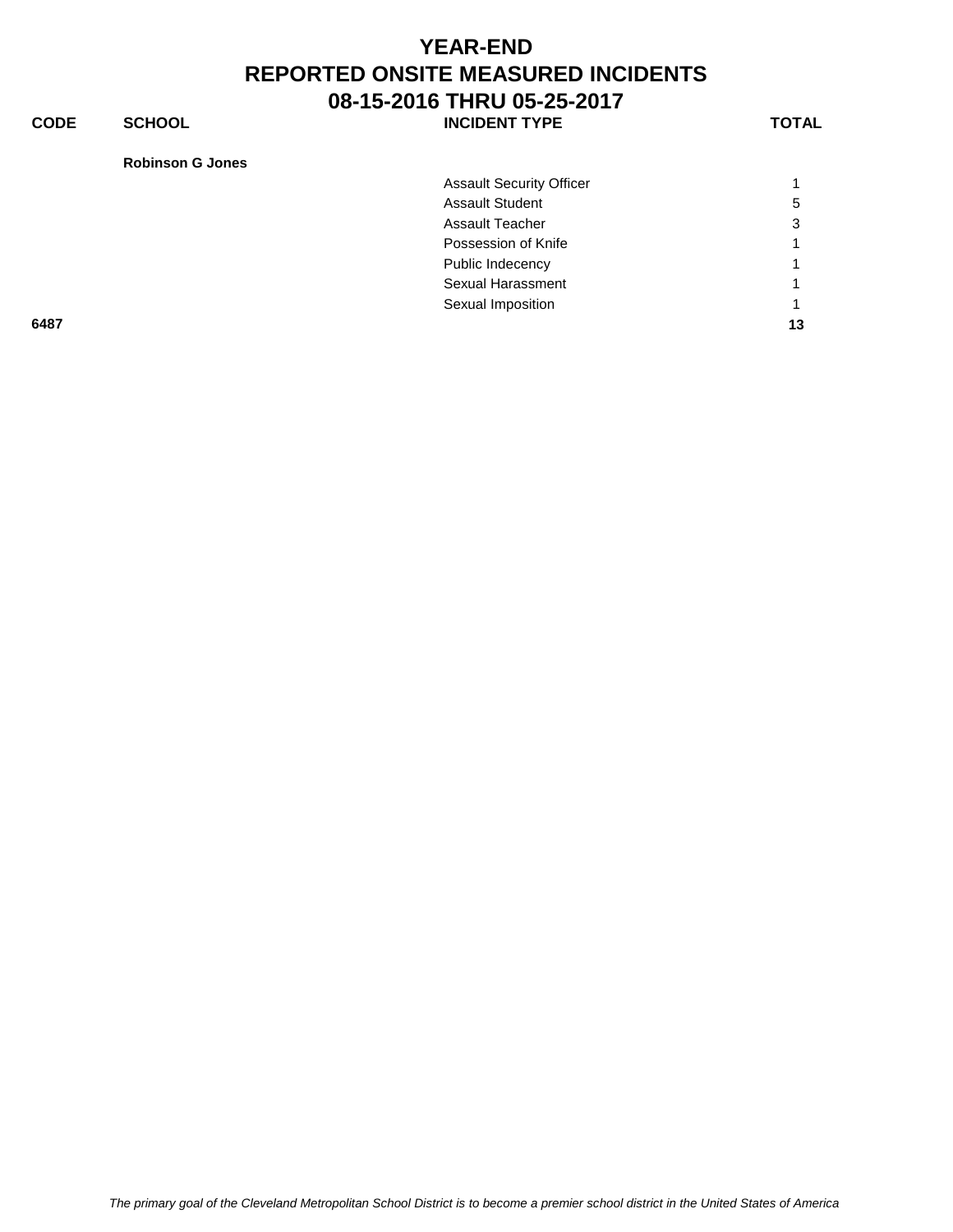# YEAR-END
# REPORTED ONSITE MEASURED INCIDENTS
# 08-15-2016 THRU 05-25-2017

| CODE | SCHOOL | INCIDENT TYPE | TOTAL |
|---|---|---|---|
| | **Robinson G Jones** | | |
| | | Assault Security Officer | 1 |
| | | Assault Student | 5 |
| | | Assault Teacher | 3 |
| | | Possession of Knife | 1 |
| | | Public Indecency | 1 |
| | | Sexual Harassment | 1 |
| | | Sexual Imposition | 1 |
| **6487** | | | **13** |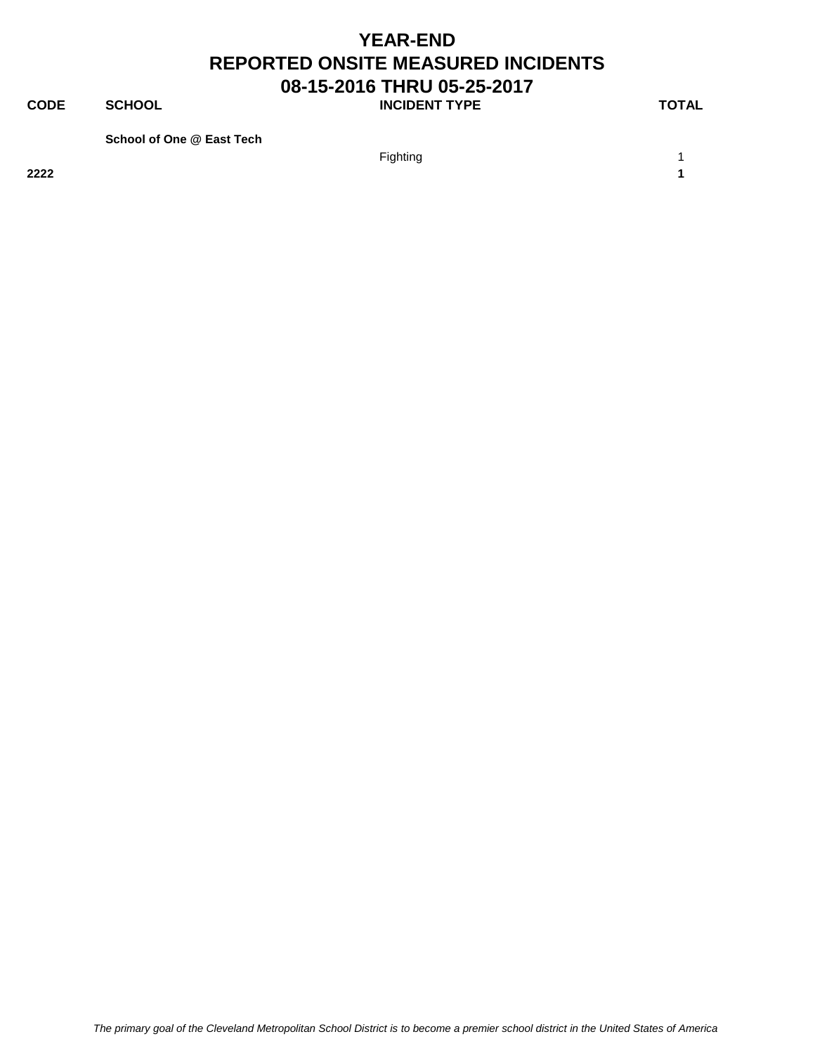# YEAR-END
## REPORTED ONSITE MEASURED INCIDENTS
## 08-15-2016 THRU 05-25-2017

| CODE | SCHOOL | INCIDENT TYPE | TOTAL |
|---|---|---|---|
| | **School of One @ East Tech** | | |
| | | Fighting | 1 |
| **2222** | | | **1** |

*The primary goal of the Cleveland Metropolitan School District is to become a premier school district in the United States of America*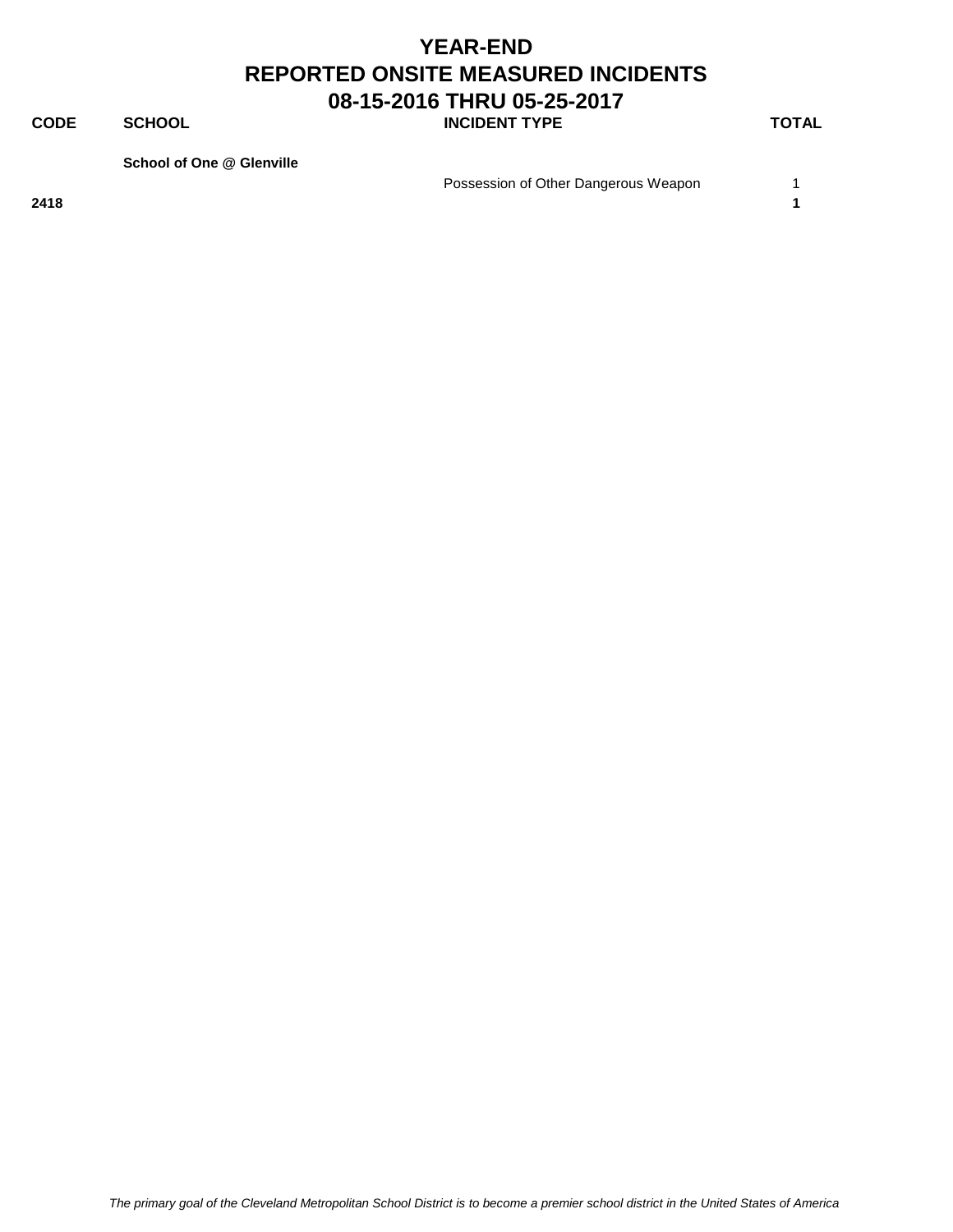# YEAR-END
# REPORTED ONSITE MEASURED INCIDENTS
## 08-15-2016 THRU 05-25-2017

| CODE | SCHOOL | INCIDENT TYPE | TOTAL |
|---|---|---|---|
| | **School of One @ Glenville** | | |
| | | Possession of Other Dangerous Weapon | 1 |
| **2418** | | | **1** |

*The primary goal of the Cleveland Metropolitan School District is to become a premier school district in the United States of America*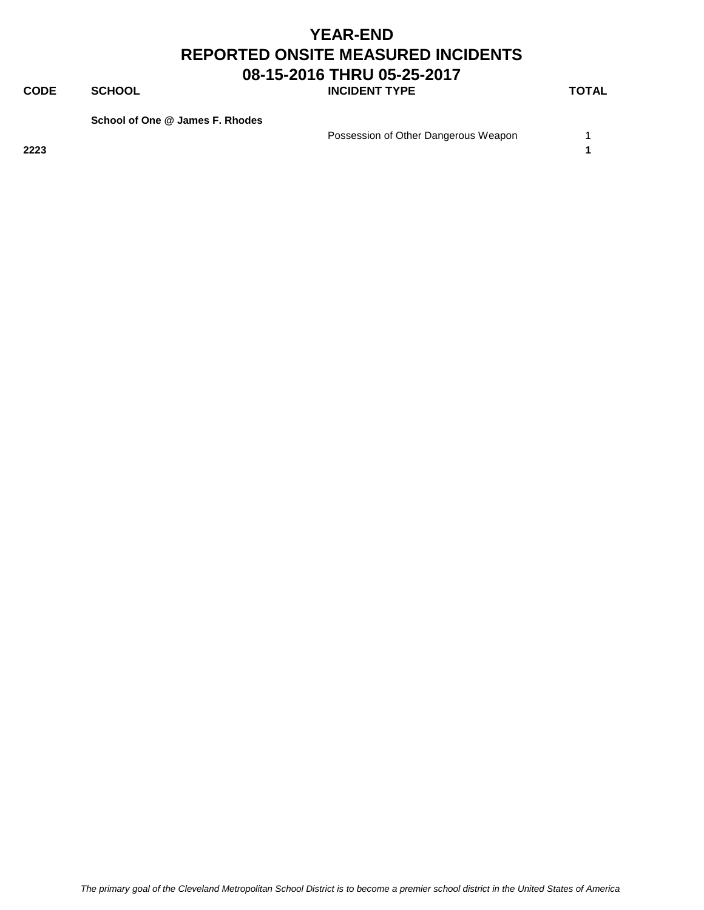# YEAR-END
# REPORTED ONSITE MEASURED INCIDENTS
# 08-15-2016 THRU 05-25-2017

| CODE | SCHOOL | INCIDENT TYPE | TOTAL |
|---|---|---|---|
| | **School of One @ James F. Rhodes** | | |
| | | Possession of Other Dangerous Weapon | 1 |
| **2223** | | | **1** |

*The primary goal of the Cleveland Metropolitan School District is to become a premier school district in the United States of America*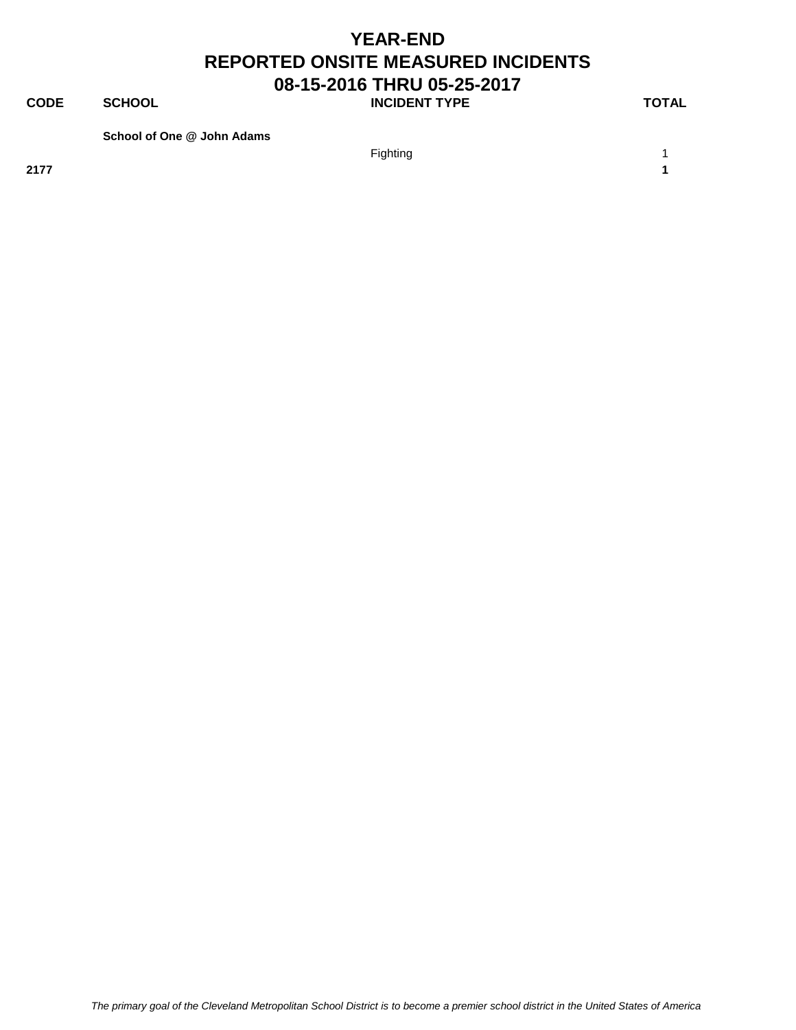# YEAR-END
# REPORTED ONSITE MEASURED INCIDENTS
## 08-15-2016 THRU 05-25-2017

| CODE | SCHOOL | INCIDENT TYPE | TOTAL |
|---|---|---|---|
| | **School of One @ John Adams** | | |
| | | Fighting | 1 |
| **2177** | | | **1** |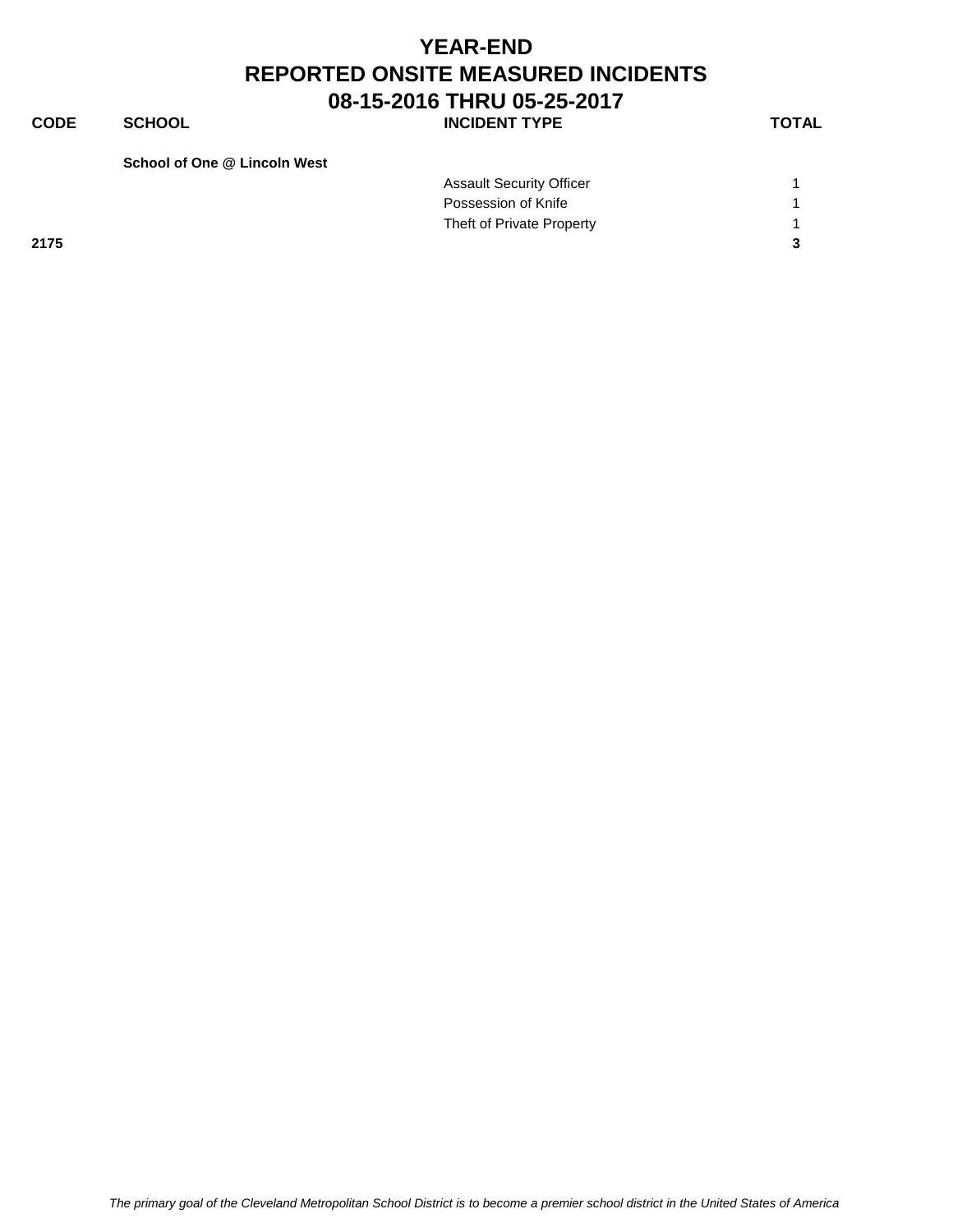# YEAR-END
# REPORTED ONSITE MEASURED INCIDENTS
# 08-15-2016 THRU 05-25-2017

| CODE | SCHOOL | INCIDENT TYPE | TOTAL |
|---|---|---|---|
| | **School of One @ Lincoln West** | | |
| | | Assault Security Officer | 1 |
| | | Possession of Knife | 1 |
| | | Theft of Private Property | 1 |
| **2175** | | | **3** |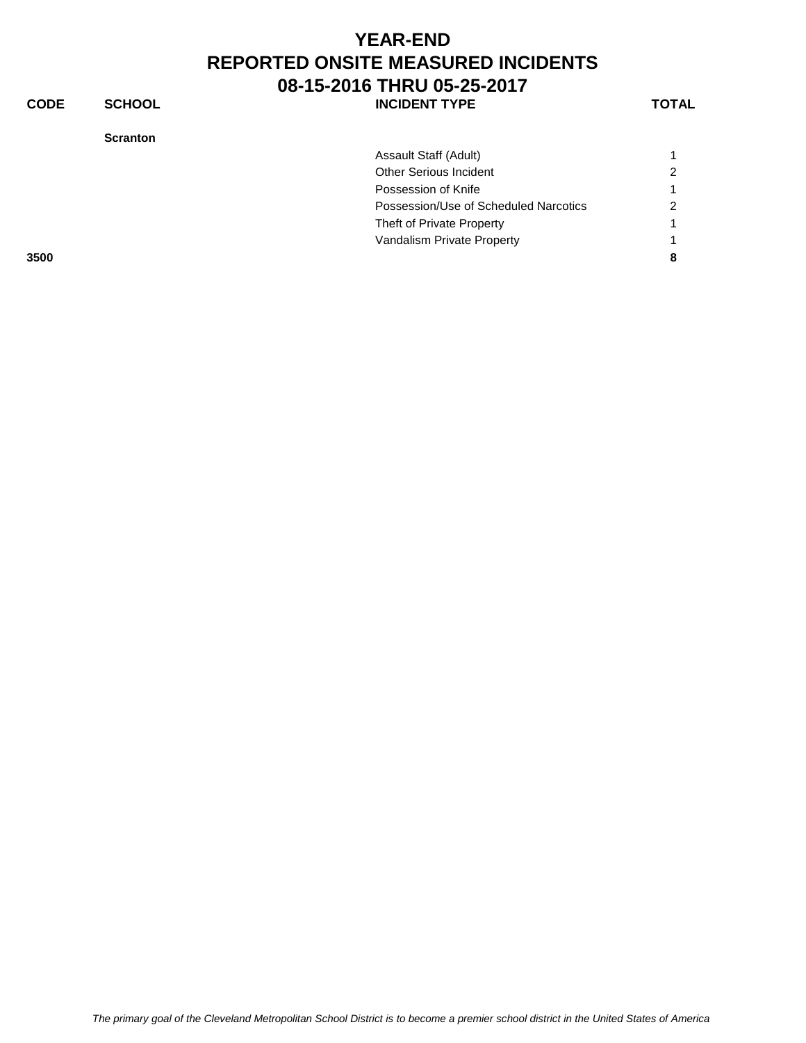# YEAR-END
# REPORTED ONSITE MEASURED INCIDENTS
# 08-15-2016 THRU 05-25-2017

| CODE | SCHOOL | INCIDENT TYPE | TOTAL |
|---|---|---|---|
| | **Scranton** | | |
| | | Assault Staff (Adult) | 1 |
| | | Other Serious Incident | 2 |
| | | Possession of Knife | 1 |
| | | Possession/Use of Scheduled Narcotics | 2 |
| | | Theft of Private Property | 1 |
| | | Vandalism Private Property | 1 |
| **3500** | | | **8** |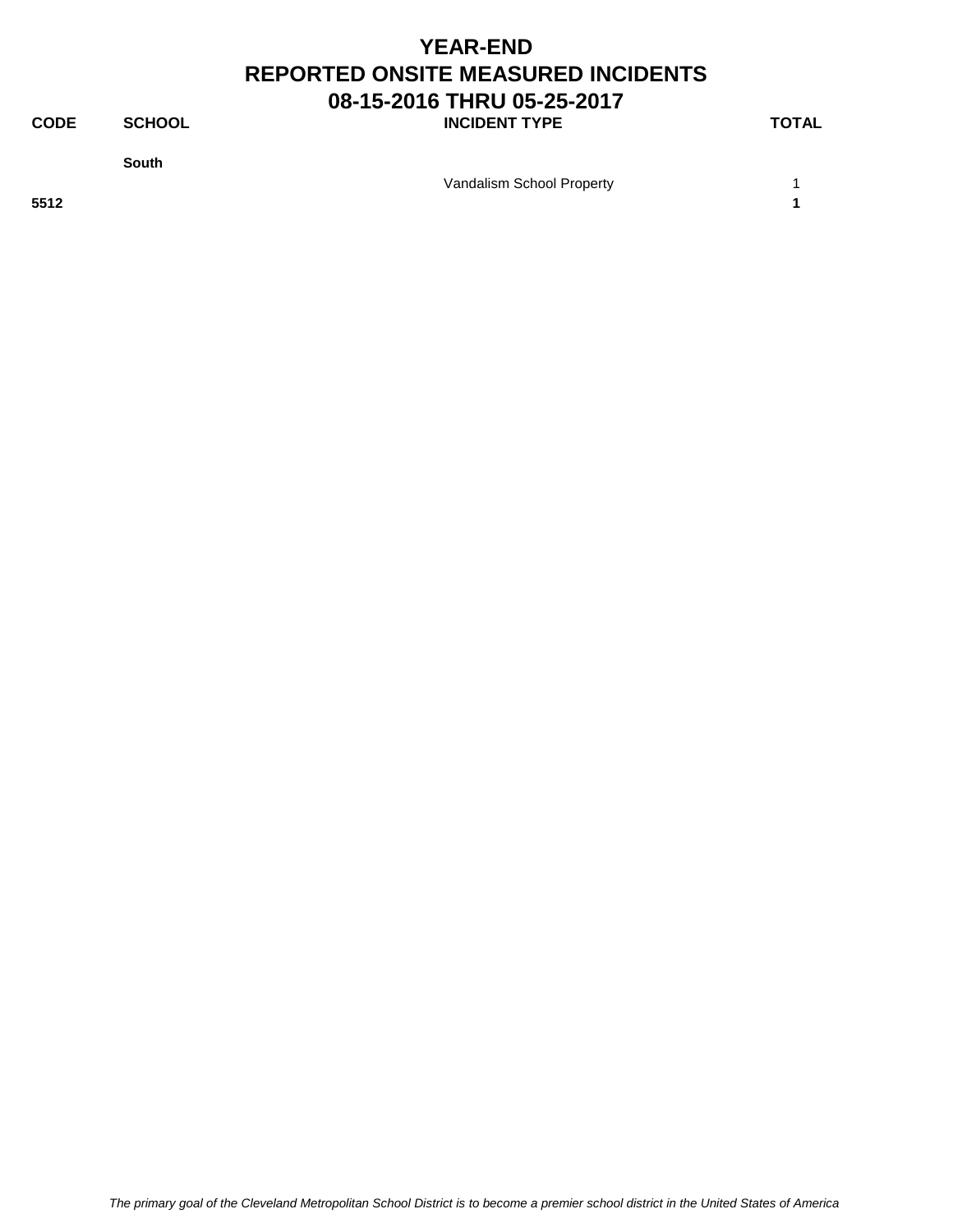# YEAR-END
# REPORTED ONSITE MEASURED INCIDENTS
## 08-15-2016 THRU 05-25-2017

| CODE | SCHOOL | INCIDENT TYPE | TOTAL |
|---|---|---|---|
| | **South** | | |
| | | Vandalism School Property | 1 |
| **5512** | | | **1** |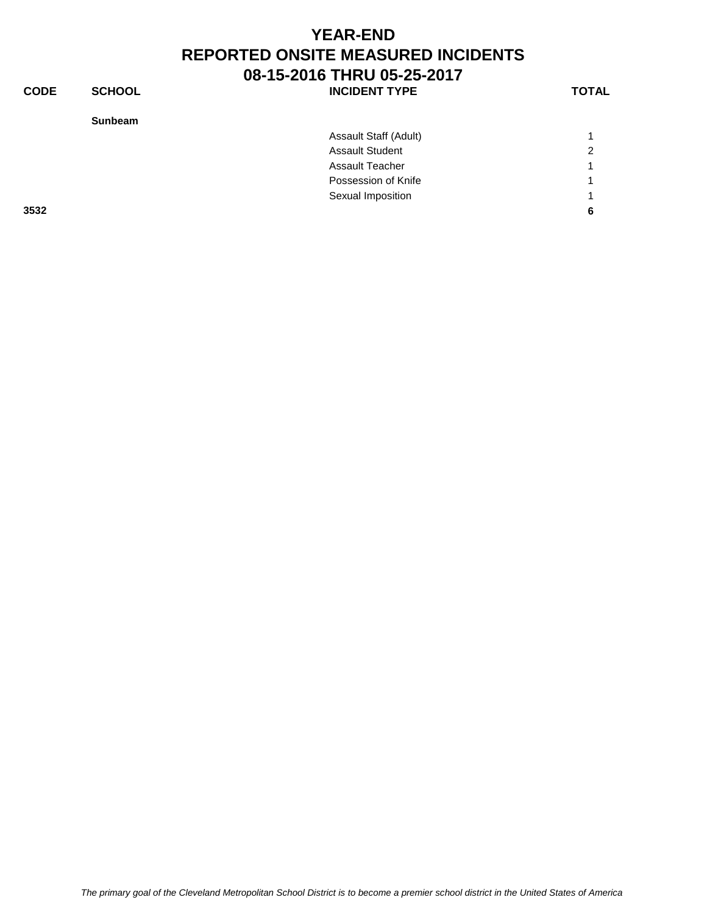# YEAR-END
# REPORTED ONSITE MEASURED INCIDENTS
# 08-15-2016 THRU 05-25-2017

| CODE | SCHOOL | INCIDENT TYPE | TOTAL |
|---|---|---|---|
| | **Sunbeam** | | |
| | | Assault Staff (Adult) | 1 |
| | | Assault Student | 2 |
| | | Assault Teacher | 1 |
| | | Possession of Knife | 1 |
| | | Sexual Imposition | 1 |
| **3532** | | | **6** |

*The primary goal of the Cleveland Metropolitan School District is to become a premier school district in the United States of America*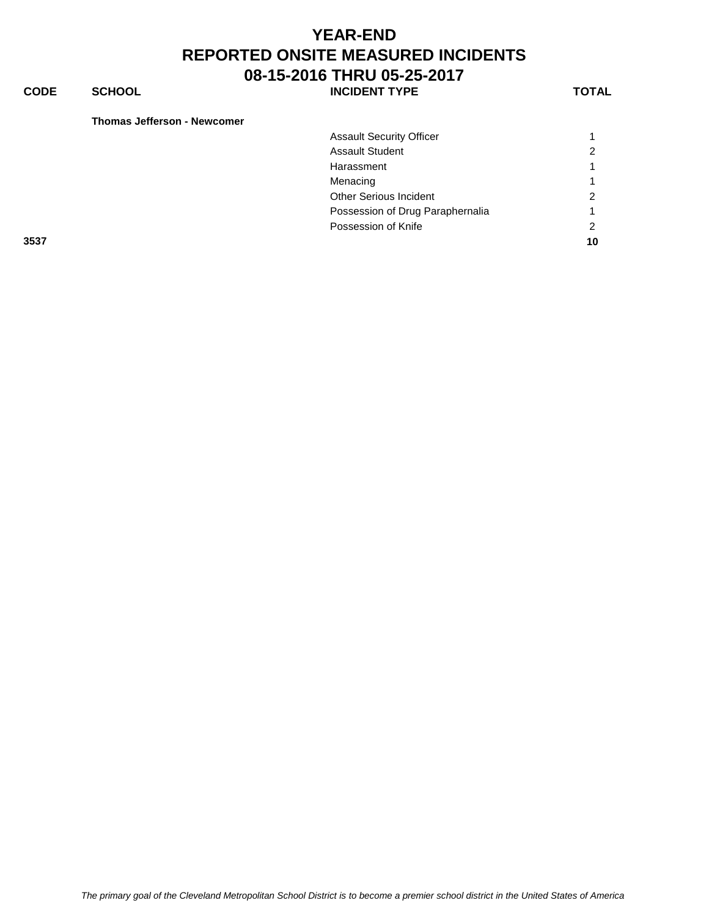# YEAR-END
# REPORTED ONSITE MEASURED INCIDENTS
# 08-15-2016 THRU 05-25-2017

| CODE | SCHOOL | INCIDENT TYPE | TOTAL |
|---|---|---|---|
| | **Thomas Jefferson - Newcomer** | | |
| | | Assault Security Officer | 1 |
| | | Assault Student | 2 |
| | | Harassment | 1 |
| | | Menacing | 1 |
| | | Other Serious Incident | 2 |
| | | Possession of Drug Paraphernalia | 1 |
| | | Possession of Knife | 2 |
| **3537** | | | **10** |

*The primary goal of the Cleveland Metropolitan School District is to become a premier school district in the United States of America*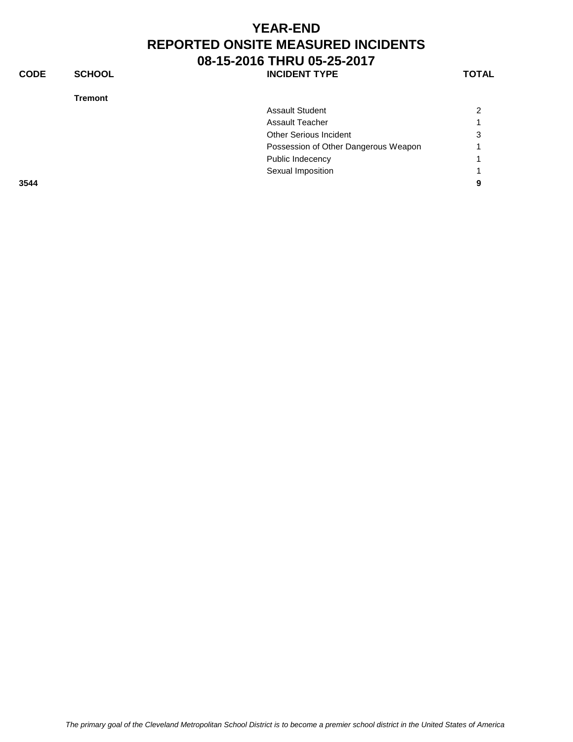# YEAR-END
# REPORTED ONSITE MEASURED INCIDENTS
# 08-15-2016 THRU 05-25-2017

| CODE | SCHOOL | INCIDENT TYPE | TOTAL |
|---|---|---|---|
| | **Tremont** | | |
| | | Assault Student | 2 |
| | | Assault Teacher | 1 |
| | | Other Serious Incident | 3 |
| | | Possession of Other Dangerous Weapon | 1 |
| | | Public Indecency | 1 |
| | | Sexual Imposition | 1 |
| **3544** | | | **9** |

*The primary goal of the Cleveland Metropolitan School District is to become a premier school district in the United States of America*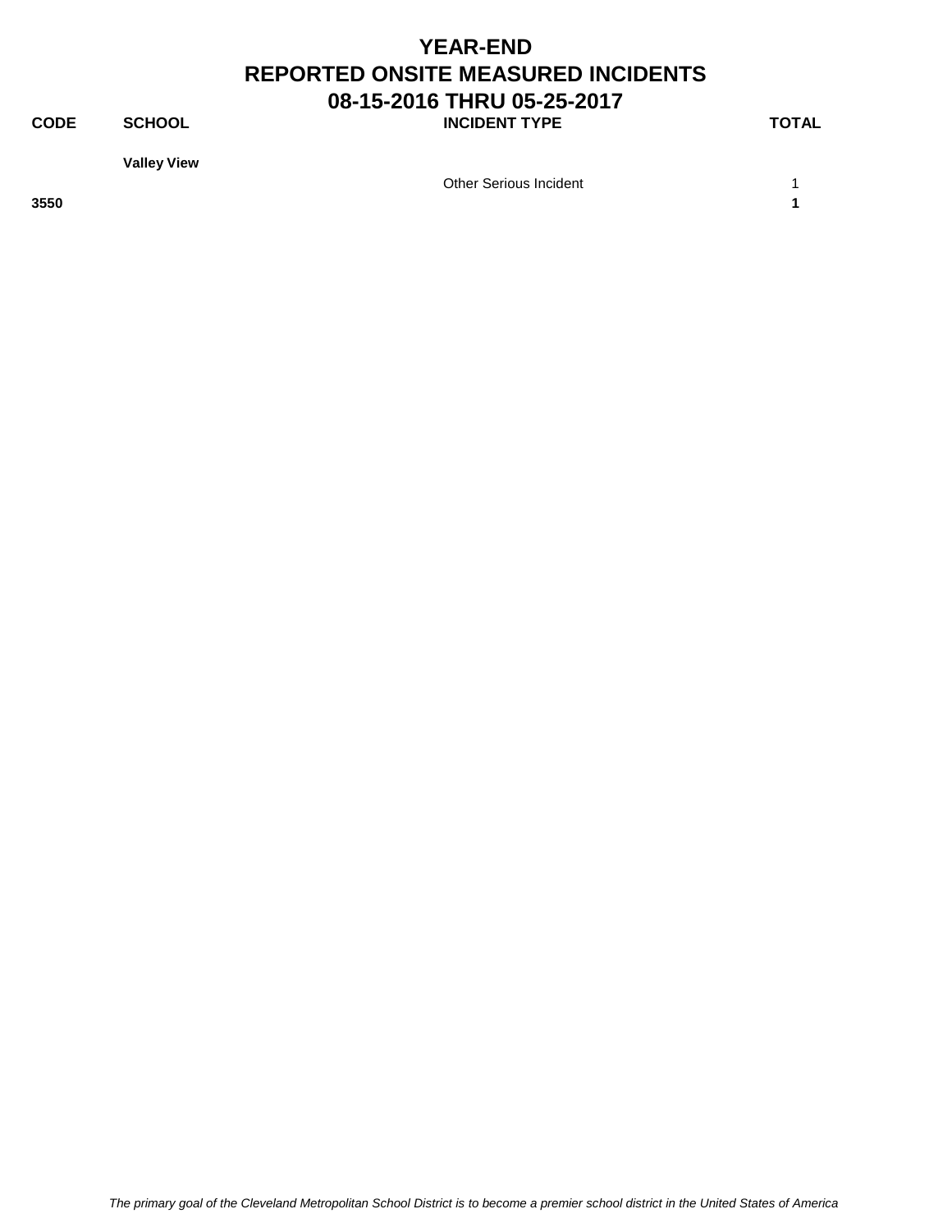# YEAR-END
# REPORTED ONSITE MEASURED INCIDENTS
# 08-15-2016 THRU 05-25-2017

| CODE | SCHOOL | INCIDENT TYPE | TOTAL |
|---|---|---|---|
| | **Valley View** | | |
| | | Other Serious Incident | 1 |
| **3550** | | | **1** |

*The primary goal of the Cleveland Metropolitan School District is to become a premier school district in the United States of America*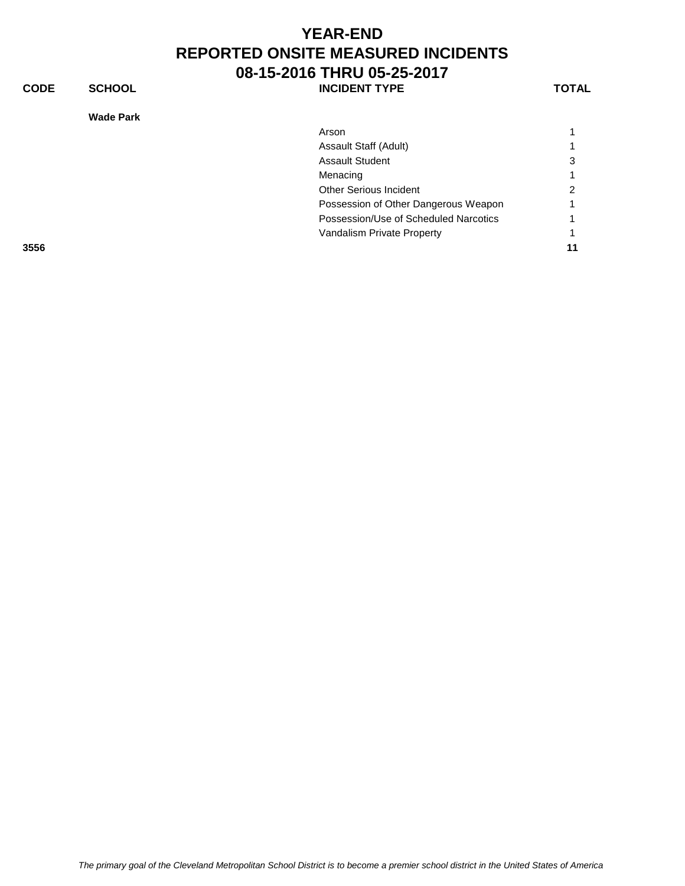# YEAR-END
# REPORTED ONSITE MEASURED INCIDENTS
## 08-15-2016 THRU 05-25-2017

| CODE | SCHOOL | INCIDENT TYPE | TOTAL |
|---|---|---|---|
| | **Wade Park** | | |
| | | Arson | 1 |
| | | Assault Staff (Adult) | 1 |
| | | Assault Student | 3 |
| | | Menacing | 1 |
| | | Other Serious Incident | 2 |
| | | Possession of Other Dangerous Weapon | 1 |
| | | Possession/Use of Scheduled Narcotics | 1 |
| | | Vandalism Private Property | 1 |
| **3556** | | | **11** |

*The primary goal of the Cleveland Metropolitan School District is to become a premier school district in the United States of America*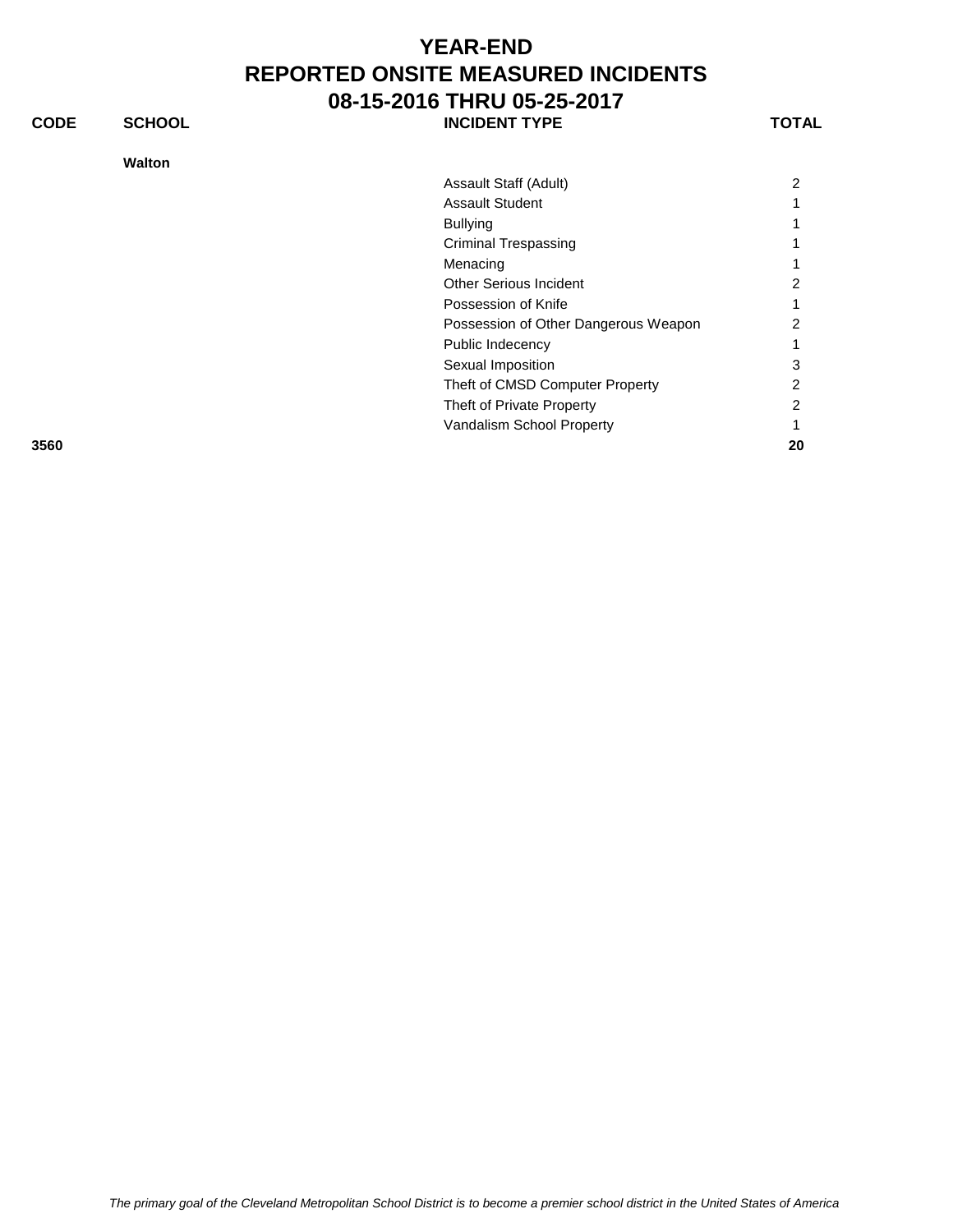# YEAR-END
# REPORTED ONSITE MEASURED INCIDENTS
# 08-15-2016 THRU 05-25-2017

| CODE | SCHOOL | INCIDENT TYPE | TOTAL |
|---|---|---|---|
| | **Walton** | | |
| | | Assault Staff (Adult) | 2 |
| | | Assault Student | 1 |
| | | Bullying | 1 |
| | | Criminal Trespassing | 1 |
| | | Menacing | 1 |
| | | Other Serious Incident | 2 |
| | | Possession of Knife | 1 |
| | | Possession of Other Dangerous Weapon | 2 |
| | | Public Indecency | 1 |
| | | Sexual Imposition | 3 |
| | | Theft of CMSD Computer Property | 2 |
| | | Theft of Private Property | 2 |
| | | Vandalism School Property | 1 |
| **3560** | | | **20** |

*The primary goal of the Cleveland Metropolitan School District is to become a premier school district in the United States of America*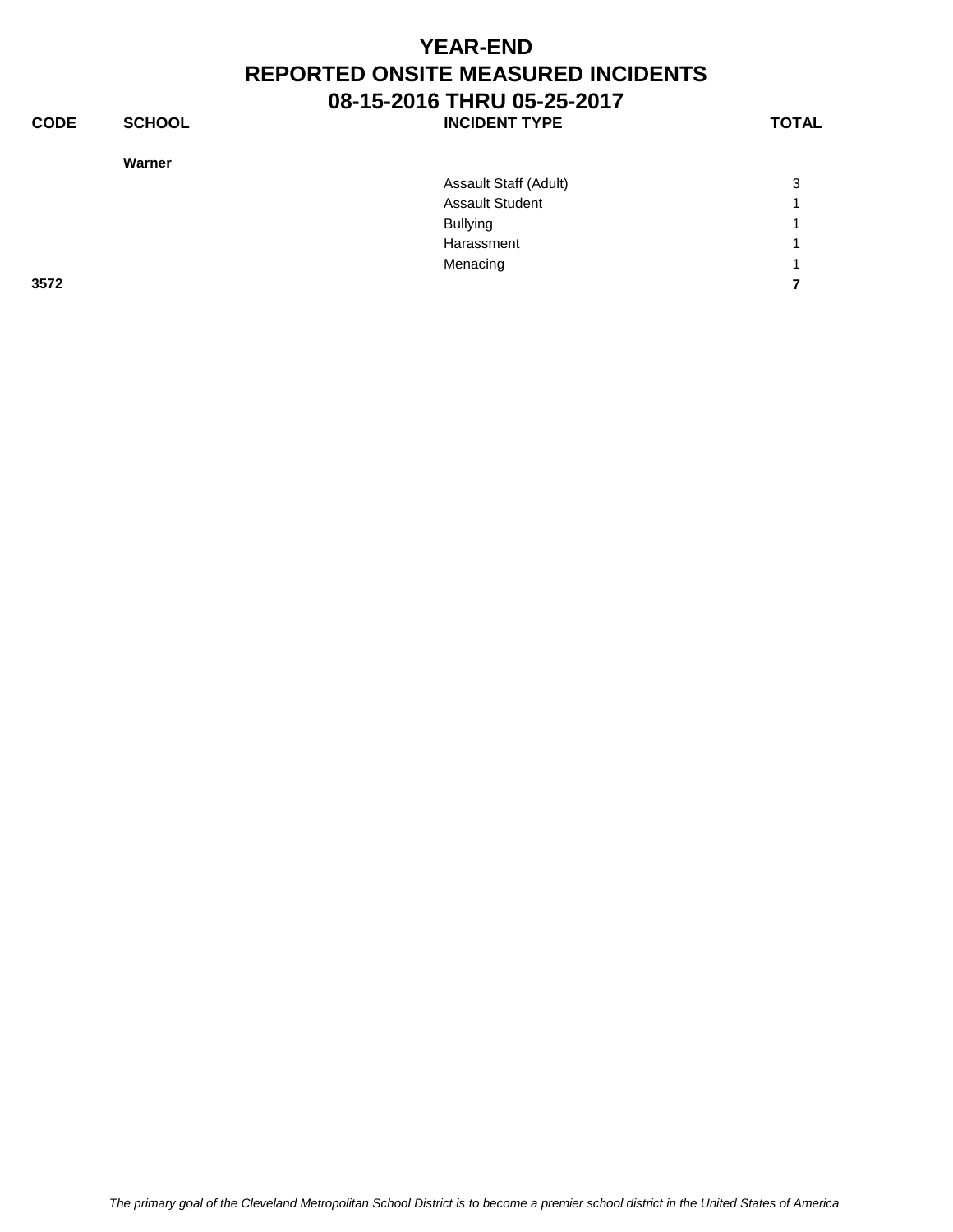# YEAR-END
# REPORTED ONSITE MEASURED INCIDENTS
# 08-15-2016 THRU 05-25-2017

| CODE | SCHOOL | INCIDENT TYPE | TOTAL |
|---|---|---|---|
| | **Warner** | | |
| | | Assault Staff (Adult) | 3 |
| | | Assault Student | 1 |
| | | Bullying | 1 |
| | | Harassment | 1 |
| | | Menacing | 1 |
| **3572** | | | **7** |

*The primary goal of the Cleveland Metropolitan School District is to become a premier school district in the United States of America*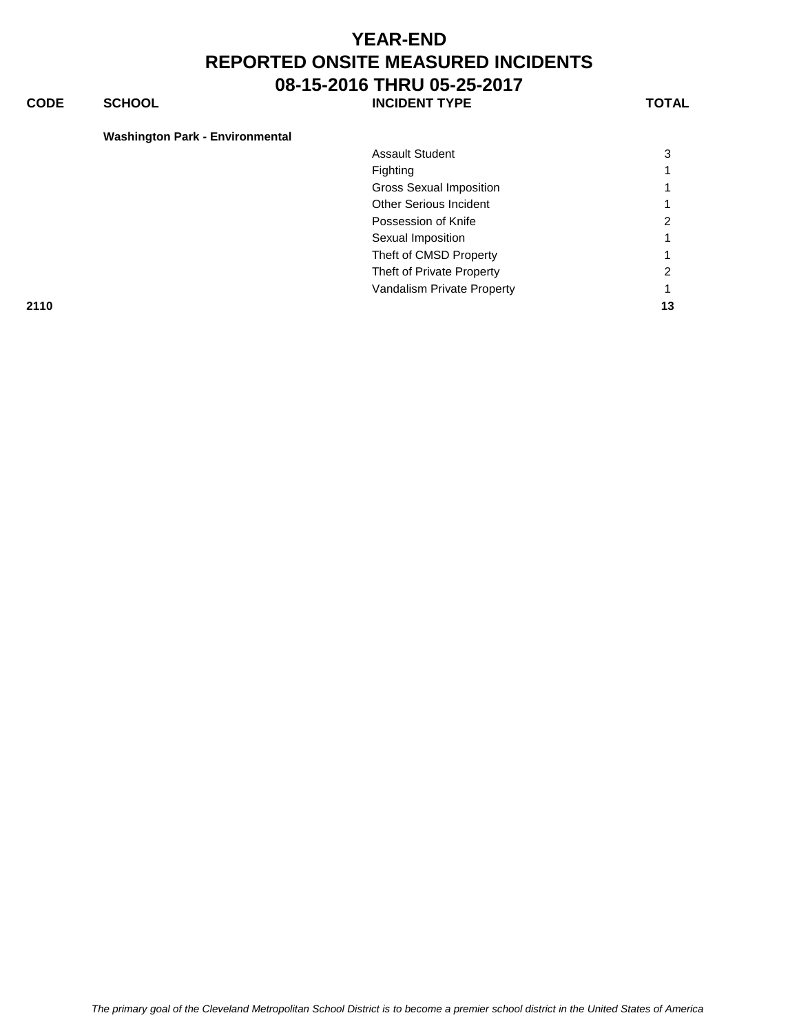# YEAR-END
# REPORTED ONSITE MEASURED INCIDENTS
# 08-15-2016 THRU 05-25-2017

| CODE | SCHOOL | INCIDENT TYPE | TOTAL |
|---|---|---|---|
| | **Washington Park - Environmental** | | |
| | | Assault Student | 3 |
| | | Fighting | 1 |
| | | Gross Sexual Imposition | 1 |
| | | Other Serious Incident | 1 |
| | | Possession of Knife | 2 |
| | | Sexual Imposition | 1 |
| | | Theft of CMSD Property | 1 |
| | | Theft of Private Property | 2 |
| | | Vandalism Private Property | 1 |
| **2110** | | | **13** |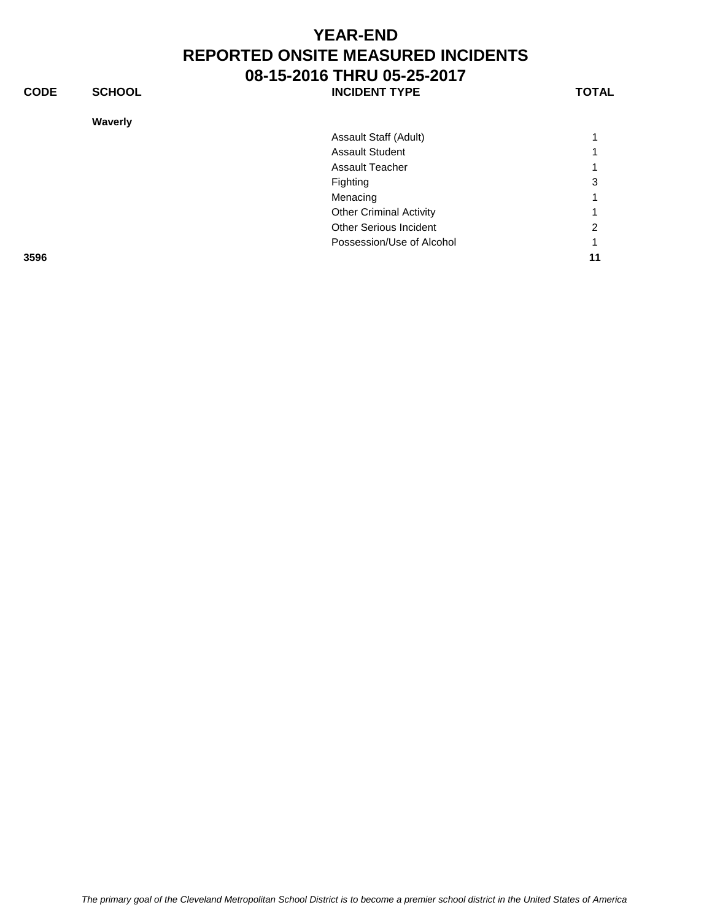# YEAR-END
# REPORTED ONSITE MEASURED INCIDENTS
## 08-15-2016 THRU 05-25-2017

| CODE | SCHOOL | INCIDENT TYPE | TOTAL |
|---|---|---|---|
| | **Waverly** | | |
| | | Assault Staff (Adult) | 1 |
| | | Assault Student | 1 |
| | | Assault Teacher | 1 |
| | | Fighting | 3 |
| | | Menacing | 1 |
| | | Other Criminal Activity | 1 |
| | | Other Serious Incident | 2 |
| | | Possession/Use of Alcohol | 1 |
| **3596** | | | **11** |

*The primary goal of the Cleveland Metropolitan School District is to become a premier school district in the United States of America*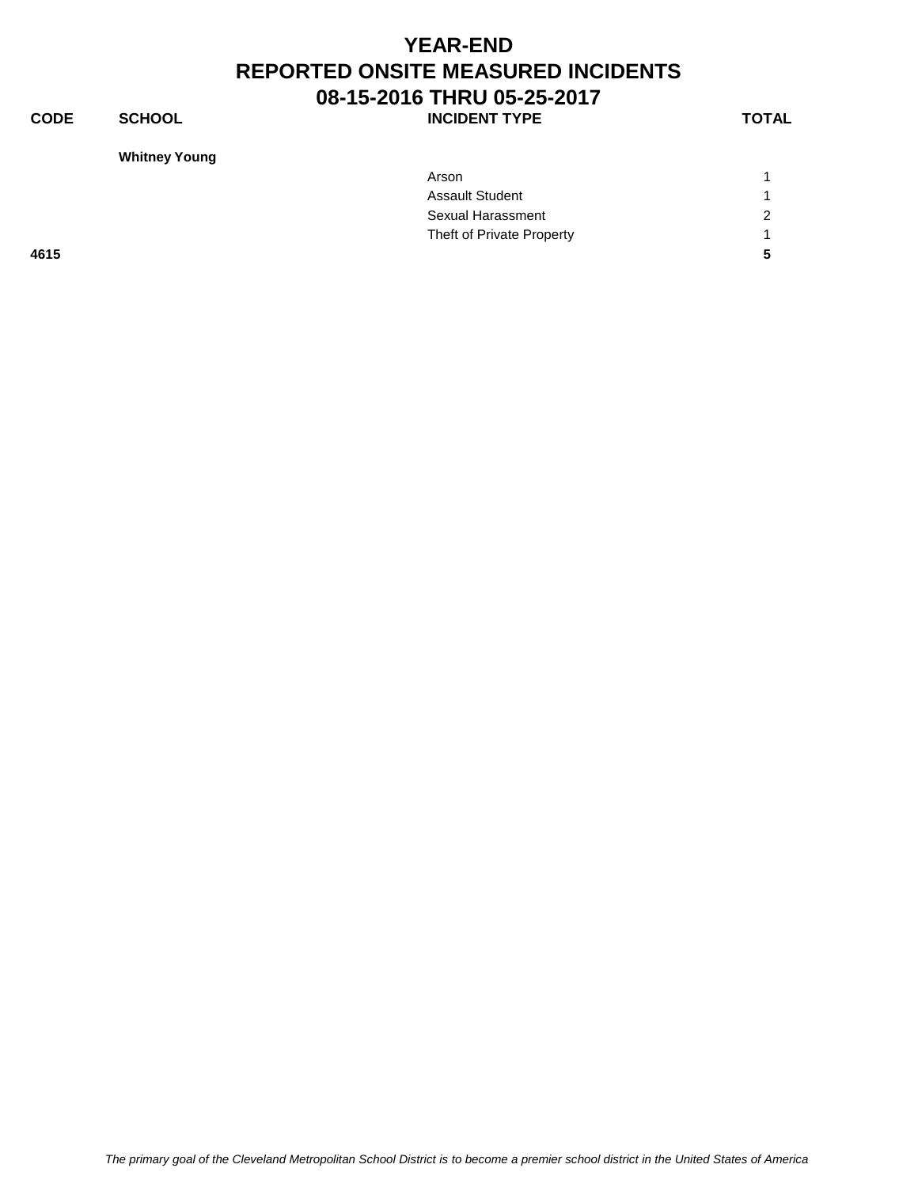# YEAR-END
# REPORTED ONSITE MEASURED INCIDENTS
# 08-15-2016 THRU 05-25-2017

| CODE | SCHOOL | INCIDENT TYPE | TOTAL |
|---|---|---|---|
| | **Whitney Young** | | |
| | | Arson | 1 |
| | | Assault Student | 1 |
| | | Sexual Harassment | 2 |
| | | Theft of Private Property | 1 |
| **4615** | | | **5** |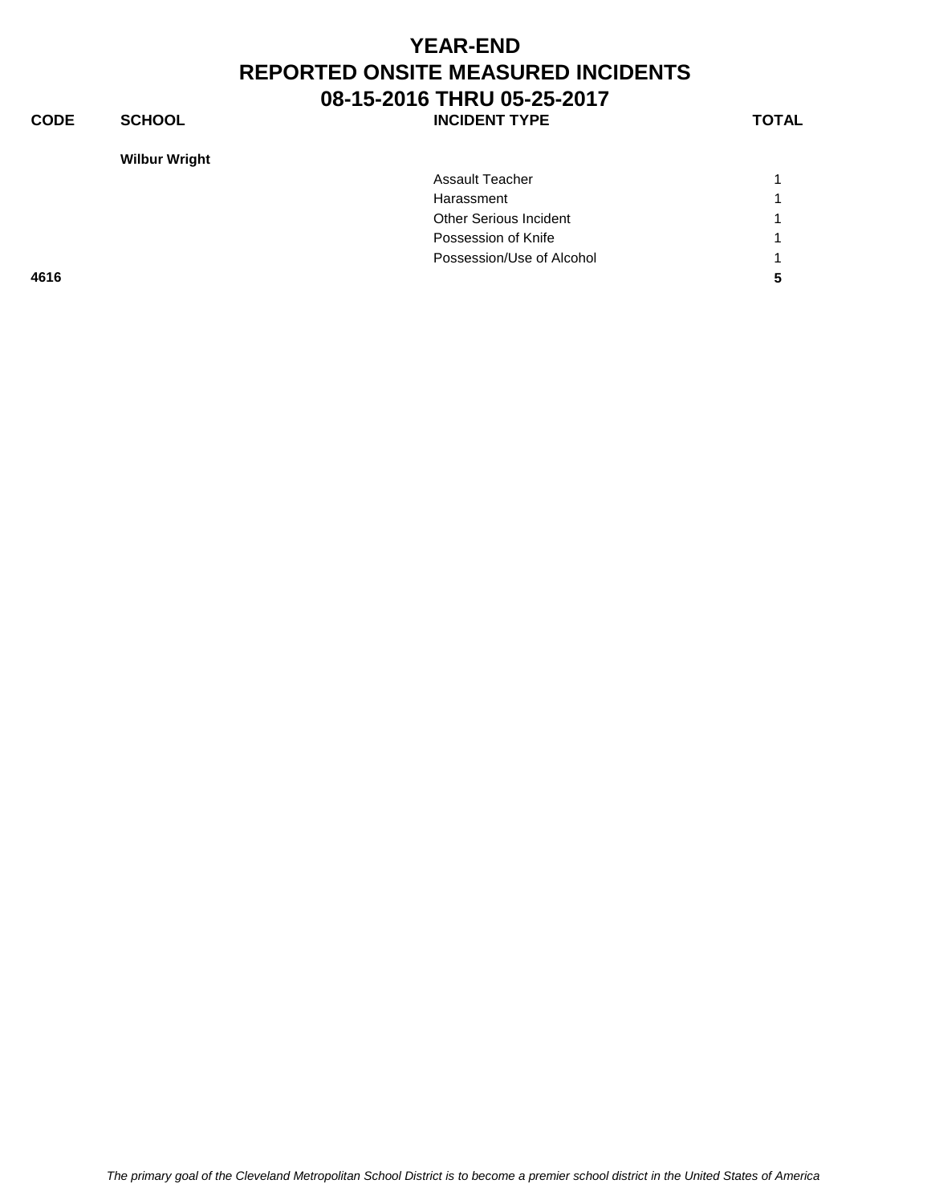# YEAR-END
# REPORTED ONSITE MEASURED INCIDENTS
# 08-15-2016 THRU 05-25-2017

| CODE | SCHOOL | INCIDENT TYPE | TOTAL |
|---|---|---|---|
| | **Wilbur Wright** | | |
| | | Assault Teacher | 1 |
| | | Harassment | 1 |
| | | Other Serious Incident | 1 |
| | | Possession of Knife | 1 |
| | | Possession/Use of Alcohol | 1 |
| **4616** | | | **5** |

*The primary goal of the Cleveland Metropolitan School District is to become a premier school district in the United States of America*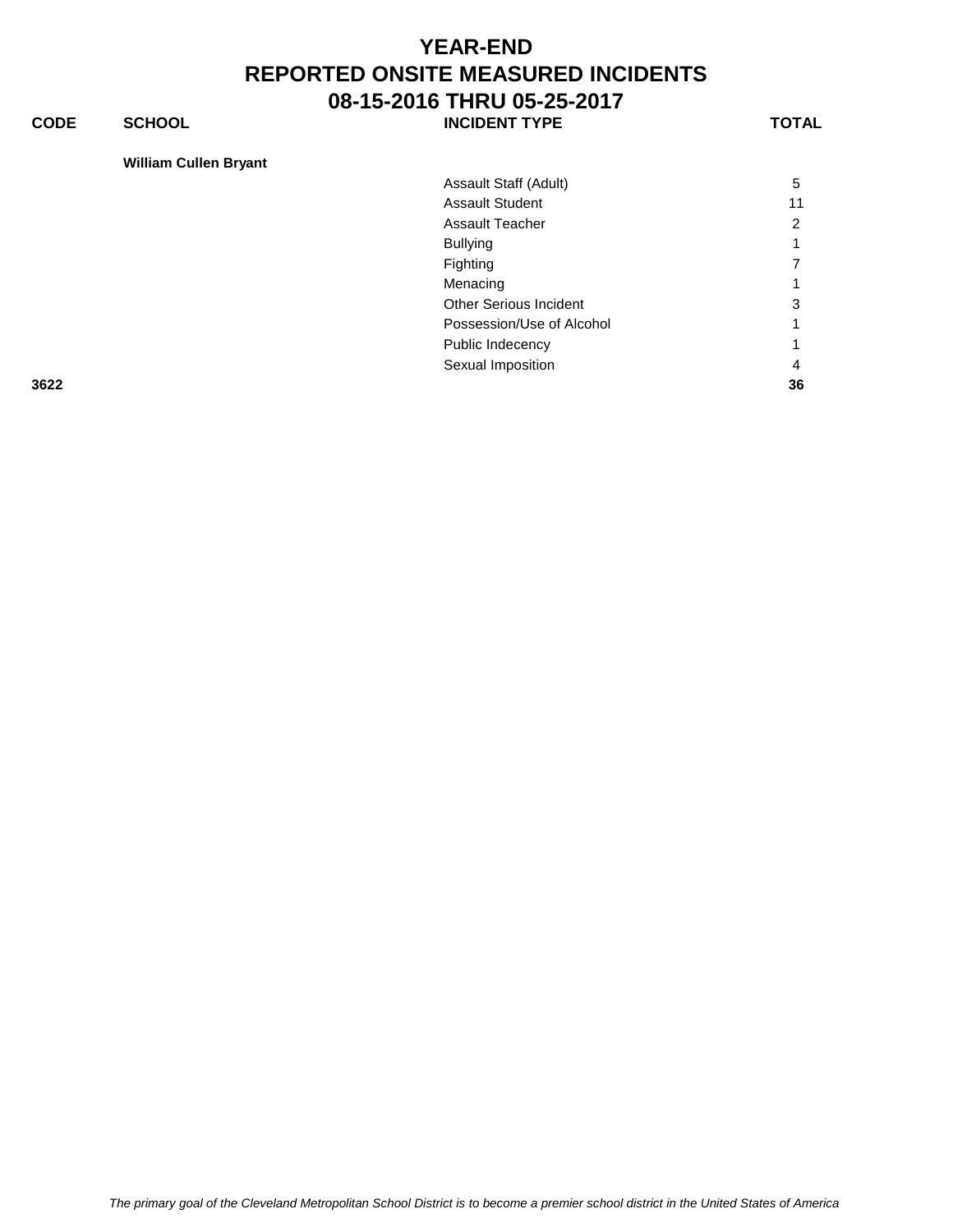# YEAR-END
# REPORTED ONSITE MEASURED INCIDENTS
# 08-15-2016 THRU 05-25-2017

| CODE | SCHOOL | INCIDENT TYPE | TOTAL |
|---|---|---|---|
| | **William Cullen Bryant** | | |
| | | Assault Staff (Adult) | 5 |
| | | Assault Student | 11 |
| | | Assault Teacher | 2 |
| | | Bullying | 1 |
| | | Fighting | 7 |
| | | Menacing | 1 |
| | | Other Serious Incident | 3 |
| | | Possession/Use of Alcohol | 1 |
| | | Public Indecency | 1 |
| | | Sexual Imposition | 4 |
| **3622** | | | **36** |

*The primary goal of the Cleveland Metropolitan School District is to become a premier school district in the United States of America*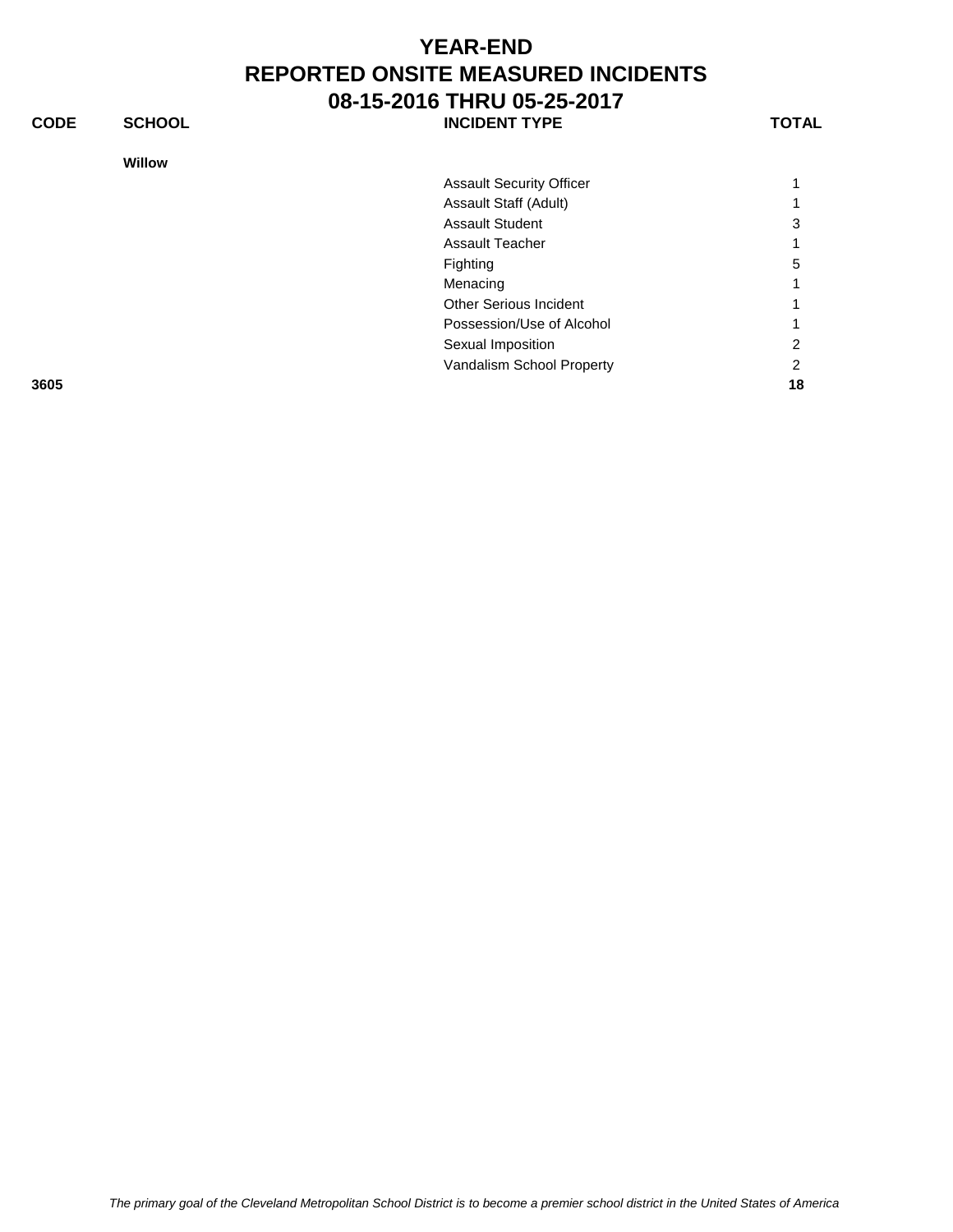# YEAR-END
# REPORTED ONSITE MEASURED INCIDENTS
# 08-15-2016 THRU 05-25-2017

| CODE | SCHOOL | INCIDENT TYPE | TOTAL |
|---|---|---|---|
| | **Willow** | | |
| | | Assault Security Officer | 1 |
| | | Assault Staff (Adult) | 1 |
| | | Assault Student | 3 |
| | | Assault Teacher | 1 |
| | | Fighting | 5 |
| | | Menacing | 1 |
| | | Other Serious Incident | 1 |
| | | Possession/Use of Alcohol | 1 |
| | | Sexual Imposition | 2 |
| | | Vandalism School Property | 2 |
| **3605** | | | **18** |

*The primary goal of the Cleveland Metropolitan School District is to become a premier school district in the United States of America*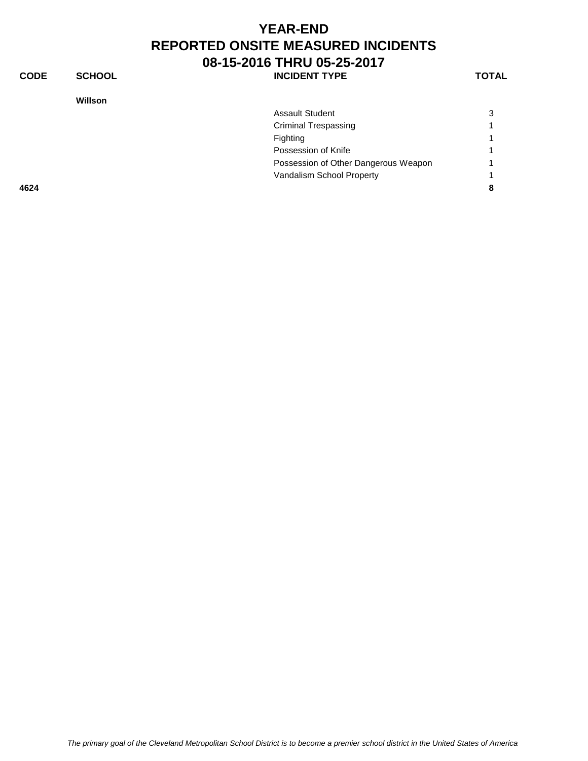# YEAR-END
# REPORTED ONSITE MEASURED INCIDENTS
# 08-15-2016 THRU 05-25-2017

| CODE | SCHOOL | INCIDENT TYPE | TOTAL |
|---|---|---|---|
| | **Willson** | | |
| | | Assault Student | 3 |
| | | Criminal Trespassing | 1 |
| | | Fighting | 1 |
| | | Possession of Knife | 1 |
| | | Possession of Other Dangerous Weapon | 1 |
| | | Vandalism School Property | 1 |
| **4624** | | | **8** |

*The primary goal of the Cleveland Metropolitan School District is to become a premier school district in the United States of America*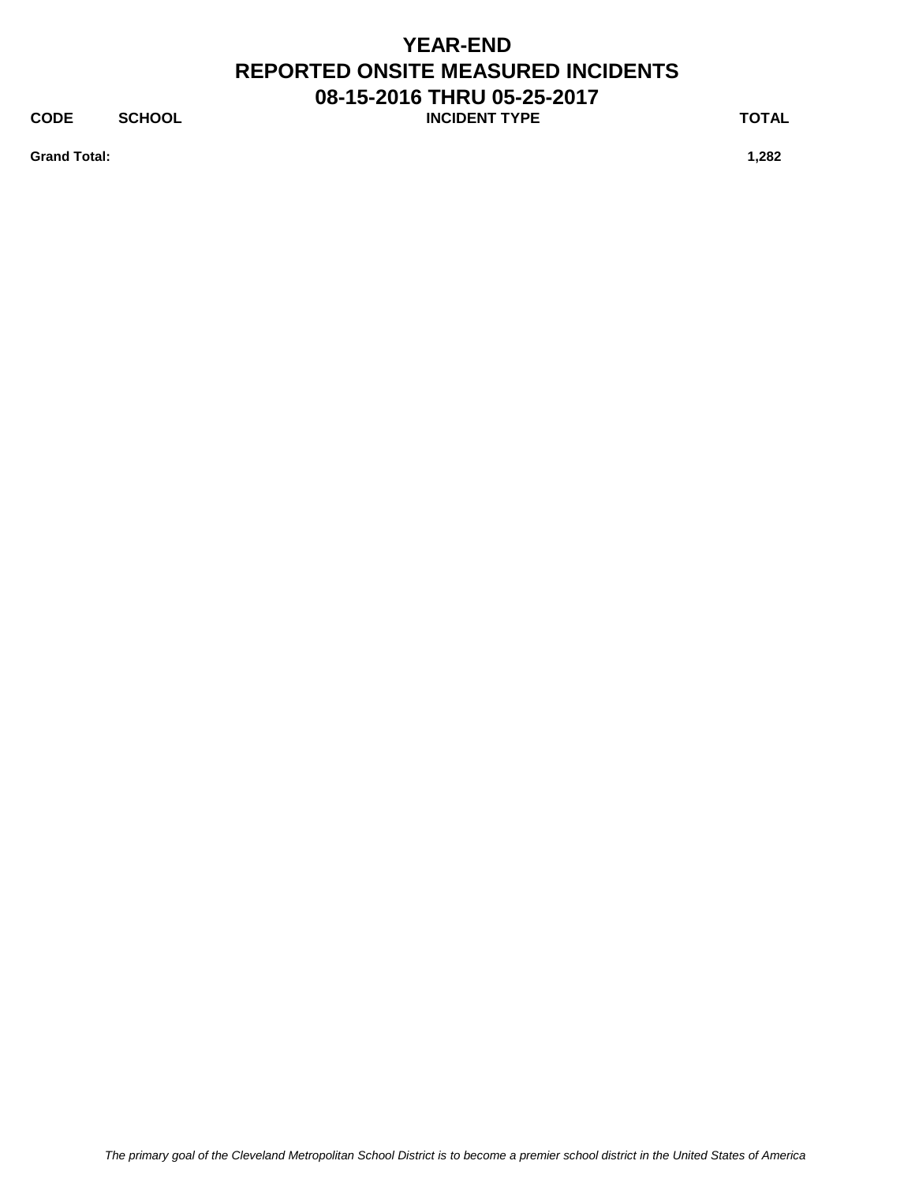# YEAR-END
# REPORTED ONSITE MEASURED INCIDENTS
# 08-15-2016 THRU 05-25-2017

| CODE | SCHOOL | INCIDENT TYPE | TOTAL |
|---|---|---|---|
| **Grand Total:** | | | **1,282** |

*The primary goal of the Cleveland Metropolitan School District is to become a premier school district in the United States of America*